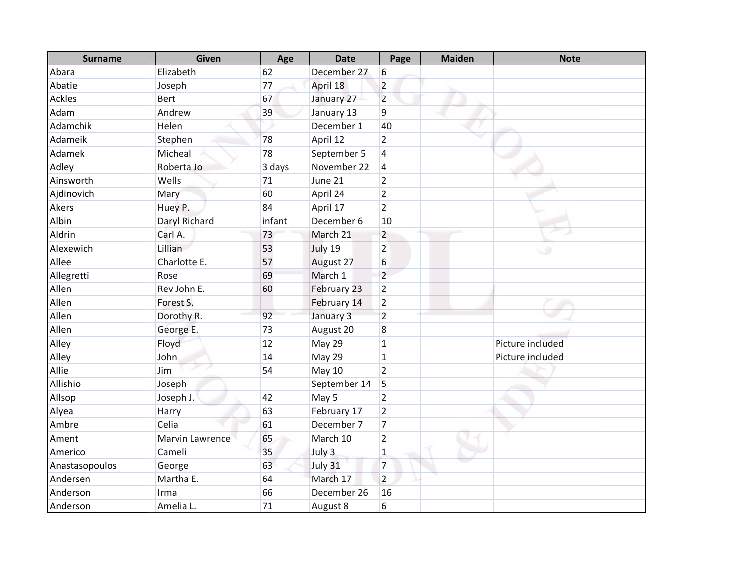| Surname | Given | Age | Date | Page | Maiden | Note |
|---|---|---|---|---|---|---|
| Abara | Elizabeth | 62 | December 27 | 6 | | |
| Abatie | Joseph | 77 | April 18 | 2 | | |
| Ackles | Bert | 67 | January 27 | 2 | | |
| Adam | Andrew | 39 | January 13 | 9 | | |
| Adamchik | Helen | | December 1 | 40 | | |
| Adameik | Stephen | 78 | April 12 | 2 | | |
| Adamek | Micheal | 78 | September 5 | 4 | | |
| Adley | Roberta Jo | 3 days | November 22 | 4 | | |
| Ainsworth | Wells | 71 | June 21 | 2 | | |
| Ajdinovich | Mary | 60 | April 24 | 2 | | |
| Akers | Huey P. | 84 | April 17 | 2 | | |
| Albin | Daryl Richard | infant | December 6 | 10 | | |
| Aldrin | Carl A. | 73 | March 21 | 2 | | |
| Alexewich | Lillian | 53 | July 19 | 2 | | |
| Allee | Charlotte E. | 57 | August 27 | 6 | | |
| Allegretti | Rose | 69 | March 1 | 2 | | |
| Allen | Rev John E. | 60 | February 23 | 2 | | |
| Allen | Forest S. | | February 14 | 2 | | |
| Allen | Dorothy R. | 92 | January 3 | 2 | | |
| Allen | George E. | 73 | August 20 | 8 | | |
| Alley | Floyd | 12 | May 29 | 1 | | Picture included |
| Alley | John | 14 | May 29 | 1 | | Picture included |
| Allie | Jim | 54 | May 10 | 2 | | |
| Allishio | Joseph | | September 14 | 5 | | |
| Allsop | Joseph J. | 42 | May 5 | 2 | | |
| Alyea | Harry | 63 | February 17 | 2 | | |
| Ambre | Celia | 61 | December 7 | 7 | | |
| Ament | Marvin Lawrence | 65 | March 10 | 2 | | |
| Americo | Cameli | 35 | July 3 | 1 | | |
| Anastasopoulos | George | 63 | July 31 | 7 | | |
| Andersen | Martha E. | 64 | March 17 | 2 | | |
| Anderson | Irma | 66 | December 26 | 16 | | |
| Anderson | Amelia L. | 71 | August 8 | 6 | | |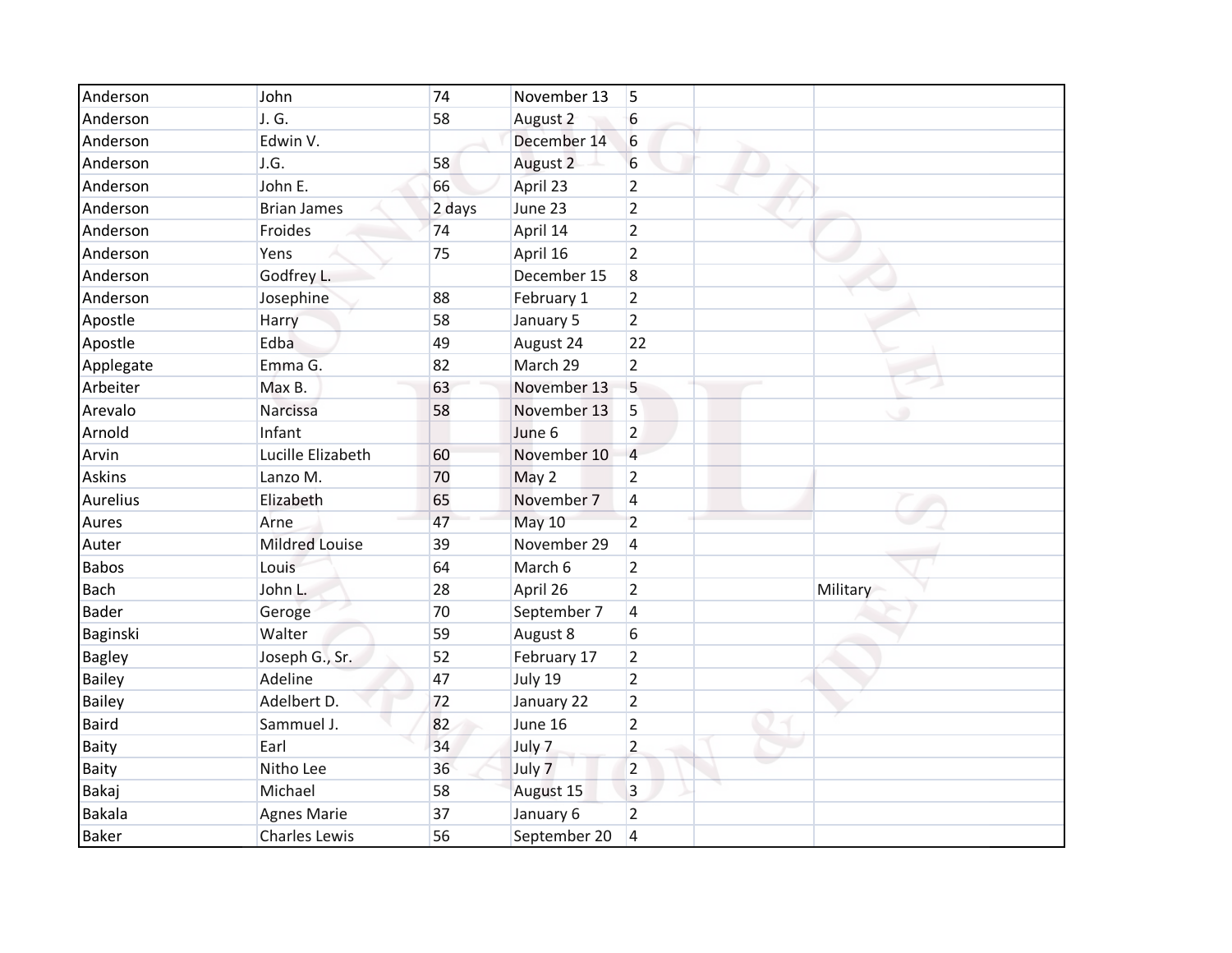| Anderson | John | 74 | November 13 | 5 | | |
|---|---|---|---|---|---|---|
| Anderson | J. G. | 58 | August 2 | 6 | | |
| Anderson | Edwin V. | | December 14 | 6 | | |
| Anderson | J.G. | 58 | August 2 | 6 | | |
| Anderson | John E. | 66 | April 23 | 2 | | |
| Anderson | Brian James | 2 days | June 23 | 2 | | |
| Anderson | Froides | 74 | April 14 | 2 | | |
| Anderson | Yens | 75 | April 16 | 2 | | |
| Anderson | Godfrey L. | | December 15 | 8 | | |
| Anderson | Josephine | 88 | February 1 | 2 | | |
| Apostle | Harry | 58 | January 5 | 2 | | |
| Apostle | Edba | 49 | August 24 | 22 | | |
| Applegate | Emma G. | 82 | March 29 | 2 | | |
| Arbeiter | Max B. | 63 | November 13 | 5 | | |
| Arevalo | Narcissa | 58 | November 13 | 5 | | |
| Arnold | Infant | | June 6 | 2 | | |
| Arvin | Lucille Elizabeth | 60 | November 10 | 4 | | |
| Askins | Lanzo M. | 70 | May 2 | 2 | | |
| Aurelius | Elizabeth | 65 | November 7 | 4 | | |
| Aures | Arne | 47 | May 10 | 2 | | |
| Auter | Mildred Louise | 39 | November 29 | 4 | | |
| Babos | Louis | 64 | March 6 | 2 | | |
| Bach | John L. | 28 | April 26 | 2 | | Military |
| Bader | Geroge | 70 | September 7 | 4 | | |
| Baginski | Walter | 59 | August 8 | 6 | | |
| Bagley | Joseph G., Sr. | 52 | February 17 | 2 | | |
| Bailey | Adeline | 47 | July 19 | 2 | | |
| Bailey | Adelbert D. | 72 | January 22 | 2 | | |
| Baird | Sammuel J. | 82 | June 16 | 2 | | |
| Baity | Earl | 34 | July 7 | 2 | | |
| Baity | Nitho Lee | 36 | July 7 | 2 | | |
| Bakaj | Michael | 58 | August 15 | 3 | | |
| Bakala | Agnes Marie | 37 | January 6 | 2 | | |
| Baker | Charles Lewis | 56 | September 20 | 4 | | |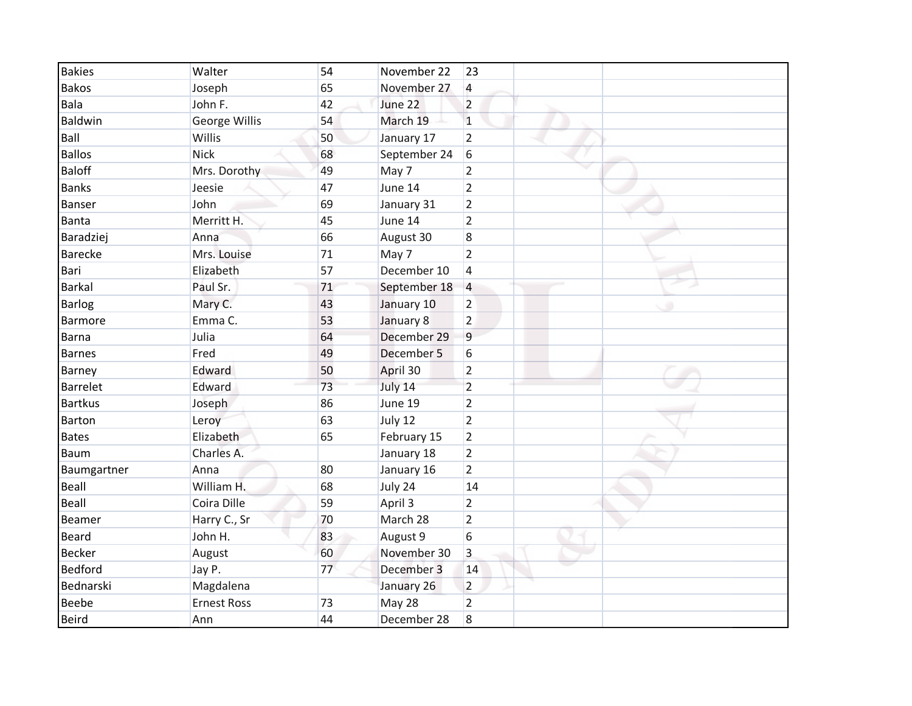| | | | | | | |
|---|---|---|---|---|---|---|
| Bakies | Walter | 54 | November 22 | 23 | | |
| Bakos | Joseph | 65 | November 27 | 4 | | |
| Bala | John F. | 42 | June 22 | 2 | | |
| Baldwin | George Willis | 54 | March 19 | 1 | | |
| Ball | Willis | 50 | January 17 | 2 | | |
| Ballos | Nick | 68 | September 24 | 6 | | |
| Baloff | Mrs. Dorothy | 49 | May 7 | 2 | | |
| Banks | Jeesie | 47 | June 14 | 2 | | |
| Banser | John | 69 | January 31 | 2 | | |
| Banta | Merritt H. | 45 | June 14 | 2 | | |
| Baradziej | Anna | 66 | August 30 | 8 | | |
| Barecke | Mrs. Louise | 71 | May 7 | 2 | | |
| Bari | Elizabeth | 57 | December 10 | 4 | | |
| Barkal | Paul Sr. | 71 | September 18 | 4 | | |
| Barlog | Mary C. | 43 | January 10 | 2 | | |
| Barmore | Emma C. | 53 | January 8 | 2 | | |
| Barna | Julia | 64 | December 29 | 9 | | |
| Barnes | Fred | 49 | December 5 | 6 | | |
| Barney | Edward | 50 | April 30 | 2 | | |
| Barrelet | Edward | 73 | July 14 | 2 | | |
| Bartkus | Joseph | 86 | June 19 | 2 | | |
| Barton | Leroy | 63 | July 12 | 2 | | |
| Bates | Elizabeth | 65 | February 15 | 2 | | |
| Baum | Charles A. | | January 18 | 2 | | |
| Baumgartner | Anna | 80 | January 16 | 2 | | |
| Beall | William H. | 68 | July 24 | 14 | | |
| Beall | Coira Dille | 59 | April 3 | 2 | | |
| Beamer | Harry C., Sr | 70 | March 28 | 2 | | |
| Beard | John H. | 83 | August 9 | 6 | | |
| Becker | August | 60 | November 30 | 3 | | |
| Bedford | Jay P. | 77 | December 3 | 14 | | |
| Bednarski | Magdalena | | January 26 | 2 | | |
| Beebe | Ernest Ross | 73 | May 28 | 2 | | |
| Beird | Ann | 44 | December 28 | 8 | | |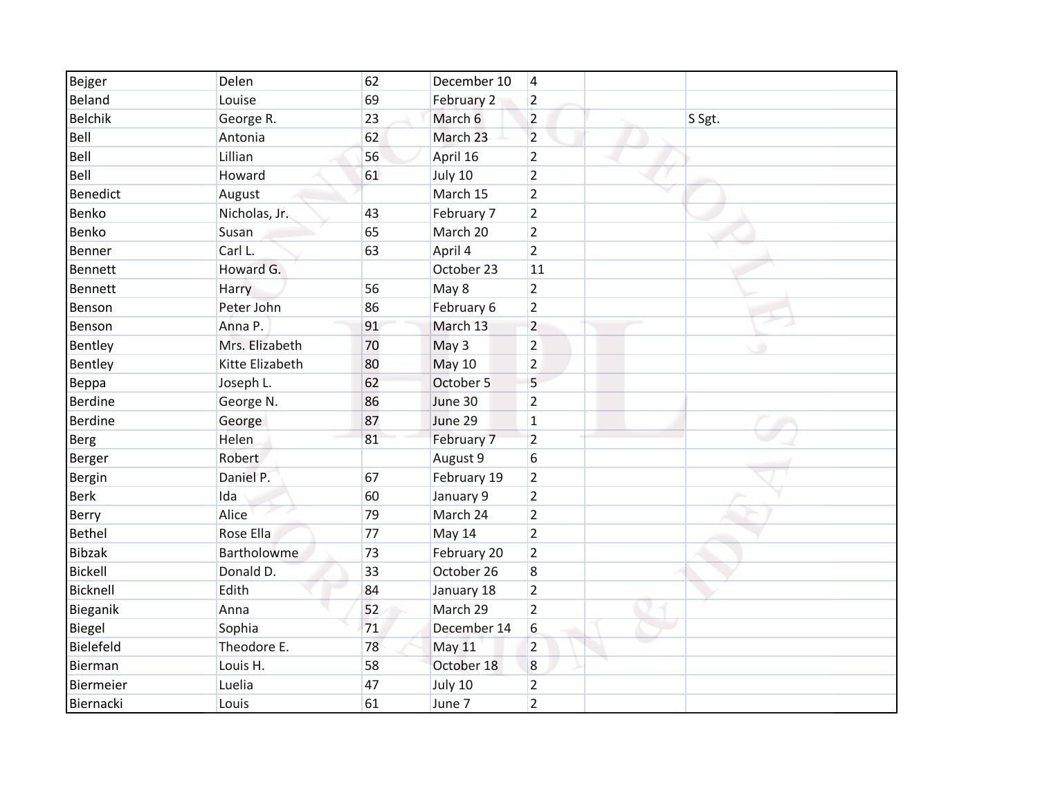| | | | | | | |
|---|---|---|---|---|---|---|
| Bejger | Delen | 62 | December 10 | 4 | | |
| Beland | Louise | 69 | February 2 | 2 | | |
| Belchik | George R. | 23 | March 6 | 2 | | S Sgt. |
| Bell | Antonia | 62 | March 23 | 2 | | |
| Bell | Lillian | 56 | April 16 | 2 | | |
| Bell | Howard | 61 | July 10 | 2 | | |
| Benedict | August | | March 15 | 2 | | |
| Benko | Nicholas, Jr. | 43 | February 7 | 2 | | |
| Benko | Susan | 65 | March 20 | 2 | | |
| Benner | Carl L. | 63 | April 4 | 2 | | |
| Bennett | Howard G. | | October 23 | 11 | | |
| Bennett | Harry | 56 | May 8 | 2 | | |
| Benson | Peter John | 86 | February 6 | 2 | | |
| Benson | Anna P. | 91 | March 13 | 2 | | |
| Bentley | Mrs. Elizabeth | 70 | May 3 | 2 | | |
| Bentley | Kitte Elizabeth | 80 | May 10 | 2 | | |
| Beppa | Joseph L. | 62 | October 5 | 5 | | |
| Berdine | George N. | 86 | June 30 | 2 | | |
| Berdine | George | 87 | June 29 | 1 | | |
| Berg | Helen | 81 | February 7 | 2 | | |
| Berger | Robert | | August 9 | 6 | | |
| Bergin | Daniel P. | 67 | February 19 | 2 | | |
| Berk | Ida | 60 | January 9 | 2 | | |
| Berry | Alice | 79 | March 24 | 2 | | |
| Bethel | Rose Ella | 77 | May 14 | 2 | | |
| Bibzak | Bartholowme | 73 | February 20 | 2 | | |
| Bickell | Donald D. | 33 | October 26 | 8 | | |
| Bicknell | Edith | 84 | January 18 | 2 | | |
| Bieganik | Anna | 52 | March 29 | 2 | | |
| Biegel | Sophia | 71 | December 14 | 6 | | |
| Bielefeld | Theodore E. | 78 | May 11 | 2 | | |
| Bierman | Louis H. | 58 | October 18 | 8 | | |
| Biermeier | Luelia | 47 | July 10 | 2 | | |
| Biernacki | Louis | 61 | June 7 | 2 | | |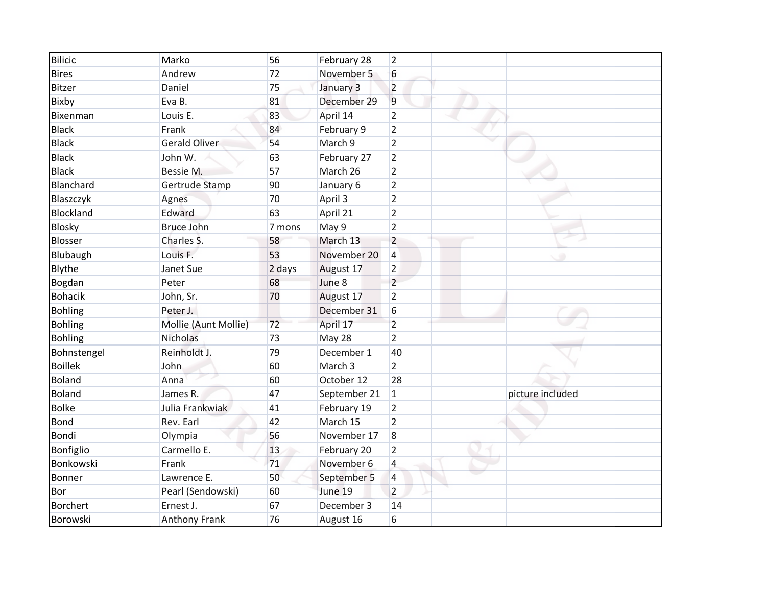| | | | | | | |
|---|---|---|---|---|---|---|
| Bilicic | Marko | 56 | February 28 | 2 | | |
| Bires | Andrew | 72 | November 5 | 6 | | |
| Bitzer | Daniel | 75 | January 3 | 2 | | |
| Bixby | Eva B. | 81 | December 29 | 9 | | |
| Bixenman | Louis E. | 83 | April 14 | 2 | | |
| Black | Frank | 84 | February 9 | 2 | | |
| Black | Gerald Oliver | 54 | March 9 | 2 | | |
| Black | John W. | 63 | February 27 | 2 | | |
| Black | Bessie M. | 57 | March 26 | 2 | | |
| Blanchard | Gertrude Stamp | 90 | January 6 | 2 | | |
| Blaszczyk | Agnes | 70 | April 3 | 2 | | |
| Blockland | Edward | 63 | April 21 | 2 | | |
| Blosky | Bruce John | 7 mons | May 9 | 2 | | |
| Blosser | Charles S. | 58 | March 13 | 2 | | |
| Blubaugh | Louis F. | 53 | November 20 | 4 | | |
| Blythe | Janet Sue | 2 days | August 17 | 2 | | |
| Bogdan | Peter | 68 | June 8 | 2 | | |
| Bohacik | John, Sr. | 70 | August 17 | 2 | | |
| Bohling | Peter J. | | December 31 | 6 | | |
| Bohling | Mollie (Aunt Mollie) | 72 | April 17 | 2 | | |
| Bohling | Nicholas | 73 | May 28 | 2 | | |
| Bohnstengel | Reinholdt J. | 79 | December 1 | 40 | | |
| Boillek | John | 60 | March 3 | 2 | | |
| Boland | Anna | 60 | October 12 | 28 | | |
| Boland | James R. | 47 | September 21 | 1 | | picture included |
| Bolke | Julia Frankwiak | 41 | February 19 | 2 | | |
| Bond | Rev. Earl | 42 | March 15 | 2 | | |
| Bondi | Olympia | 56 | November 17 | 8 | | |
| Bonfiglio | Carmello E. | 13 | February 20 | 2 | | |
| Bonkowski | Frank | 71 | November 6 | 4 | | |
| Bonner | Lawrence E. | 50 | September 5 | 4 | | |
| Bor | Pearl (Sendowski) | 60 | June 19 | 2 | | |
| Borchert | Ernest J. | 67 | December 3 | 14 | | |
| Borowski | Anthony Frank | 76 | August 16 | 6 | | |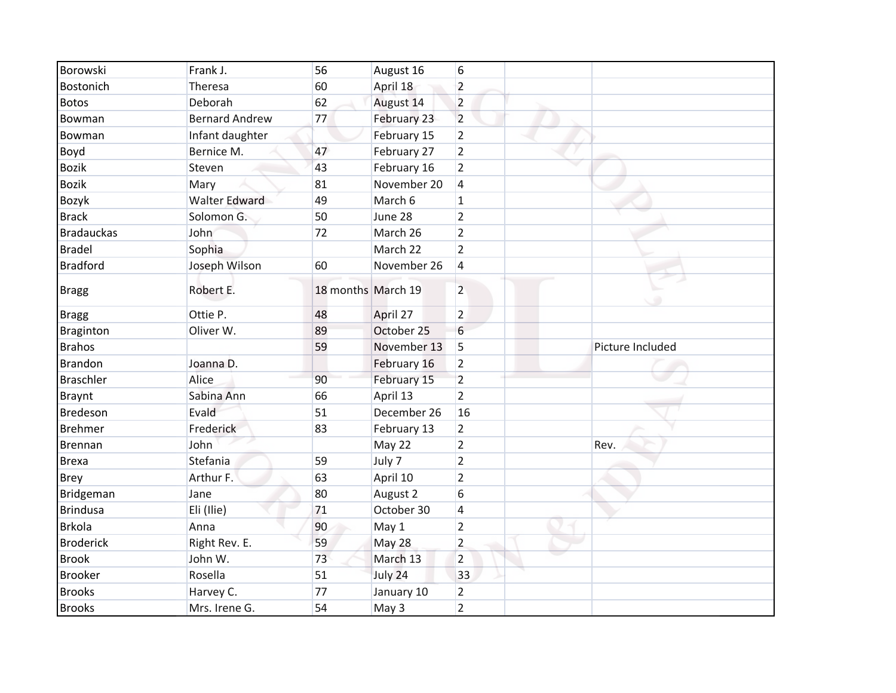| | | | | | | |
|---|---|---|---|---|---|---|
| Borowski | Frank J. | 56 | August 16 | 6 | | |
| Bostonich | Theresa | 60 | April 18 | 2 | | |
| Botos | Deborah | 62 | August 14 | 2 | | |
| Bowman | Bernard Andrew | 77 | February 23 | 2 | | |
| Bowman | Infant daughter | | February 15 | 2 | | |
| Boyd | Bernice M. | 47 | February 27 | 2 | | |
| Bozik | Steven | 43 | February 16 | 2 | | |
| Bozik | Mary | 81 | November 20 | 4 | | |
| Bozyk | Walter Edward | 49 | March 6 | 1 | | |
| Brack | Solomon G. | 50 | June 28 | 2 | | |
| Bradauckas | John | 72 | March 26 | 2 | | |
| Bradel | Sophia | | March 22 | 2 | | |
| Bradford | Joseph Wilson | 60 | November 26 | 4 | | |
| Bragg | Robert E. | 18 months | March 19 | 2 | | |
| Bragg | Ottie P. | 48 | April 27 | 2 | | |
| Braginton | Oliver W. | 89 | October 25 | 6 | | |
| Brahos | | 59 | November 13 | 5 | | Picture Included |
| Brandon | Joanna D. | | February 16 | 2 | | |
| Braschler | Alice | 90 | February 15 | 2 | | |
| Braynt | Sabina Ann | 66 | April 13 | 2 | | |
| Bredeson | Evald | 51 | December 26 | 16 | | |
| Brehmer | Frederick | 83 | February 13 | 2 | | |
| Brennan | John | | May 22 | 2 | | Rev. |
| Brexa | Stefania | 59 | July 7 | 2 | | |
| Brey | Arthur F. | 63 | April 10 | 2 | | |
| Bridgeman | Jane | 80 | August 2 | 6 | | |
| Brindusa | Eli (Ilie) | 71 | October 30 | 4 | | |
| Brkola | Anna | 90 | May 1 | 2 | | |
| Broderick | Right Rev. E. | 59 | May 28 | 2 | | |
| Brook | John W. | 73 | March 13 | 2 | | |
| Brooker | Rosella | 51 | July 24 | 33 | | |
| Brooks | Harvey C. | 77 | January 10 | 2 | | |
| Brooks | Mrs. Irene G. | 54 | May 3 | 2 | | |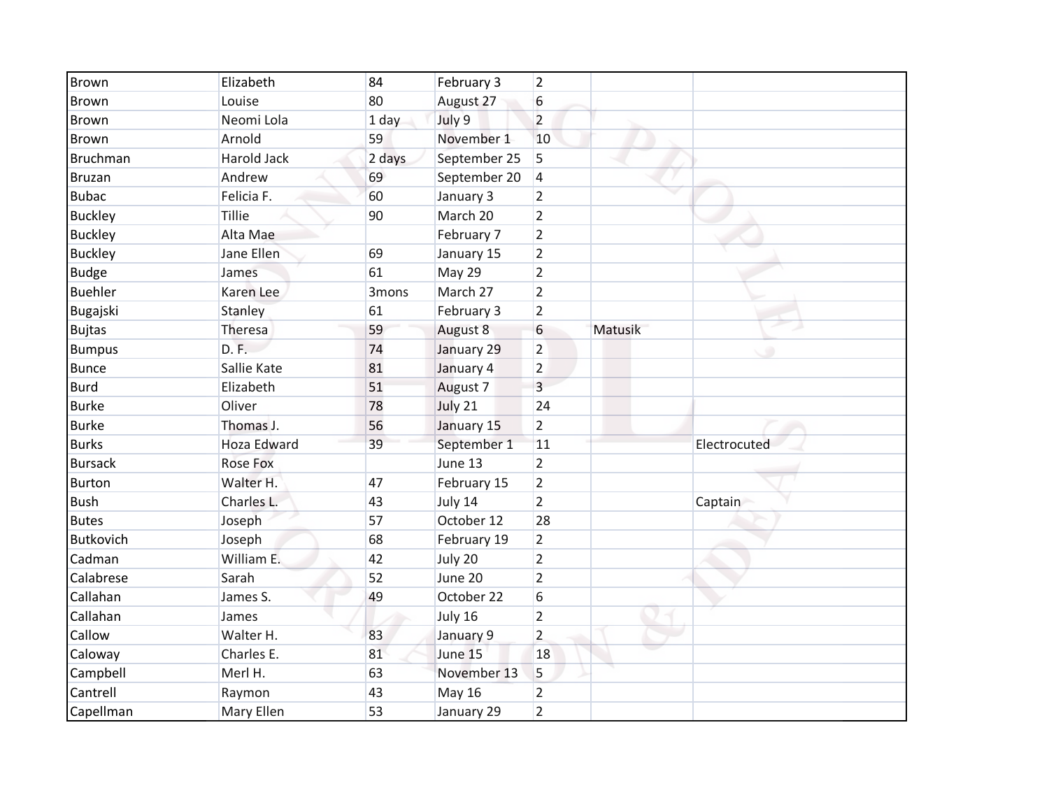| | | | | | | |
|---|---|---|---|---|---|---|
| Brown | Elizabeth | 84 | February 3 | 2 | | |
| Brown | Louise | 80 | August 27 | 6 | | |
| Brown | Neomi Lola | 1 day | July 9 | 2 | | |
| Brown | Arnold | 59 | November 1 | 10 | | |
| Bruchman | Harold Jack | 2 days | September 25 | 5 | | |
| Bruzan | Andrew | 69 | September 20 | 4 | | |
| Bubac | Felicia F. | 60 | January 3 | 2 | | |
| Buckley | Tillie | 90 | March 20 | 2 | | |
| Buckley | Alta Mae | | February 7 | 2 | | |
| Buckley | Jane Ellen | 69 | January 15 | 2 | | |
| Budge | James | 61 | May 29 | 2 | | |
| Buehler | Karen Lee | 3mons | March 27 | 2 | | |
| Bugajski | Stanley | 61 | February 3 | 2 | | |
| Bujtas | Theresa | 59 | August 8 | 6 | Matusik | |
| Bumpus | D. F. | 74 | January 29 | 2 | | |
| Bunce | Sallie Kate | 81 | January 4 | 2 | | |
| Burd | Elizabeth | 51 | August 7 | 3 | | |
| Burke | Oliver | 78 | July 21 | 24 | | |
| Burke | Thomas J. | 56 | January 15 | 2 | | |
| Burks | Hoza Edward | 39 | September 1 | 11 | | Electrocuted |
| Bursack | Rose Fox | | June 13 | 2 | | |
| Burton | Walter H. | 47 | February 15 | 2 | | |
| Bush | Charles L. | 43 | July 14 | 2 | | Captain |
| Butes | Joseph | 57 | October 12 | 28 | | |
| Butkovich | Joseph | 68 | February 19 | 2 | | |
| Cadman | William E. | 42 | July 20 | 2 | | |
| Calabrese | Sarah | 52 | June 20 | 2 | | |
| Callahan | James S. | 49 | October 22 | 6 | | |
| Callahan | James | | July 16 | 2 | | |
| Callow | Walter H. | 83 | January 9 | 2 | | |
| Caloway | Charles E. | 81 | June 15 | 18 | | |
| Campbell | Merl H. | 63 | November 13 | 5 | | |
| Cantrell | Raymon | 43 | May 16 | 2 | | |
| Capellman | Mary Ellen | 53 | January 29 | 2 | | |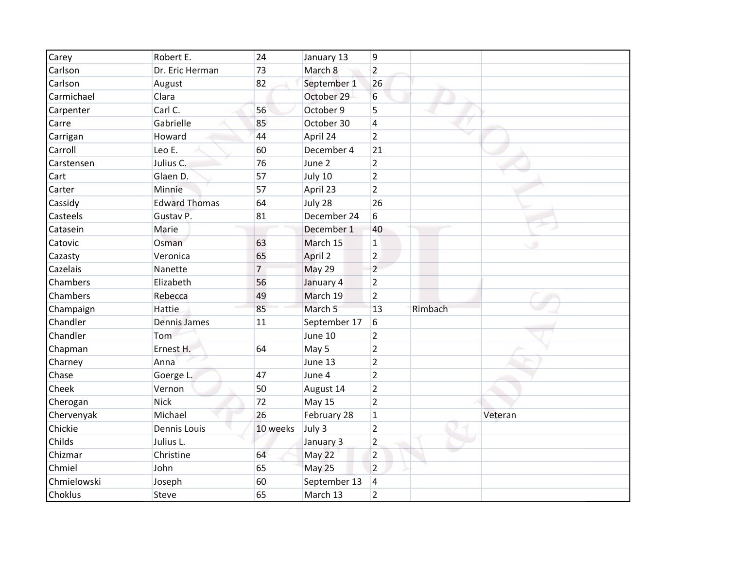| | | | | | | |
|---|---|---|---|---|---|---|
| Carey | Robert E. | 24 | January 13 | 9 | | |
| Carlson | Dr. Eric Herman | 73 | March 8 | 2 | | |
| Carlson | August | 82 | September 1 | 26 | | |
| Carmichael | Clara | | October 29 | 6 | | |
| Carpenter | Carl C. | 56 | October 9 | 5 | | |
| Carre | Gabrielle | 85 | October 30 | 4 | | |
| Carrigan | Howard | 44 | April 24 | 2 | | |
| Carroll | Leo E. | 60 | December 4 | 21 | | |
| Carstensen | Julius C. | 76 | June 2 | 2 | | |
| Cart | Glaen D. | 57 | July 10 | 2 | | |
| Carter | Minnie | 57 | April 23 | 2 | | |
| Cassidy | Edward Thomas | 64 | July 28 | 26 | | |
| Casteels | Gustav P. | 81 | December 24 | 6 | | |
| Catasein | Marie | | December 1 | 40 | | |
| Catovic | Osman | 63 | March 15 | 1 | | |
| Cazasty | Veronica | 65 | April 2 | 2 | | |
| Cazelais | Nanette | 7 | May 29 | 2 | | |
| Chambers | Elizabeth | 56 | January 4 | 2 | | |
| Chambers | Rebecca | 49 | March 19 | 2 | | |
| Champaign | Hattie | 85 | March 5 | 13 | Rimbach | |
| Chandler | Dennis James | 11 | September 17 | 6 | | |
| Chandler | Tom | | June 10 | 2 | | |
| Chapman | Ernest H. | 64 | May 5 | 2 | | |
| Charney | Anna | | June 13 | 2 | | |
| Chase | Goerge L. | 47 | June 4 | 2 | | |
| Cheek | Vernon | 50 | August 14 | 2 | | |
| Cherogan | Nick | 72 | May 15 | 2 | | |
| Chervenyak | Michael | 26 | February 28 | 1 | | Veteran |
| Chickie | Dennis Louis | 10 weeks | July 3 | 2 | | |
| Childs | Julius L. | | January 3 | 2 | | |
| Chizmar | Christine | 64 | May 22 | 2 | | |
| Chmiel | John | 65 | May 25 | 2 | | |
| Chmielowski | Joseph | 60 | September 13 | 4 | | |
| Choklus | Steve | 65 | March 13 | 2 | | |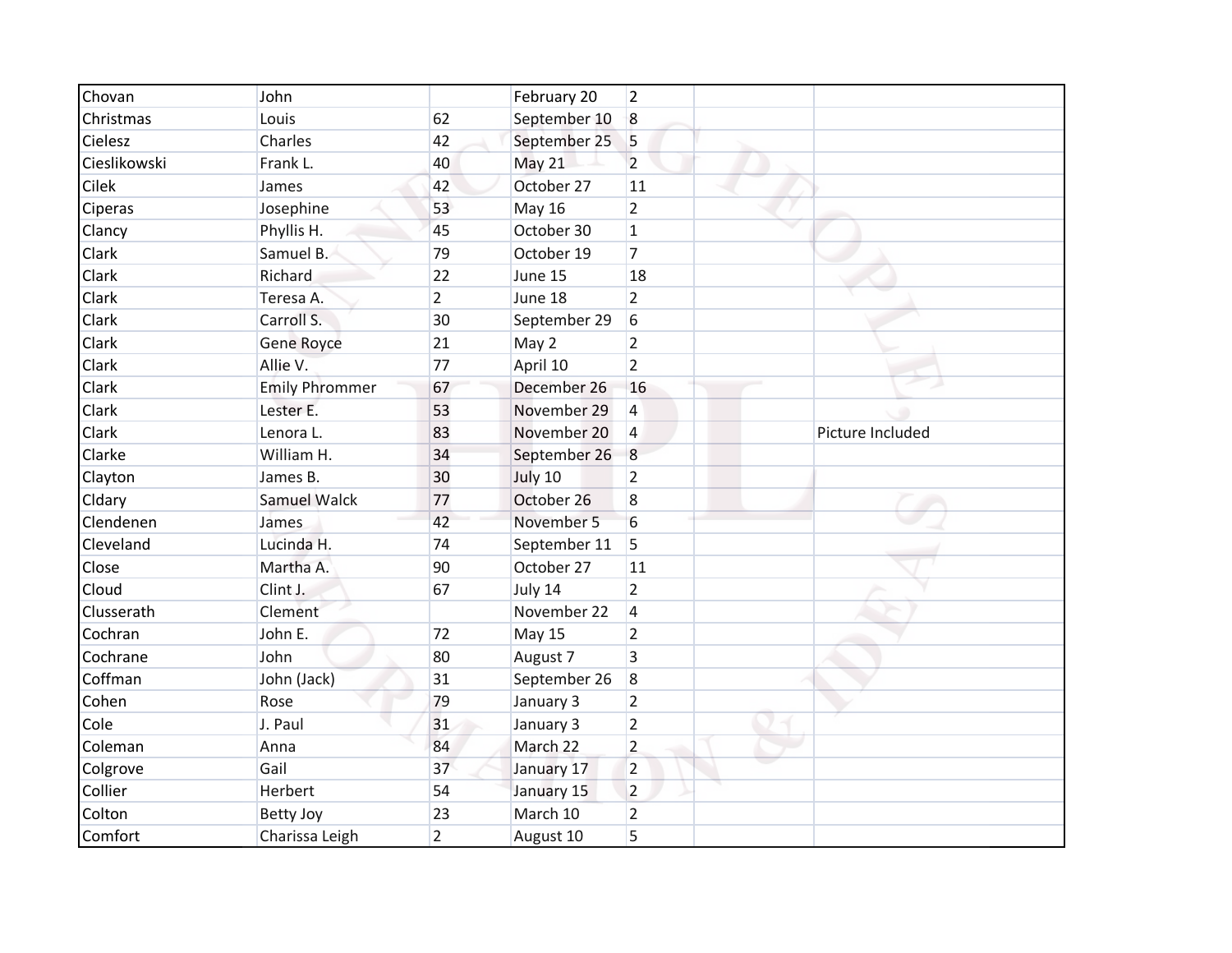| | | | | | | |
|---|---|---|---|---|---|---|
| Chovan | John | | February 20 | 2 | | |
| Christmas | Louis | 62 | September 10 | 8 | | |
| Cielesz | Charles | 42 | September 25 | 5 | | |
| Cieslikowski | Frank L. | 40 | May 21 | 2 | | |
| Cilek | James | 42 | October 27 | 11 | | |
| Ciperas | Josephine | 53 | May 16 | 2 | | |
| Clancy | Phyllis H. | 45 | October 30 | 1 | | |
| Clark | Samuel B. | 79 | October 19 | 7 | | |
| Clark | Richard | 22 | June 15 | 18 | | |
| Clark | Teresa A. | 2 | June 18 | 2 | | |
| Clark | Carroll S. | 30 | September 29 | 6 | | |
| Clark | Gene Royce | 21 | May 2 | 2 | | |
| Clark | Allie V. | 77 | April 10 | 2 | | |
| Clark | Emily Phrommer | 67 | December 26 | 16 | | |
| Clark | Lester E. | 53 | November 29 | 4 | | |
| Clark | Lenora L. | 83 | November 20 | 4 | | Picture Included |
| Clarke | William H. | 34 | September 26 | 8 | | |
| Clayton | James B. | 30 | July 10 | 2 | | |
| Cldary | Samuel Walck | 77 | October 26 | 8 | | |
| Clendenen | James | 42 | November 5 | 6 | | |
| Cleveland | Lucinda H. | 74 | September 11 | 5 | | |
| Close | Martha A. | 90 | October 27 | 11 | | |
| Cloud | Clint J. | 67 | July 14 | 2 | | |
| Clusserath | Clement | | November 22 | 4 | | |
| Cochran | John E. | 72 | May 15 | 2 | | |
| Cochrane | John | 80 | August 7 | 3 | | |
| Coffman | John (Jack) | 31 | September 26 | 8 | | |
| Cohen | Rose | 79 | January 3 | 2 | | |
| Cole | J. Paul | 31 | January 3 | 2 | | |
| Coleman | Anna | 84 | March 22 | 2 | | |
| Colgrove | Gail | 37 | January 17 | 2 | | |
| Collier | Herbert | 54 | January 15 | 2 | | |
| Colton | Betty Joy | 23 | March 10 | 2 | | |
| Comfort | Charissa Leigh | 2 | August 10 | 5 | | |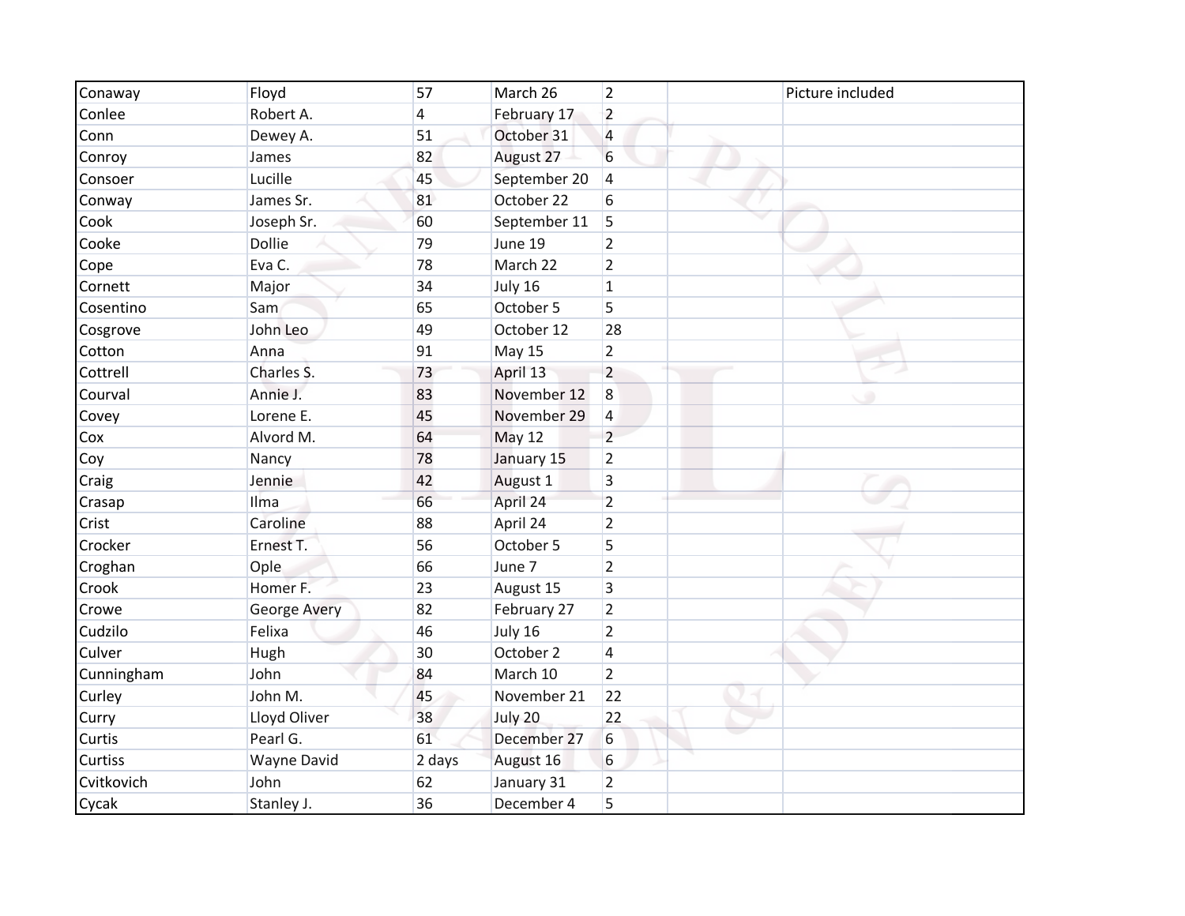| | | | | | | |
|---|---|---|---|---|---|---|
| Conaway | Floyd | 57 | March 26 | 2 | | Picture included |
| Conlee | Robert A. | 4 | February 17 | 2 | | |
| Conn | Dewey A. | 51 | October 31 | 4 | | |
| Conroy | James | 82 | August 27 | 6 | | |
| Consoer | Lucille | 45 | September 20 | 4 | | |
| Conway | James Sr. | 81 | October 22 | 6 | | |
| Cook | Joseph Sr. | 60 | September 11 | 5 | | |
| Cooke | Dollie | 79 | June 19 | 2 | | |
| Cope | Eva C. | 78 | March 22 | 2 | | |
| Cornett | Major | 34 | July 16 | 1 | | |
| Cosentino | Sam | 65 | October 5 | 5 | | |
| Cosgrove | John Leo | 49 | October 12 | 28 | | |
| Cotton | Anna | 91 | May 15 | 2 | | |
| Cottrell | Charles S. | 73 | April 13 | 2 | | |
| Courval | Annie J. | 83 | November 12 | 8 | | |
| Covey | Lorene E. | 45 | November 29 | 4 | | |
| Cox | Alvord M. | 64 | May 12 | 2 | | |
| Coy | Nancy | 78 | January 15 | 2 | | |
| Craig | Jennie | 42 | August 1 | 3 | | |
| Crasap | Ilma | 66 | April 24 | 2 | | |
| Crist | Caroline | 88 | April 24 | 2 | | |
| Crocker | Ernest T. | 56 | October 5 | 5 | | |
| Croghan | Ople | 66 | June 7 | 2 | | |
| Crook | Homer F. | 23 | August 15 | 3 | | |
| Crowe | George Avery | 82 | February 27 | 2 | | |
| Cudzilo | Felixa | 46 | July 16 | 2 | | |
| Culver | Hugh | 30 | October 2 | 4 | | |
| Cunningham | John | 84 | March 10 | 2 | | |
| Curley | John M. | 45 | November 21 | 22 | | |
| Curry | Lloyd Oliver | 38 | July 20 | 22 | | |
| Curtis | Pearl G. | 61 | December 27 | 6 | | |
| Curtiss | Wayne David | 2 days | August 16 | 6 | | |
| Cvitkovich | John | 62 | January 31 | 2 | | |
| Cycak | Stanley J. | 36 | December 4 | 5 | | |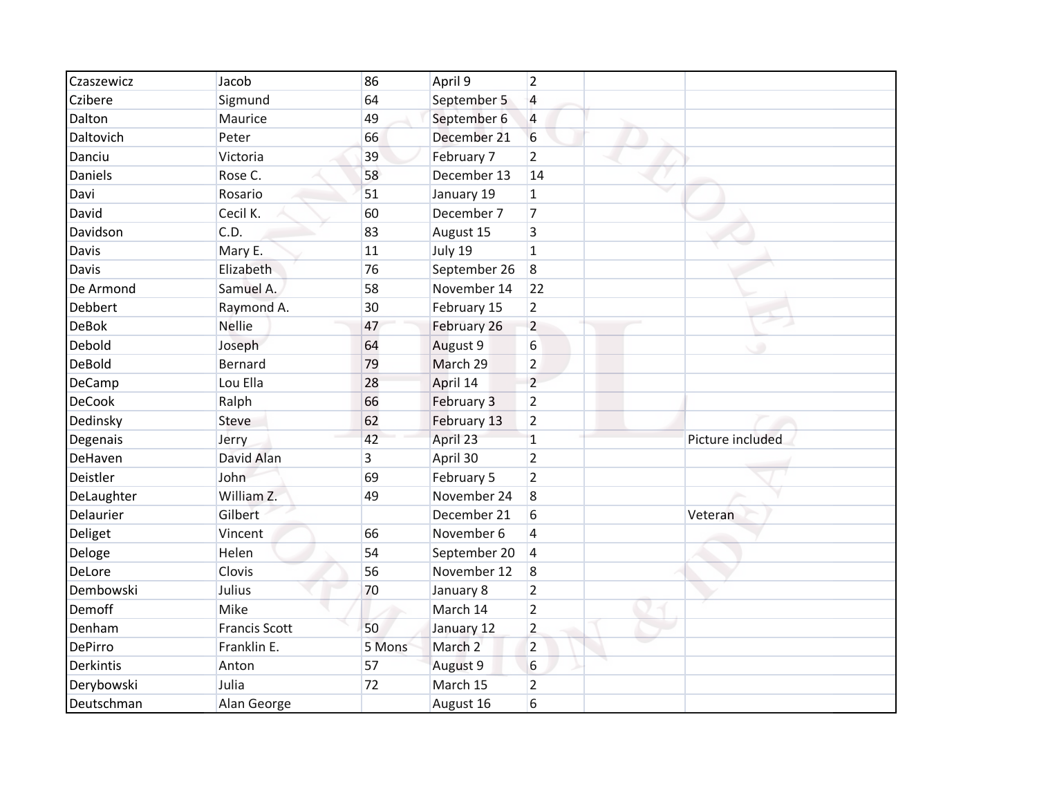| | | | | | | |
|---|---|---|---|---|---|---|
| Czaszewicz | Jacob | 86 | April 9 | 2 | | |
| Czibere | Sigmund | 64 | September 5 | 4 | | |
| Dalton | Maurice | 49 | September 6 | 4 | | |
| Daltovich | Peter | 66 | December 21 | 6 | | |
| Danciu | Victoria | 39 | February 7 | 2 | | |
| Daniels | Rose C. | 58 | December 13 | 14 | | |
| Davi | Rosario | 51 | January 19 | 1 | | |
| David | Cecil K. | 60 | December 7 | 7 | | |
| Davidson | C.D. | 83 | August 15 | 3 | | |
| Davis | Mary E. | 11 | July 19 | 1 | | |
| Davis | Elizabeth | 76 | September 26 | 8 | | |
| De Armond | Samuel A. | 58 | November 14 | 22 | | |
| Debbert | Raymond A. | 30 | February 15 | 2 | | |
| DeBok | Nellie | 47 | February 26 | 2 | | |
| Debold | Joseph | 64 | August 9 | 6 | | |
| DeBold | Bernard | 79 | March 29 | 2 | | |
| DeCamp | Lou Ella | 28 | April 14 | 2 | | |
| DeCook | Ralph | 66 | February 3 | 2 | | |
| Dedinsky | Steve | 62 | February 13 | 2 | | |
| Degenais | Jerry | 42 | April 23 | 1 | | Picture included |
| DeHaven | David Alan | 3 | April 30 | 2 | | |
| Deistler | John | 69 | February 5 | 2 | | |
| DeLaughter | William Z. | 49 | November 24 | 8 | | |
| Delaurier | Gilbert | | December 21 | 6 | | Veteran |
| Deliget | Vincent | 66 | November 6 | 4 | | |
| Deloge | Helen | 54 | September 20 | 4 | | |
| DeLore | Clovis | 56 | November 12 | 8 | | |
| Dembowski | Julius | 70 | January 8 | 2 | | |
| Demoff | Mike | | March 14 | 2 | | |
| Denham | Francis Scott | 50 | January 12 | 2 | | |
| DePirro | Franklin E. | 5 Mons | March 2 | 2 | | |
| Derkintis | Anton | 57 | August 9 | 6 | | |
| Derybowski | Julia | 72 | March 15 | 2 | | |
| Deutschman | Alan George | | August 16 | 6 | | |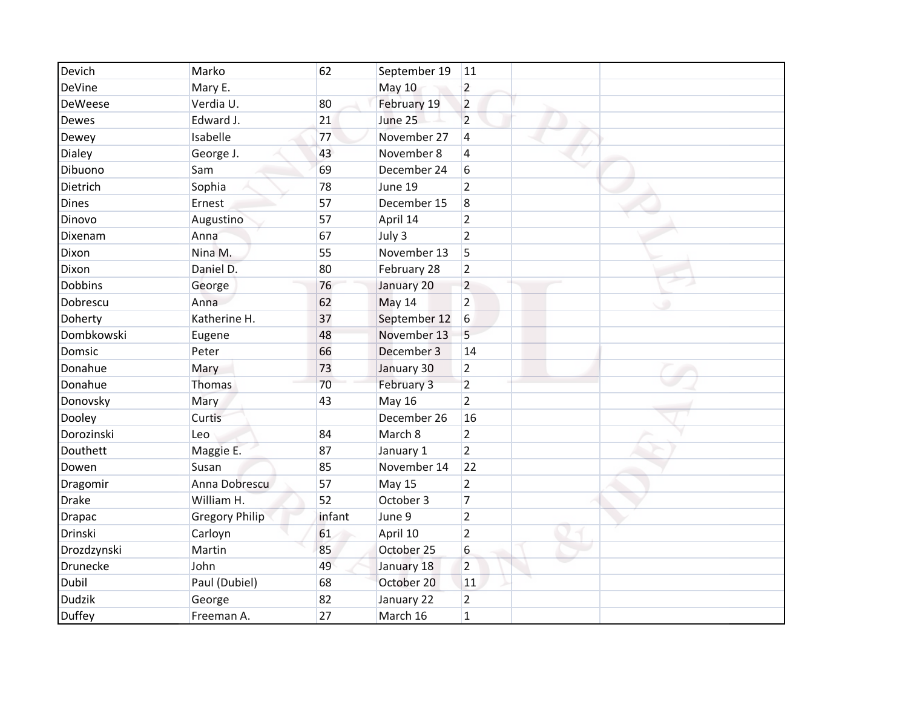| Devich | Marko | 62 | September 19 | 11 | | |
|---|---|---|---|---|---|---|
| DeVine | Mary E. | | May 10 | 2 | | |
| DeWeese | Verdia U. | 80 | February 19 | 2 | | |
| Dewes | Edward J. | 21 | June 25 | 2 | | |
| Dewey | Isabelle | 77 | November 27 | 4 | | |
| Dialey | George J. | 43 | November 8 | 4 | | |
| Dibuono | Sam | 69 | December 24 | 6 | | |
| Dietrich | Sophia | 78 | June 19 | 2 | | |
| Dines | Ernest | 57 | December 15 | 8 | | |
| Dinovo | Augustino | 57 | April 14 | 2 | | |
| Dixenam | Anna | 67 | July 3 | 2 | | |
| Dixon | Nina M. | 55 | November 13 | 5 | | |
| Dixon | Daniel D. | 80 | February 28 | 2 | | |
| Dobbins | George | 76 | January 20 | 2 | | |
| Dobrescu | Anna | 62 | May 14 | 2 | | |
| Doherty | Katherine H. | 37 | September 12 | 6 | | |
| Dombkowski | Eugene | 48 | November 13 | 5 | | |
| Domsic | Peter | 66 | December 3 | 14 | | |
| Donahue | Mary | 73 | January 30 | 2 | | |
| Donahue | Thomas | 70 | February 3 | 2 | | |
| Donovsky | Mary | 43 | May 16 | 2 | | |
| Dooley | Curtis | | December 26 | 16 | | |
| Dorozinski | Leo | 84 | March 8 | 2 | | |
| Douthett | Maggie E. | 87 | January 1 | 2 | | |
| Dowen | Susan | 85 | November 14 | 22 | | |
| Dragomir | Anna Dobrescu | 57 | May 15 | 2 | | |
| Drake | William H. | 52 | October 3 | 7 | | |
| Drapac | Gregory Philip | infant | June 9 | 2 | | |
| Drinski | Carloyn | 61 | April 10 | 2 | | |
| Drozdzynski | Martin | 85 | October 25 | 6 | | |
| Drunecke | John | 49 | January 18 | 2 | | |
| Dubil | Paul (Dubiel) | 68 | October 20 | 11 | | |
| Dudzik | George | 82 | January 22 | 2 | | |
| Duffey | Freeman A. | 27 | March 16 | 1 | | |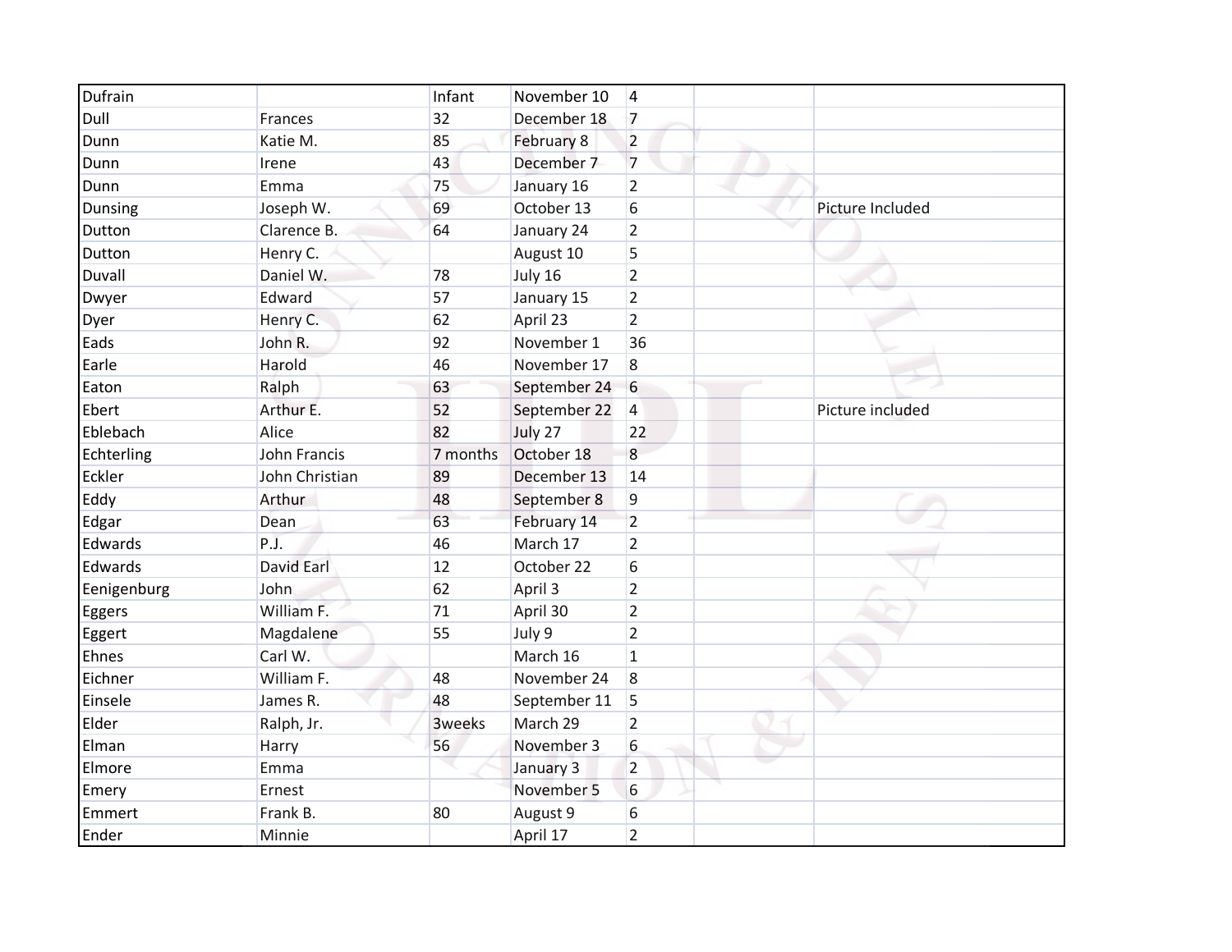| | | | | | | |
|---|---|---|---|---|---|---|
| Dufrain | | Infant | November 10 | 4 | | |
| Dull | Frances | 32 | December 18 | 7 | | |
| Dunn | Katie M. | 85 | February 8 | 2 | | |
| Dunn | Irene | 43 | December 7 | 7 | | |
| Dunn | Emma | 75 | January 16 | 2 | | |
| Dunsing | Joseph W. | 69 | October 13 | 6 | | Picture Included |
| Dutton | Clarence B. | 64 | January 24 | 2 | | |
| Dutton | Henry C. | | August 10 | 5 | | |
| Duvall | Daniel W. | 78 | July 16 | 2 | | |
| Dwyer | Edward | 57 | January 15 | 2 | | |
| Dyer | Henry C. | 62 | April 23 | 2 | | |
| Eads | John R. | 92 | November 1 | 36 | | |
| Earle | Harold | 46 | November 17 | 8 | | |
| Eaton | Ralph | 63 | September 24 | 6 | | |
| Ebert | Arthur E. | 52 | September 22 | 4 | | Picture included |
| Eblebach | Alice | 82 | July 27 | 22 | | |
| Echterling | John Francis | 7 months | October 18 | 8 | | |
| Eckler | John Christian | 89 | December 13 | 14 | | |
| Eddy | Arthur | 48 | September 8 | 9 | | |
| Edgar | Dean | 63 | February 14 | 2 | | |
| Edwards | P.J. | 46 | March 17 | 2 | | |
| Edwards | David Earl | 12 | October 22 | 6 | | |
| Eenigenburg | John | 62 | April 3 | 2 | | |
| Eggers | William F. | 71 | April 30 | 2 | | |
| Eggert | Magdalene | 55 | July 9 | 2 | | |
| Ehnes | Carl W. | | March 16 | 1 | | |
| Eichner | William F. | 48 | November 24 | 8 | | |
| Einsele | James R. | 48 | September 11 | 5 | | |
| Elder | Ralph, Jr. | 3weeks | March 29 | 2 | | |
| Elman | Harry | 56 | November 3 | 6 | | |
| Elmore | Emma | | January 3 | 2 | | |
| Emery | Ernest | | November 5 | 6 | | |
| Emmert | Frank B. | 80 | August 9 | 6 | | |
| Ender | Minnie | | April 17 | 2 | | |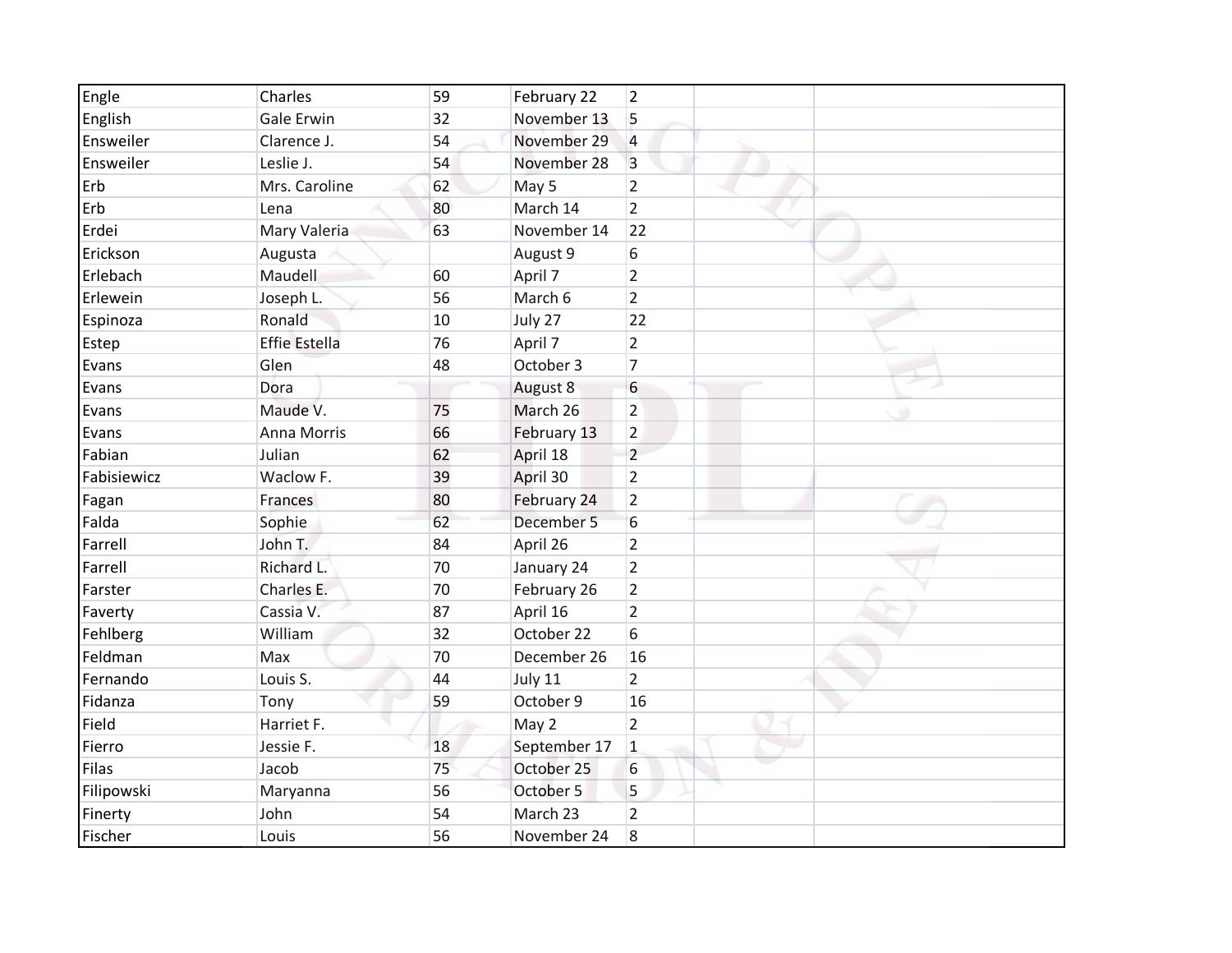| | | | | | | |
|---|---|---|---|---|---|---|
| Engle | Charles | 59 | February 22 | 2 | | |
| English | Gale Erwin | 32 | November 13 | 5 | | |
| Ensweiler | Clarence J. | 54 | November 29 | 4 | | |
| Ensweiler | Leslie J. | 54 | November 28 | 3 | | |
| Erb | Mrs. Caroline | 62 | May 5 | 2 | | |
| Erb | Lena | 80 | March 14 | 2 | | |
| Erdei | Mary Valeria | 63 | November 14 | 22 | | |
| Erickson | Augusta | | August 9 | 6 | | |
| Erlebach | Maudell | 60 | April 7 | 2 | | |
| Erlewein | Joseph L. | 56 | March 6 | 2 | | |
| Espinoza | Ronald | 10 | July 27 | 22 | | |
| Estep | Effie Estella | 76 | April 7 | 2 | | |
| Evans | Glen | 48 | October 3 | 7 | | |
| Evans | Dora | | August 8 | 6 | | |
| Evans | Maude V. | 75 | March 26 | 2 | | |
| Evans | Anna Morris | 66 | February 13 | 2 | | |
| Fabian | Julian | 62 | April 18 | 2 | | |
| Fabisiewicz | Waclow F. | 39 | April 30 | 2 | | |
| Fagan | Frances | 80 | February 24 | 2 | | |
| Falda | Sophie | 62 | December 5 | 6 | | |
| Farrell | John T. | 84 | April 26 | 2 | | |
| Farrell | Richard L. | 70 | January 24 | 2 | | |
| Farster | Charles E. | 70 | February 26 | 2 | | |
| Faverty | Cassia V. | 87 | April 16 | 2 | | |
| Fehlberg | William | 32 | October 22 | 6 | | |
| Feldman | Max | 70 | December 26 | 16 | | |
| Fernando | Louis S. | 44 | July 11 | 2 | | |
| Fidanza | Tony | 59 | October 9 | 16 | | |
| Field | Harriet F. | | May 2 | 2 | | |
| Fierro | Jessie F. | 18 | September 17 | 1 | | |
| Filas | Jacob | 75 | October 25 | 6 | | |
| Filipowski | Maryanna | 56 | October 5 | 5 | | |
| Finerty | John | 54 | March 23 | 2 | | |
| Fischer | Louis | 56 | November 24 | 8 | | |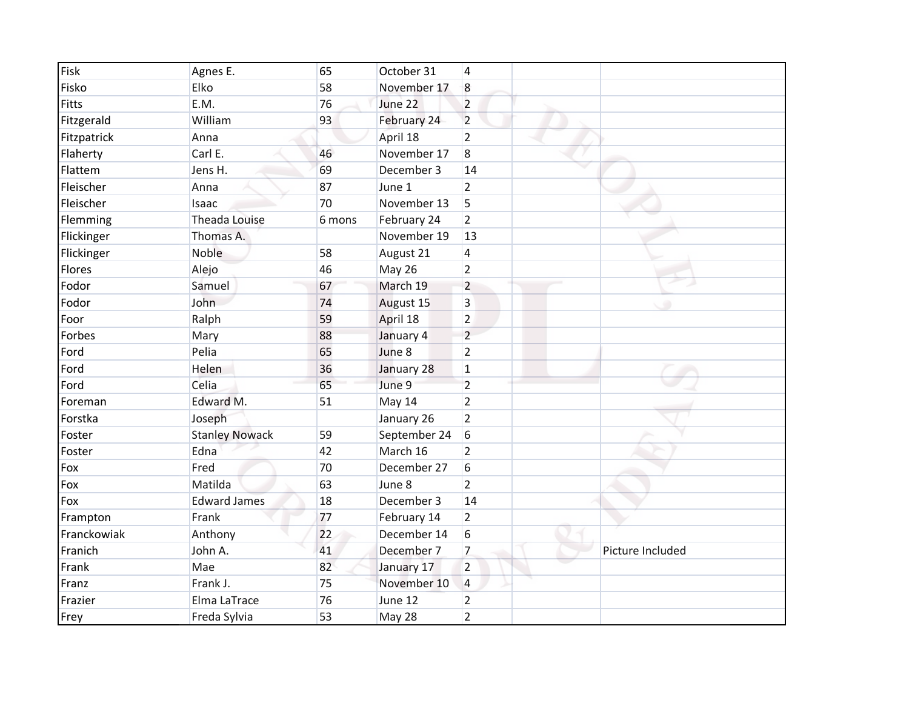| Fisk | Agnes E. | 65 | October 31 | 4 | | |
|---|---|---|---|---|---|---|
| Fisko | Elko | 58 | November 17 | 8 | | |
| Fitts | E.M. | 76 | June 22 | 2 | | |
| Fitzgerald | William | 93 | February 24 | 2 | | |
| Fitzpatrick | Anna | | April 18 | 2 | | |
| Flaherty | Carl E. | 46 | November 17 | 8 | | |
| Flattem | Jens H. | 69 | December 3 | 14 | | |
| Fleischer | Anna | 87 | June 1 | 2 | | |
| Fleischer | Isaac | 70 | November 13 | 5 | | |
| Flemming | Theada Louise | 6 mons | February 24 | 2 | | |
| Flickinger | Thomas A. | | November 19 | 13 | | |
| Flickinger | Noble | 58 | August 21 | 4 | | |
| Flores | Alejo | 46 | May 26 | 2 | | |
| Fodor | Samuel | 67 | March 19 | 2 | | |
| Fodor | John | 74 | August 15 | 3 | | |
| Foor | Ralph | 59 | April 18 | 2 | | |
| Forbes | Mary | 88 | January 4 | 2 | | |
| Ford | Pelia | 65 | June 8 | 2 | | |
| Ford | Helen | 36 | January 28 | 1 | | |
| Ford | Celia | 65 | June 9 | 2 | | |
| Foreman | Edward M. | 51 | May 14 | 2 | | |
| Forstka | Joseph | | January 26 | 2 | | |
| Foster | Stanley Nowack | 59 | September 24 | 6 | | |
| Foster | Edna | 42 | March 16 | 2 | | |
| Fox | Fred | 70 | December 27 | 6 | | |
| Fox | Matilda | 63 | June 8 | 2 | | |
| Fox | Edward James | 18 | December 3 | 14 | | |
| Frampton | Frank | 77 | February 14 | 2 | | |
| Franckowiak | Anthony | 22 | December 14 | 6 | | |
| Franich | John A. | 41 | December 7 | 7 | | Picture Included |
| Frank | Mae | 82 | January 17 | 2 | | |
| Franz | Frank J. | 75 | November 10 | 4 | | |
| Frazier | Elma LaTrace | 76 | June 12 | 2 | | |
| Frey | Freda Sylvia | 53 | May 28 | 2 | | |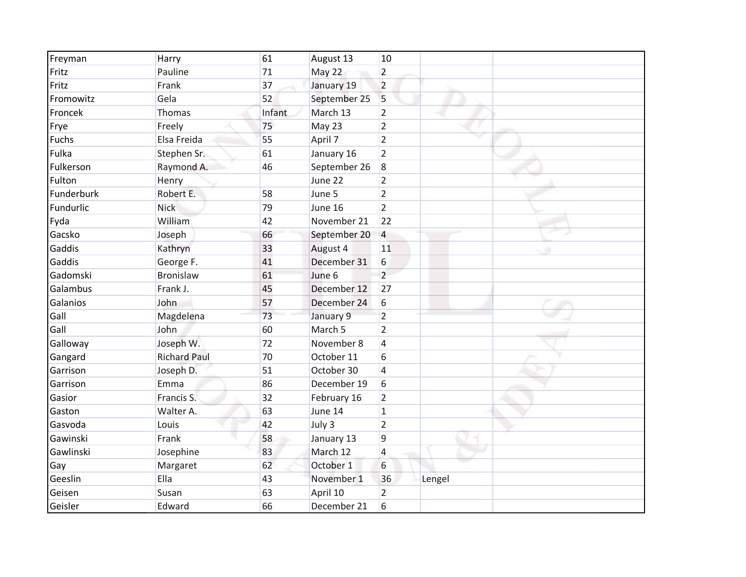| | | | | | | |
|---|---|---|---|---|---|---|
| Freyman | Harry | 61 | August 13 | 10 | | |
| Fritz | Pauline | 71 | May 22 | 2 | | |
| Fritz | Frank | 37 | January 19 | 2 | | |
| Fromowitz | Gela | 52 | September 25 | 5 | | |
| Froncek | Thomas | Infant | March 13 | 2 | | |
| Frye | Freely | 75 | May 23 | 2 | | |
| Fuchs | Elsa Freida | 55 | April 7 | 2 | | |
| Fulka | Stephen Sr. | 61 | January 16 | 2 | | |
| Fulkerson | Raymond A. | 46 | September 26 | 8 | | |
| Fulton | Henry | | June 22 | 2 | | |
| Funderburk | Robert E. | 58 | June 5 | 2 | | |
| Fundurlic | Nick | 79 | June 16 | 2 | | |
| Fyda | William | 42 | November 21 | 22 | | |
| Gacsko | Joseph | 66 | September 20 | 4 | | |
| Gaddis | Kathryn | 33 | August 4 | 11 | | |
| Gaddis | George F. | 41 | December 31 | 6 | | |
| Gadomski | Bronislaw | 61 | June 6 | 2 | | |
| Galambus | Frank J. | 45 | December 12 | 27 | | |
| Galanios | John | 57 | December 24 | 6 | | |
| Gall | Magdelena | 73 | January 9 | 2 | | |
| Gall | John | 60 | March 5 | 2 | | |
| Galloway | Joseph W. | 72 | November 8 | 4 | | |
| Gangard | Richard Paul | 70 | October 11 | 6 | | |
| Garrison | Joseph D. | 51 | October 30 | 4 | | |
| Garrison | Emma | 86 | December 19 | 6 | | |
| Gasior | Francis S. | 32 | February 16 | 2 | | |
| Gaston | Walter A. | 63 | June 14 | 1 | | |
| Gasvoda | Louis | 42 | July 3 | 2 | | |
| Gawinski | Frank | 58 | January 13 | 9 | | |
| Gawlinski | Josephine | 83 | March 12 | 4 | | |
| Gay | Margaret | 62 | October 1 | 6 | | |
| Geeslin | Ella | 43 | November 1 | 36 | Lengel | |
| Geisen | Susan | 63 | April 10 | 2 | | |
| Geisler | Edward | 66 | December 21 | 6 | | |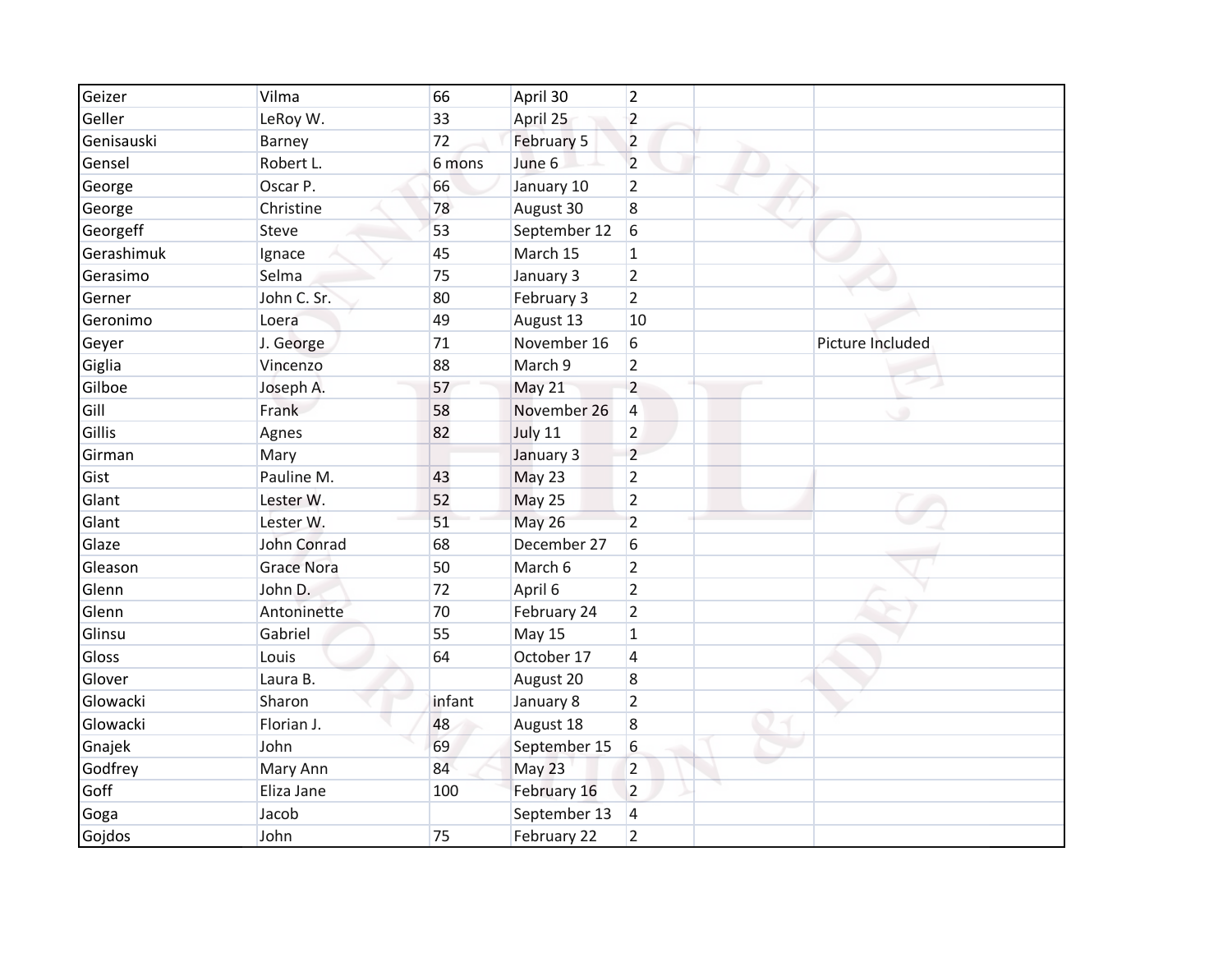| | | | | | | |
|---|---|---|---|---|---|---|
| Geizer | Vilma | 66 | April 30 | 2 | | |
| Geller | LeRoy W. | 33 | April 25 | 2 | | |
| Genisauski | Barney | 72 | February 5 | 2 | | |
| Gensel | Robert L. | 6 mons | June 6 | 2 | | |
| George | Oscar P. | 66 | January 10 | 2 | | |
| George | Christine | 78 | August 30 | 8 | | |
| Georgeff | Steve | 53 | September 12 | 6 | | |
| Gerashimuk | Ignace | 45 | March 15 | 1 | | |
| Gerasimo | Selma | 75 | January 3 | 2 | | |
| Gerner | John C. Sr. | 80 | February 3 | 2 | | |
| Geronimo | Loera | 49 | August 13 | 10 | | |
| Geyer | J. George | 71 | November 16 | 6 | | Picture Included |
| Giglia | Vincenzo | 88 | March 9 | 2 | | |
| Gilboe | Joseph A. | 57 | May 21 | 2 | | |
| Gill | Frank | 58 | November 26 | 4 | | |
| Gillis | Agnes | 82 | July 11 | 2 | | |
| Girman | Mary | | January 3 | 2 | | |
| Gist | Pauline M. | 43 | May 23 | 2 | | |
| Glant | Lester W. | 52 | May 25 | 2 | | |
| Glant | Lester W. | 51 | May 26 | 2 | | |
| Glaze | John Conrad | 68 | December 27 | 6 | | |
| Gleason | Grace Nora | 50 | March 6 | 2 | | |
| Glenn | John D. | 72 | April 6 | 2 | | |
| Glenn | Antoninette | 70 | February 24 | 2 | | |
| Glinsu | Gabriel | 55 | May 15 | 1 | | |
| Gloss | Louis | 64 | October 17 | 4 | | |
| Glover | Laura B. | | August 20 | 8 | | |
| Glowacki | Sharon | infant | January 8 | 2 | | |
| Glowacki | Florian J. | 48 | August 18 | 8 | | |
| Gnajek | John | 69 | September 15 | 6 | | |
| Godfrey | Mary Ann | 84 | May 23 | 2 | | |
| Goff | Eliza Jane | 100 | February 16 | 2 | | |
| Goga | Jacob | | September 13 | 4 | | |
| Gojdos | John | 75 | February 22 | 2 | | |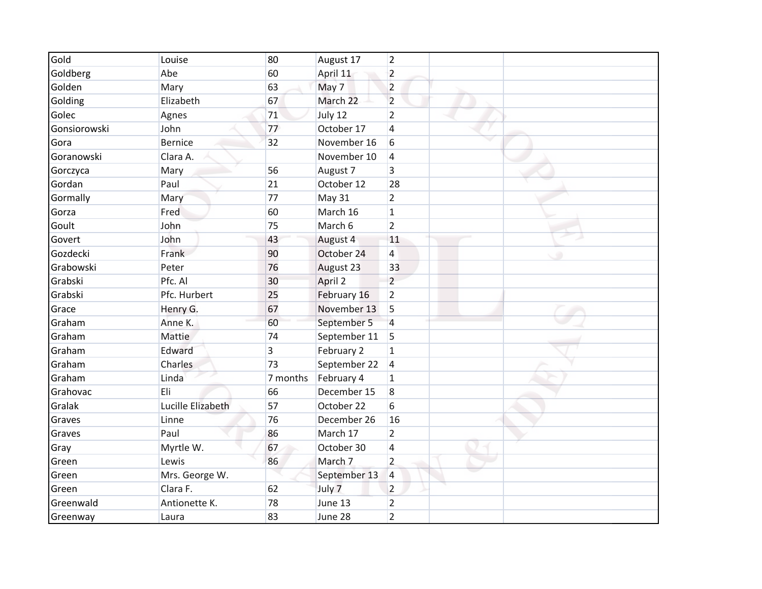| Gold | Louise | 80 | August 17 | 2 | | |
|---|---|---|---|---|---|---|
| Goldberg | Abe | 60 | April 11 | 2 | | |
| Golden | Mary | 63 | May 7 | 2 | | |
| Golding | Elizabeth | 67 | March 22 | 2 | | |
| Golec | Agnes | 71 | July 12 | 2 | | |
| Gonsiorowski | John | 77 | October 17 | 4 | | |
| Gora | Bernice | 32 | November 16 | 6 | | |
| Goranowski | Clara A. | | November 10 | 4 | | |
| Gorczyca | Mary | 56 | August 7 | 3 | | |
| Gordan | Paul | 21 | October 12 | 28 | | |
| Gormally | Mary | 77 | May 31 | 2 | | |
| Gorza | Fred | 60 | March 16 | 1 | | |
| Goult | John | 75 | March 6 | 2 | | |
| Govert | John | 43 | August 4 | 11 | | |
| Gozdecki | Frank | 90 | October 24 | 4 | | |
| Grabowski | Peter | 76 | August 23 | 33 | | |
| Grabski | Pfc. Al | 30 | April 2 | 2 | | |
| Grabski | Pfc. Hurbert | 25 | February 16 | 2 | | |
| Grace | Henry G. | 67 | November 13 | 5 | | |
| Graham | Anne K. | 60 | September 5 | 4 | | |
| Graham | Mattie | 74 | September 11 | 5 | | |
| Graham | Edward | 3 | February 2 | 1 | | |
| Graham | Charles | 73 | September 22 | 4 | | |
| Graham | Linda | 7 months | February 4 | 1 | | |
| Grahovac | Eli | 66 | December 15 | 8 | | |
| Gralak | Lucille Elizabeth | 57 | October 22 | 6 | | |
| Graves | Linne | 76 | December 26 | 16 | | |
| Graves | Paul | 86 | March 17 | 2 | | |
| Gray | Myrtle W. | 67 | October 30 | 4 | | |
| Green | Lewis | 86 | March 7 | 2 | | |
| Green | Mrs. George W. | | September 13 | 4 | | |
| Green | Clara F. | 62 | July 7 | 2 | | |
| Greenwald | Antionette K. | 78 | June 13 | 2 | | |
| Greenway | Laura | 83 | June 28 | 2 | | |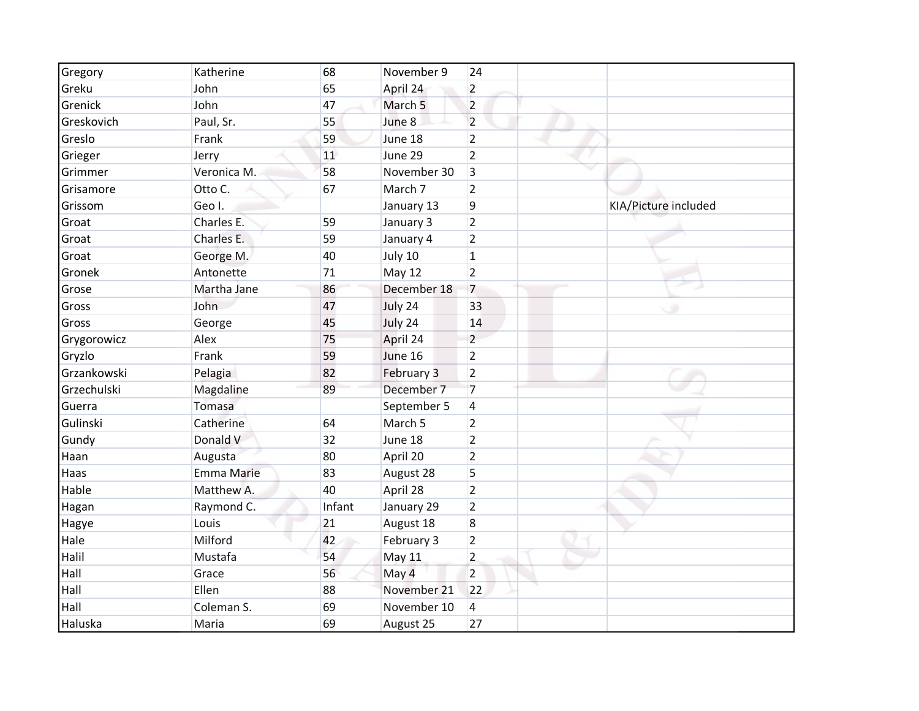| | | | | | | |
|---|---|---|---|---|---|---|
| Gregory | Katherine | 68 | November 9 | 24 | | |
| Greku | John | 65 | April 24 | 2 | | |
| Grenick | John | 47 | March 5 | 2 | | |
| Greskovich | Paul, Sr. | 55 | June 8 | 2 | | |
| Greslo | Frank | 59 | June 18 | 2 | | |
| Grieger | Jerry | 11 | June 29 | 2 | | |
| Grimmer | Veronica M. | 58 | November 30 | 3 | | |
| Grisamore | Otto C. | 67 | March 7 | 2 | | |
| Grissom | Geo I. | | January 13 | 9 | | KIA/Picture included |
| Groat | Charles E. | 59 | January 3 | 2 | | |
| Groat | Charles E. | 59 | January 4 | 2 | | |
| Groat | George M. | 40 | July 10 | 1 | | |
| Gronek | Antonette | 71 | May 12 | 2 | | |
| Grose | Martha Jane | 86 | December 18 | 7 | | |
| Gross | John | 47 | July 24 | 33 | | |
| Gross | George | 45 | July 24 | 14 | | |
| Grygorowicz | Alex | 75 | April 24 | 2 | | |
| Gryzlo | Frank | 59 | June 16 | 2 | | |
| Grzankowski | Pelagia | 82 | February 3 | 2 | | |
| Grzechulski | Magdaline | 89 | December 7 | 7 | | |
| Guerra | Tomasa | | September 5 | 4 | | |
| Gulinski | Catherine | 64 | March 5 | 2 | | |
| Gundy | Donald V | 32 | June 18 | 2 | | |
| Haan | Augusta | 80 | April 20 | 2 | | |
| Haas | Emma Marie | 83 | August 28 | 5 | | |
| Hable | Matthew A. | 40 | April 28 | 2 | | |
| Hagan | Raymond C. | Infant | January 29 | 2 | | |
| Hagye | Louis | 21 | August 18 | 8 | | |
| Hale | Milford | 42 | February 3 | 2 | | |
| Halil | Mustafa | 54 | May 11 | 2 | | |
| Hall | Grace | 56 | May 4 | 2 | | |
| Hall | Ellen | 88 | November 21 | 22 | | |
| Hall | Coleman S. | 69 | November 10 | 4 | | |
| Haluska | Maria | 69 | August 25 | 27 | | |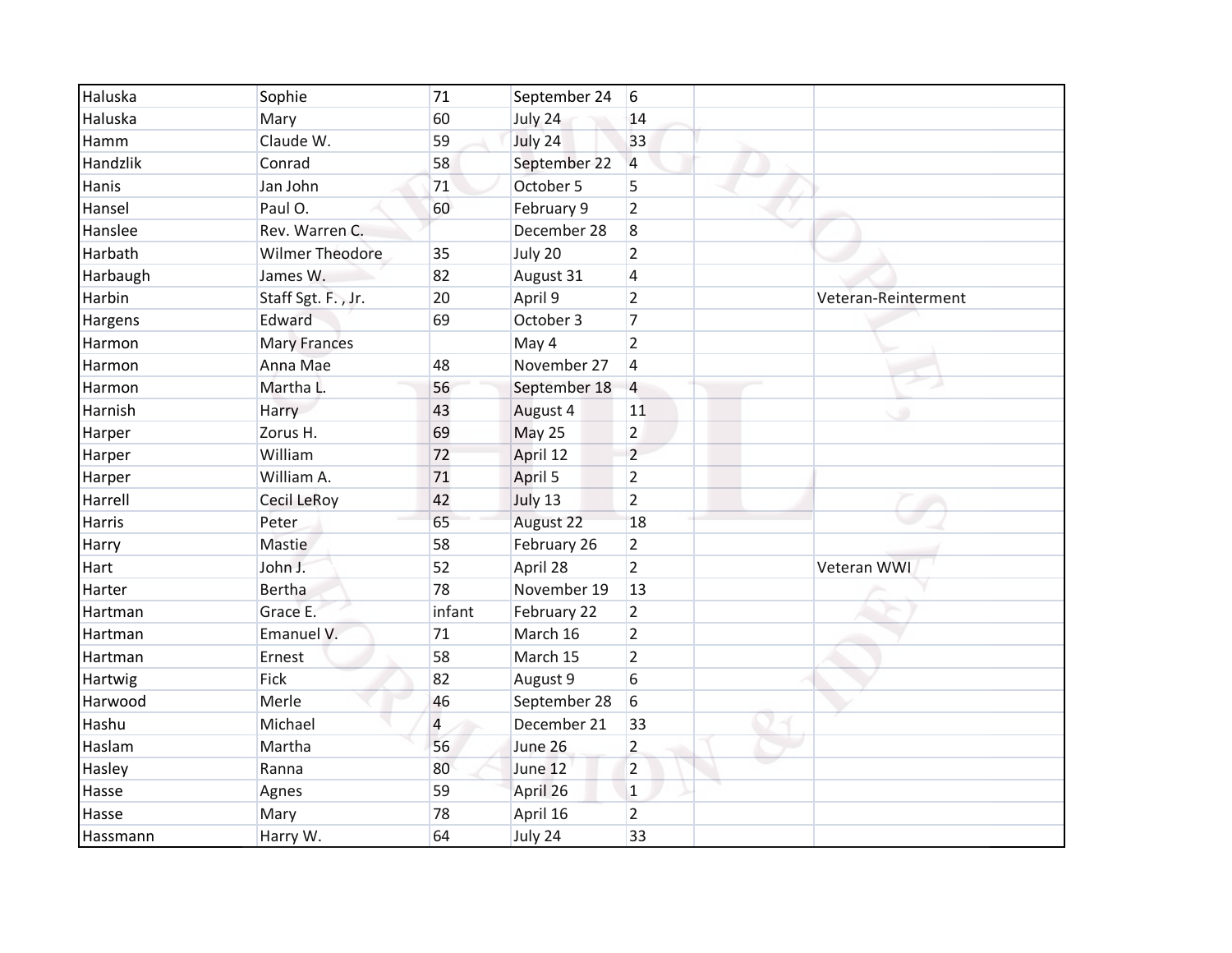| | | | | | | |
|---|---|---|---|---|---|---|
| Haluska | Sophie | 71 | September 24 | 6 | | |
| Haluska | Mary | 60 | July 24 | 14 | | |
| Hamm | Claude W. | 59 | July 24 | 33 | | |
| Handzlik | Conrad | 58 | September 22 | 4 | | |
| Hanis | Jan John | 71 | October 5 | 5 | | |
| Hansel | Paul O. | 60 | February 9 | 2 | | |
| Hanslee | Rev. Warren C. | | December 28 | 8 | | |
| Harbath | Wilmer Theodore | 35 | July 20 | 2 | | |
| Harbaugh | James W. | 82 | August 31 | 4 | | |
| Harbin | Staff Sgt. F. , Jr. | 20 | April 9 | 2 | | Veteran-Reinterment |
| Hargens | Edward | 69 | October 3 | 7 | | |
| Harmon | Mary Frances | | May 4 | 2 | | |
| Harmon | Anna Mae | 48 | November 27 | 4 | | |
| Harmon | Martha L. | 56 | September 18 | 4 | | |
| Harnish | Harry | 43 | August 4 | 11 | | |
| Harper | Zorus H. | 69 | May 25 | 2 | | |
| Harper | William | 72 | April 12 | 2 | | |
| Harper | William A. | 71 | April 5 | 2 | | |
| Harrell | Cecil LeRoy | 42 | July 13 | 2 | | |
| Harris | Peter | 65 | August 22 | 18 | | |
| Harry | Mastie | 58 | February 26 | 2 | | |
| Hart | John J. | 52 | April 28 | 2 | | Veteran WWI |
| Harter | Bertha | 78 | November 19 | 13 | | |
| Hartman | Grace E. | infant | February 22 | 2 | | |
| Hartman | Emanuel V. | 71 | March 16 | 2 | | |
| Hartman | Ernest | 58 | March 15 | 2 | | |
| Hartwig | Fick | 82 | August 9 | 6 | | |
| Harwood | Merle | 46 | September 28 | 6 | | |
| Hashu | Michael | 4 | December 21 | 33 | | |
| Haslam | Martha | 56 | June 26 | 2 | | |
| Hasley | Ranna | 80 | June 12 | 2 | | |
| Hasse | Agnes | 59 | April 26 | 1 | | |
| Hasse | Mary | 78 | April 16 | 2 | | |
| Hassmann | Harry W. | 64 | July 24 | 33 | | |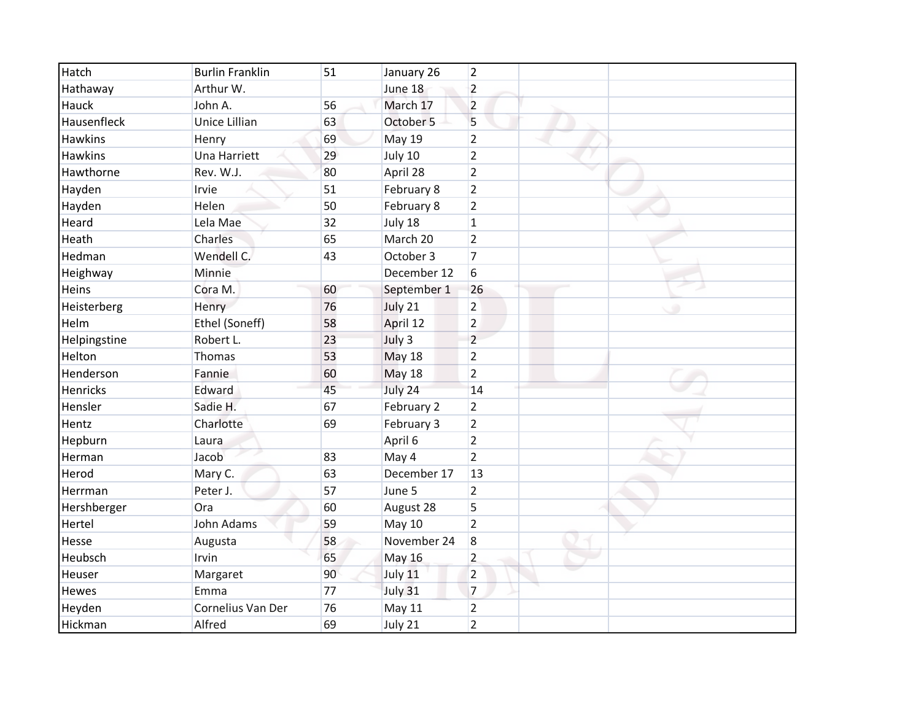| Hatch | Burlin Franklin | 51 | January 26 | 2 | | |
|---|---|---|---|---|---|---|
| Hathaway | Arthur W. | | June 18 | 2 | | |
| Hauck | John A. | 56 | March 17 | 2 | | |
| Hausenfleck | Unice Lillian | 63 | October 5 | 5 | | |
| Hawkins | Henry | 69 | May 19 | 2 | | |
| Hawkins | Una Harriett | 29 | July 10 | 2 | | |
| Hawthorne | Rev. W.J. | 80 | April 28 | 2 | | |
| Hayden | Irvie | 51 | February 8 | 2 | | |
| Hayden | Helen | 50 | February 8 | 2 | | |
| Heard | Lela Mae | 32 | July 18 | 1 | | |
| Heath | Charles | 65 | March 20 | 2 | | |
| Hedman | Wendell C. | 43 | October 3 | 7 | | |
| Heighway | Minnie | | December 12 | 6 | | |
| Heins | Cora M. | 60 | September 1 | 26 | | |
| Heisterberg | Henry | 76 | July 21 | 2 | | |
| Helm | Ethel (Soneff) | 58 | April 12 | 2 | | |
| Helpingstine | Robert L. | 23 | July 3 | 2 | | |
| Helton | Thomas | 53 | May 18 | 2 | | |
| Henderson | Fannie | 60 | May 18 | 2 | | |
| Henricks | Edward | 45 | July 24 | 14 | | |
| Hensler | Sadie H. | 67 | February 2 | 2 | | |
| Hentz | Charlotte | 69 | February 3 | 2 | | |
| Hepburn | Laura | | April 6 | 2 | | |
| Herman | Jacob | 83 | May 4 | 2 | | |
| Herod | Mary C. | 63 | December 17 | 13 | | |
| Herrman | Peter J. | 57 | June 5 | 2 | | |
| Hershberger | Ora | 60 | August 28 | 5 | | |
| Hertel | John Adams | 59 | May 10 | 2 | | |
| Hesse | Augusta | 58 | November 24 | 8 | | |
| Heubsch | Irvin | 65 | May 16 | 2 | | |
| Heuser | Margaret | 90 | July 11 | 2 | | |
| Hewes | Emma | 77 | July 31 | 7 | | |
| Heyden | Cornelius Van Der | 76 | May 11 | 2 | | |
| Hickman | Alfred | 69 | July 21 | 2 | | |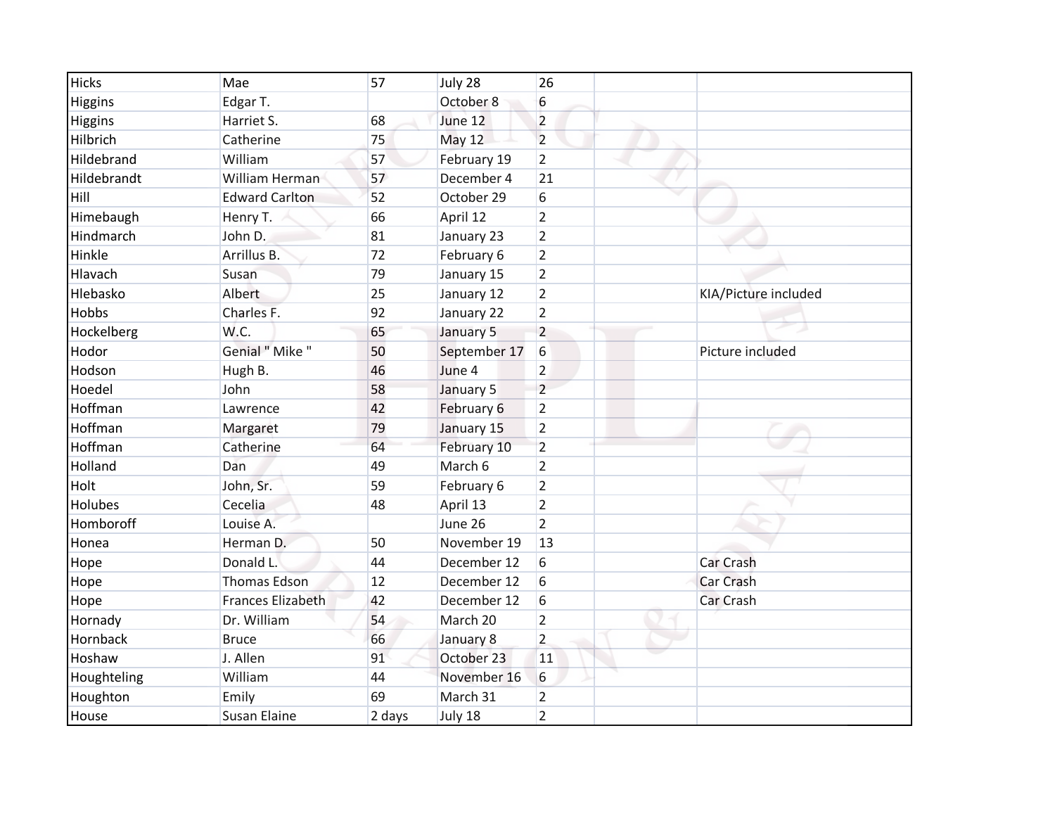| Hicks | Mae | 57 | July 28 | 26 | | |
|---|---|---|---|---|---|---|
| Higgins | Edgar T. | | October 8 | 6 | | |
| Higgins | Harriet S. | 68 | June 12 | 2 | | |
| Hilbrich | Catherine | 75 | May 12 | 2 | | |
| Hildebrand | William | 57 | February 19 | 2 | | |
| Hildebrandt | William Herman | 57 | December 4 | 21 | | |
| Hill | Edward Carlton | 52 | October 29 | 6 | | |
| Himebaugh | Henry T. | 66 | April 12 | 2 | | |
| Hindmarch | John D. | 81 | January 23 | 2 | | |
| Hinkle | Arrillus B. | 72 | February 6 | 2 | | |
| Hlavach | Susan | 79 | January 15 | 2 | | |
| Hlebasko | Albert | 25 | January 12 | 2 | | KIA/Picture included |
| Hobbs | Charles F. | 92 | January 22 | 2 | | |
| Hockelberg | W.C. | 65 | January 5 | 2 | | |
| Hodor | Genial " Mike " | 50 | September 17 | 6 | | Picture included |
| Hodson | Hugh B. | 46 | June 4 | 2 | | |
| Hoedel | John | 58 | January 5 | 2 | | |
| Hoffman | Lawrence | 42 | February 6 | 2 | | |
| Hoffman | Margaret | 79 | January 15 | 2 | | |
| Hoffman | Catherine | 64 | February 10 | 2 | | |
| Holland | Dan | 49 | March 6 | 2 | | |
| Holt | John, Sr. | 59 | February 6 | 2 | | |
| Holubes | Cecelia | 48 | April 13 | 2 | | |
| Homboroff | Louise A. | | June 26 | 2 | | |
| Honea | Herman D. | 50 | November 19 | 13 | | |
| Hope | Donald L. | 44 | December 12 | 6 | | Car Crash |
| Hope | Thomas Edson | 12 | December 12 | 6 | | Car Crash |
| Hope | Frances Elizabeth | 42 | December 12 | 6 | | Car Crash |
| Hornady | Dr. William | 54 | March 20 | 2 | | |
| Hornback | Bruce | 66 | January 8 | 2 | | |
| Hoshaw | J. Allen | 91 | October 23 | 11 | | |
| Houghteling | William | 44 | November 16 | 6 | | |
| Houghton | Emily | 69 | March 31 | 2 | | |
| House | Susan Elaine | 2 days | July 18 | 2 | | |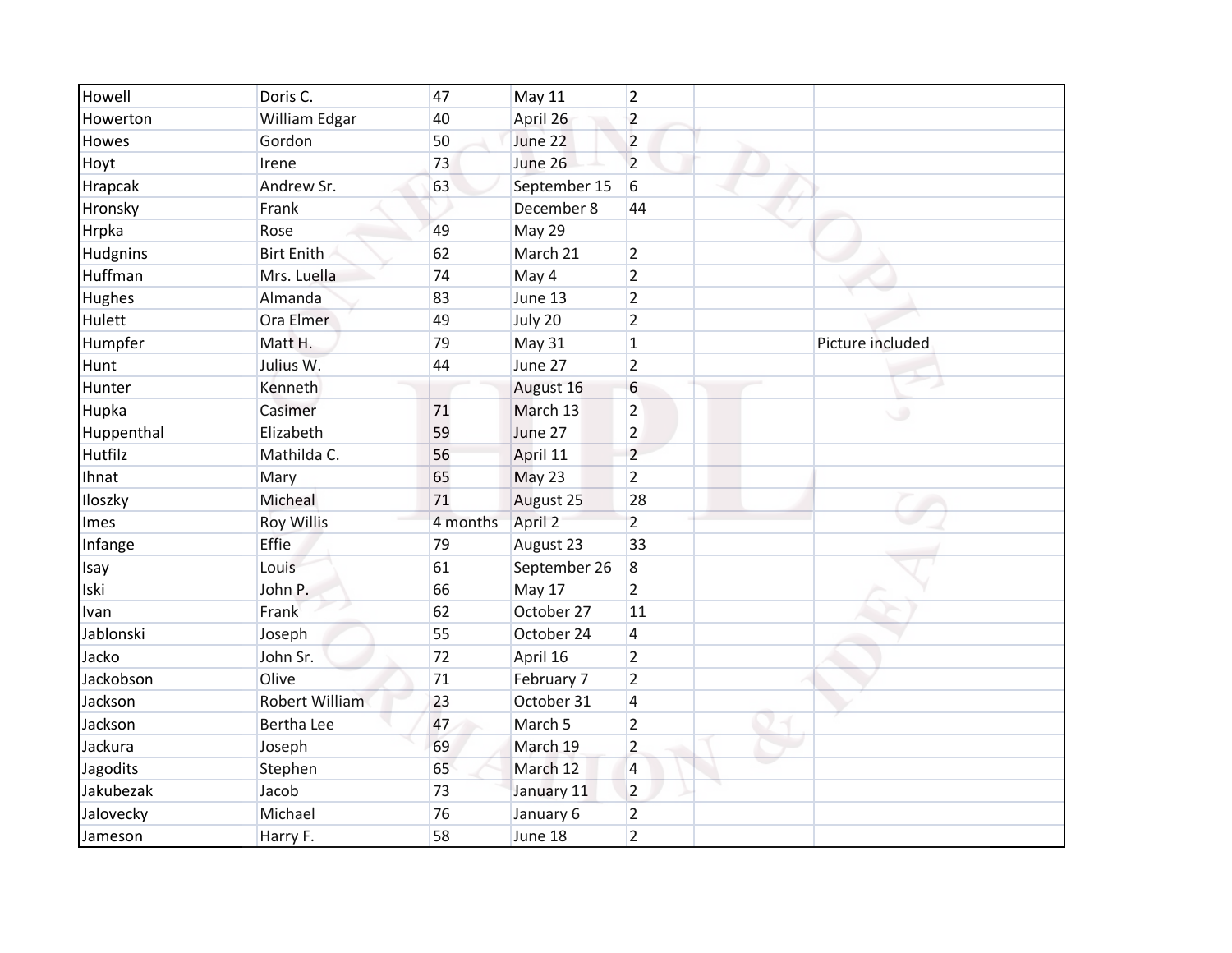| | | | | | | |
|---|---|---|---|---|---|---|
| Howell | Doris C. | 47 | May 11 | 2 | | |
| Howerton | William Edgar | 40 | April 26 | 2 | | |
| Howes | Gordon | 50 | June 22 | 2 | | |
| Hoyt | Irene | 73 | June 26 | 2 | | |
| Hrapcak | Andrew Sr. | 63 | September 15 | 6 | | |
| Hronsky | Frank | | December 8 | 44 | | |
| Hrpka | Rose | 49 | May 29 | | | |
| Hudgnins | Birt Enith | 62 | March 21 | 2 | | |
| Huffman | Mrs. Luella | 74 | May 4 | 2 | | |
| Hughes | Almanda | 83 | June 13 | 2 | | |
| Hulett | Ora Elmer | 49 | July 20 | 2 | | |
| Humpfer | Matt H. | 79 | May 31 | 1 | | Picture included |
| Hunt | Julius W. | 44 | June 27 | 2 | | |
| Hunter | Kenneth | | August 16 | 6 | | |
| Hupka | Casimer | 71 | March 13 | 2 | | |
| Huppenthal | Elizabeth | 59 | June 27 | 2 | | |
| Hutfilz | Mathilda C. | 56 | April 11 | 2 | | |
| Ihnat | Mary | 65 | May 23 | 2 | | |
| Iloszky | Micheal | 71 | August 25 | 28 | | |
| Imes | Roy Willis | 4 months | April 2 | 2 | | |
| Infange | Effie | 79 | August 23 | 33 | | |
| Isay | Louis | 61 | September 26 | 8 | | |
| Iski | John P. | 66 | May 17 | 2 | | |
| Ivan | Frank | 62 | October 27 | 11 | | |
| Jablonski | Joseph | 55 | October 24 | 4 | | |
| Jacko | John Sr. | 72 | April 16 | 2 | | |
| Jackobson | Olive | 71 | February 7 | 2 | | |
| Jackson | Robert William | 23 | October 31 | 4 | | |
| Jackson | Bertha Lee | 47 | March 5 | 2 | | |
| Jackura | Joseph | 69 | March 19 | 2 | | |
| Jagodits | Stephen | 65 | March 12 | 4 | | |
| Jakubezak | Jacob | 73 | January 11 | 2 | | |
| Jalovecky | Michael | 76 | January 6 | 2 | | |
| Jameson | Harry F. | 58 | June 18 | 2 | | |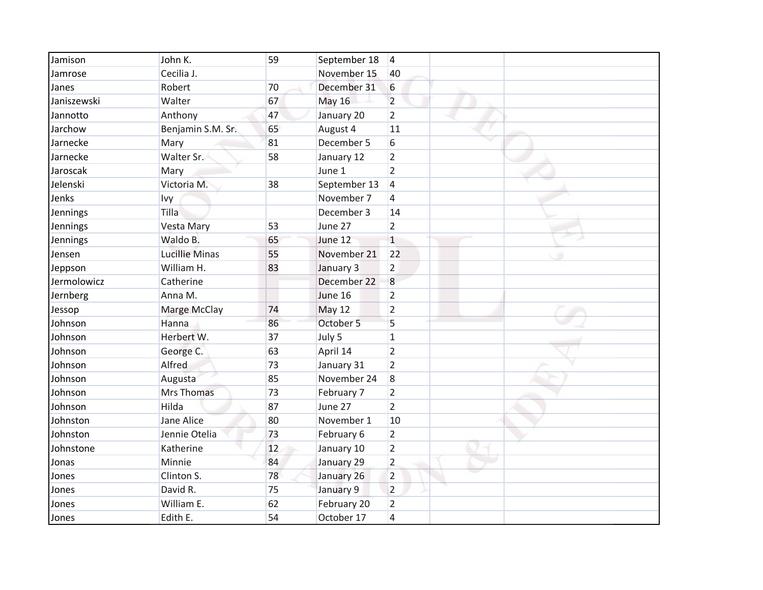| | | | | | | |
|---|---|---|---|---|---|---|
| Jamison | John K. | 59 | September 18 | 4 | | |
| Jamrose | Cecilia J. | | November 15 | 40 | | |
| Janes | Robert | 70 | December 31 | 6 | | |
| Janiszewski | Walter | 67 | May 16 | 2 | | |
| Jannotto | Anthony | 47 | January 20 | 2 | | |
| Jarchow | Benjamin S.M. Sr. | 65 | August 4 | 11 | | |
| Jarnecke | Mary | 81 | December 5 | 6 | | |
| Jarnecke | Walter Sr. | 58 | January 12 | 2 | | |
| Jaroscak | Mary | | June 1 | 2 | | |
| Jelenski | Victoria M. | 38 | September 13 | 4 | | |
| Jenks | Ivy | | November 7 | 4 | | |
| Jennings | Tilla | | December 3 | 14 | | |
| Jennings | Vesta Mary | 53 | June 27 | 2 | | |
| Jennings | Waldo B. | 65 | June 12 | 1 | | |
| Jensen | Lucillie Minas | 55 | November 21 | 22 | | |
| Jeppson | William H. | 83 | January 3 | 2 | | |
| Jermolowicz | Catherine | | December 22 | 8 | | |
| Jernberg | Anna M. | | June 16 | 2 | | |
| Jessop | Marge McClay | 74 | May 12 | 2 | | |
| Johnson | Hanna | 86 | October 5 | 5 | | |
| Johnson | Herbert W. | 37 | July 5 | 1 | | |
| Johnson | George C. | 63 | April 14 | 2 | | |
| Johnson | Alfred | 73 | January 31 | 2 | | |
| Johnson | Augusta | 85 | November 24 | 8 | | |
| Johnson | Mrs Thomas | 73 | February 7 | 2 | | |
| Johnson | Hilda | 87 | June 27 | 2 | | |
| Johnston | Jane Alice | 80 | November 1 | 10 | | |
| Johnston | Jennie Otelia | 73 | February 6 | 2 | | |
| Johnstone | Katherine | 12 | January 10 | 2 | | |
| Jonas | Minnie | 84 | January 29 | 2 | | |
| Jones | Clinton S. | 78 | January 26 | 2 | | |
| Jones | David R. | 75 | January 9 | 2 | | |
| Jones | William E. | 62 | February 20 | 2 | | |
| Jones | Edith E. | 54 | October 17 | 4 | | |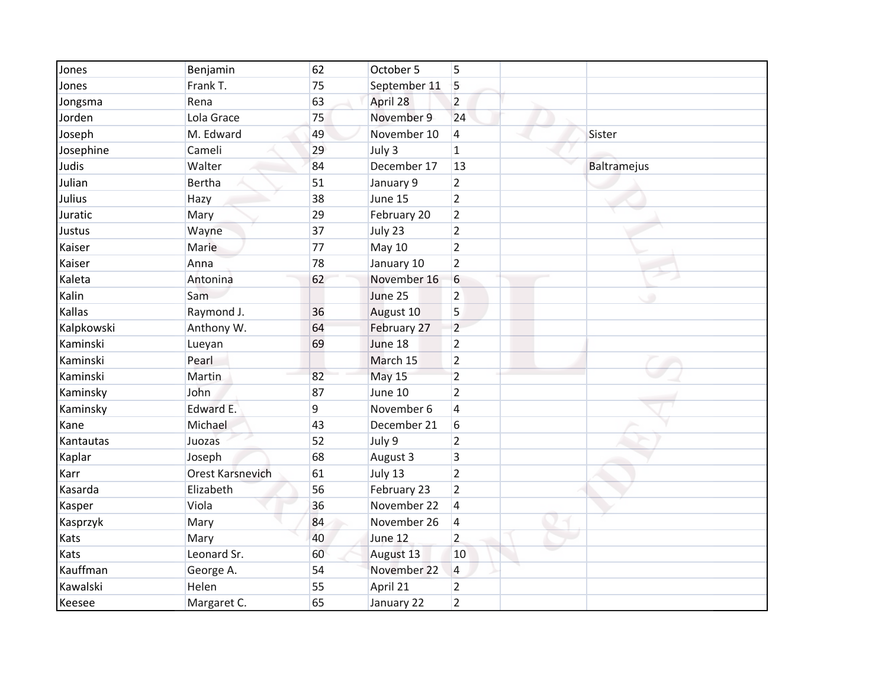| | | | | | | |
|---|---|---|---|---|---|---|
| Jones | Benjamin | 62 | October 5 | 5 | | |
| Jones | Frank T. | 75 | September 11 | 5 | | |
| Jongsma | Rena | 63 | April 28 | 2 | | |
| Jorden | Lola Grace | 75 | November 9 | 24 | | |
| Joseph | M. Edward | 49 | November 10 | 4 | | Sister |
| Josephine | Cameli | 29 | July 3 | 1 | | |
| Judis | Walter | 84 | December 17 | 13 | | Baltramejus |
| Julian | Bertha | 51 | January 9 | 2 | | |
| Julius | Hazy | 38 | June 15 | 2 | | |
| Juratic | Mary | 29 | February 20 | 2 | | |
| Justus | Wayne | 37 | July 23 | 2 | | |
| Kaiser | Marie | 77 | May 10 | 2 | | |
| Kaiser | Anna | 78 | January 10 | 2 | | |
| Kaleta | Antonina | 62 | November 16 | 6 | | |
| Kalin | Sam | | June 25 | 2 | | |
| Kallas | Raymond J. | 36 | August 10 | 5 | | |
| Kalpkowski | Anthony W. | 64 | February 27 | 2 | | |
| Kaminski | Lueyan | 69 | June 18 | 2 | | |
| Kaminski | Pearl | | March 15 | 2 | | |
| Kaminski | Martin | 82 | May 15 | 2 | | |
| Kaminsky | John | 87 | June 10 | 2 | | |
| Kaminsky | Edward E. | 9 | November 6 | 4 | | |
| Kane | Michael | 43 | December 21 | 6 | | |
| Kantautas | Juozas | 52 | July 9 | 2 | | |
| Kaplar | Joseph | 68 | August 3 | 3 | | |
| Karr | Orest Karsnevich | 61 | July 13 | 2 | | |
| Kasarda | Elizabeth | 56 | February 23 | 2 | | |
| Kasper | Viola | 36 | November 22 | 4 | | |
| Kasprzyk | Mary | 84 | November 26 | 4 | | |
| Kats | Mary | 40 | June 12 | 2 | | |
| Kats | Leonard Sr. | 60 | August 13 | 10 | | |
| Kauffman | George A. | 54 | November 22 | 4 | | |
| Kawalski | Helen | 55 | April 21 | 2 | | |
| Keesee | Margaret C. | 65 | January 22 | 2 | | |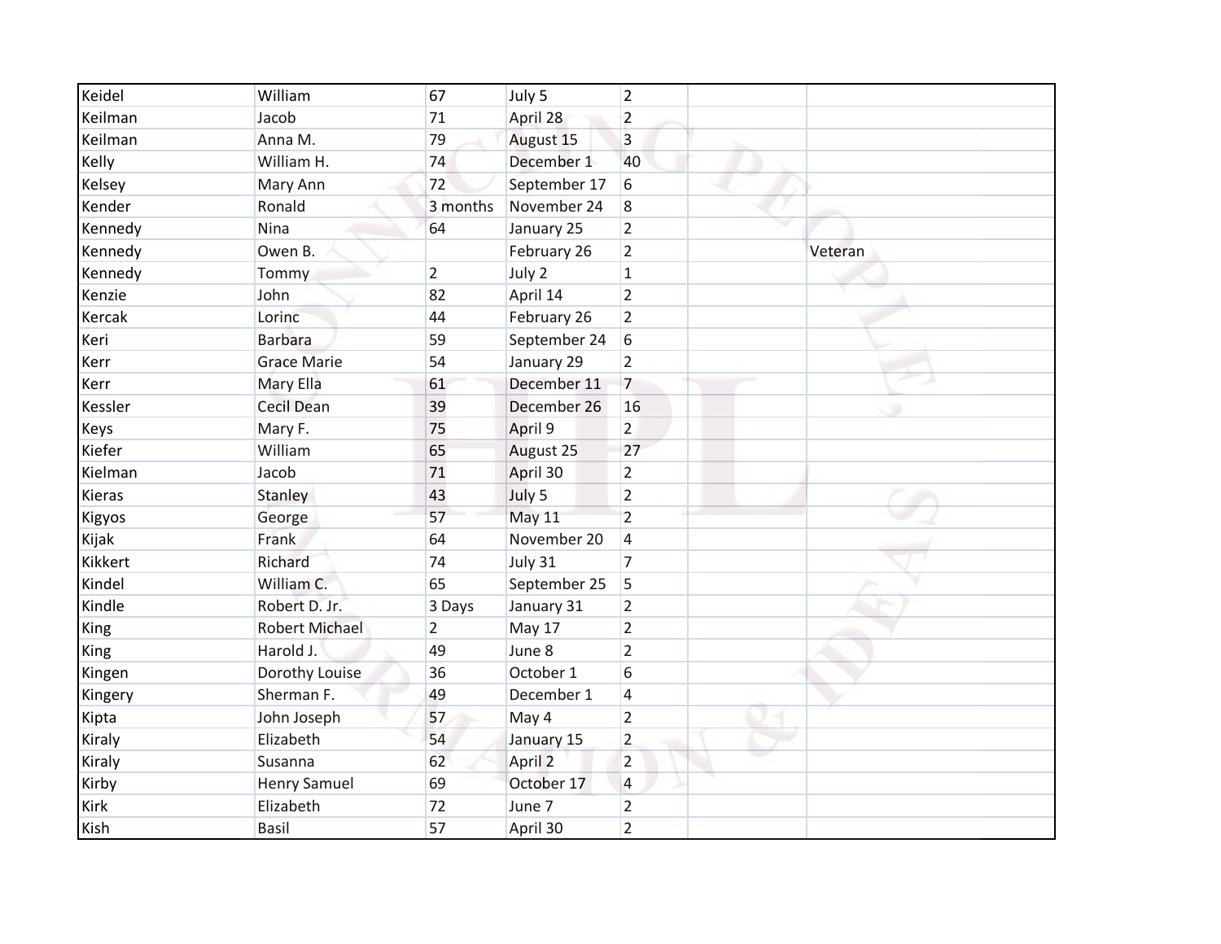| | | | | | | |
|---|---|---|---|---|---|---|
| Keidel | William | 67 | July 5 | 2 | | |
| Keilman | Jacob | 71 | April 28 | 2 | | |
| Keilman | Anna M. | 79 | August 15 | 3 | | |
| Kelly | William H. | 74 | December 1 | 40 | | |
| Kelsey | Mary Ann | 72 | September 17 | 6 | | |
| Kender | Ronald | 3 months | November 24 | 8 | | |
| Kennedy | Nina | 64 | January 25 | 2 | | |
| Kennedy | Owen B. | | February 26 | 2 | | Veteran |
| Kennedy | Tommy | 2 | July 2 | 1 | | |
| Kenzie | John | 82 | April 14 | 2 | | |
| Kercak | Lorinc | 44 | February 26 | 2 | | |
| Keri | Barbara | 59 | September 24 | 6 | | |
| Kerr | Grace Marie | 54 | January 29 | 2 | | |
| Kerr | Mary Ella | 61 | December 11 | 7 | | |
| Kessler | Cecil Dean | 39 | December 26 | 16 | | |
| Keys | Mary F. | 75 | April 9 | 2 | | |
| Kiefer | William | 65 | August 25 | 27 | | |
| Kielman | Jacob | 71 | April 30 | 2 | | |
| Kieras | Stanley | 43 | July 5 | 2 | | |
| Kigyos | George | 57 | May 11 | 2 | | |
| Kijak | Frank | 64 | November 20 | 4 | | |
| Kikkert | Richard | 74 | July 31 | 7 | | |
| Kindel | William C. | 65 | September 25 | 5 | | |
| Kindle | Robert D. Jr. | 3 Days | January 31 | 2 | | |
| King | Robert Michael | 2 | May 17 | 2 | | |
| King | Harold J. | 49 | June 8 | 2 | | |
| Kingen | Dorothy Louise | 36 | October 1 | 6 | | |
| Kingery | Sherman F. | 49 | December 1 | 4 | | |
| Kipta | John Joseph | 57 | May 4 | 2 | | |
| Kiraly | Elizabeth | 54 | January 15 | 2 | | |
| Kiraly | Susanna | 62 | April 2 | 2 | | |
| Kirby | Henry Samuel | 69 | October 17 | 4 | | |
| Kirk | Elizabeth | 72 | June 7 | 2 | | |
| Kish | Basil | 57 | April 30 | 2 | | |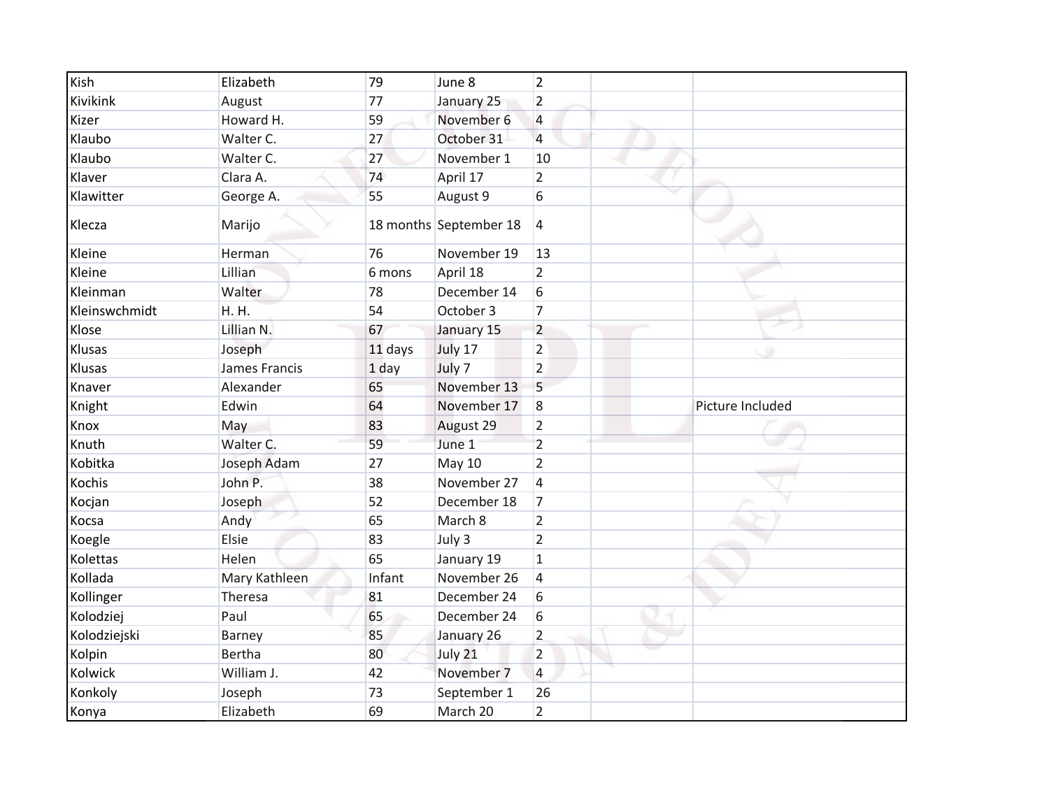| | | | | | | |
|---|---|---|---|---|---|---|
| Kish | Elizabeth | 79 | June 8 | 2 | | |
| Kivikink | August | 77 | January 25 | 2 | | |
| Kizer | Howard H. | 59 | November 6 | 4 | | |
| Klaubo | Walter C. | 27 | October 31 | 4 | | |
| Klaubo | Walter C. | 27 | November 1 | 10 | | |
| Klaver | Clara A. | 74 | April 17 | 2 | | |
| Klawitter | George A. | 55 | August 9 | 6 | | |
| Klecza | Marijo | 18 months | September 18 | 4 | | |
| Kleine | Herman | 76 | November 19 | 13 | | |
| Kleine | Lillian | 6 mons | April 18 | 2 | | |
| Kleinman | Walter | 78 | December 14 | 6 | | |
| Kleinswchmidt | H. H. | 54 | October 3 | 7 | | |
| Klose | Lillian N. | 67 | January 15 | 2 | | |
| Klusas | Joseph | 11 days | July 17 | 2 | | |
| Klusas | James Francis | 1 day | July 7 | 2 | | |
| Knaver | Alexander | 65 | November 13 | 5 | | |
| Knight | Edwin | 64 | November 17 | 8 | | Picture Included |
| Knox | May | 83 | August 29 | 2 | | |
| Knuth | Walter C. | 59 | June 1 | 2 | | |
| Kobitka | Joseph Adam | 27 | May 10 | 2 | | |
| Kochis | John P. | 38 | November 27 | 4 | | |
| Kocjan | Joseph | 52 | December 18 | 7 | | |
| Kocsa | Andy | 65 | March 8 | 2 | | |
| Koegle | Elsie | 83 | July 3 | 2 | | |
| Kolettas | Helen | 65 | January 19 | 1 | | |
| Kollada | Mary Kathleen | Infant | November 26 | 4 | | |
| Kollinger | Theresa | 81 | December 24 | 6 | | |
| Kolodziej | Paul | 65 | December 24 | 6 | | |
| Kolodziejski | Barney | 85 | January 26 | 2 | | |
| Kolpin | Bertha | 80 | July 21 | 2 | | |
| Kolwick | William J. | 42 | November 7 | 4 | | |
| Konkoly | Joseph | 73 | September 1 | 26 | | |
| Konya | Elizabeth | 69 | March 20 | 2 | | |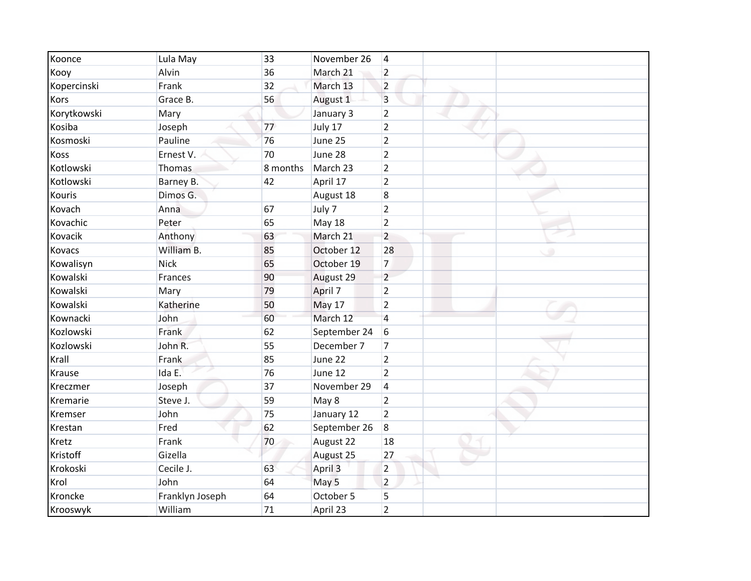| | | | | | | |
|---|---|---|---|---|---|---|
| Koonce | Lula May | 33 | November 26 | 4 | | |
| Kooy | Alvin | 36 | March 21 | 2 | | |
| Kopercinski | Frank | 32 | March 13 | 2 | | |
| Kors | Grace B. | 56 | August 1 | 3 | | |
| Korytkowski | Mary | | January 3 | 2 | | |
| Kosiba | Joseph | 77 | July 17 | 2 | | |
| Kosmoski | Pauline | 76 | June 25 | 2 | | |
| Koss | Ernest V. | 70 | June 28 | 2 | | |
| Kotlowski | Thomas | 8 months | March 23 | 2 | | |
| Kotlowski | Barney B. | 42 | April 17 | 2 | | |
| Kouris | Dimos G. | | August 18 | 8 | | |
| Kovach | Anna | 67 | July 7 | 2 | | |
| Kovachic | Peter | 65 | May 18 | 2 | | |
| Kovacik | Anthony | 63 | March 21 | 2 | | |
| Kovacs | William B. | 85 | October 12 | 28 | | |
| Kowalisyn | Nick | 65 | October 19 | 7 | | |
| Kowalski | Frances | 90 | August 29 | 2 | | |
| Kowalski | Mary | 79 | April 7 | 2 | | |
| Kowalski | Katherine | 50 | May 17 | 2 | | |
| Kownacki | John | 60 | March 12 | 4 | | |
| Kozlowski | Frank | 62 | September 24 | 6 | | |
| Kozlowski | John R. | 55 | December 7 | 7 | | |
| Krall | Frank | 85 | June 22 | 2 | | |
| Krause | Ida E. | 76 | June 12 | 2 | | |
| Kreczmer | Joseph | 37 | November 29 | 4 | | |
| Kremarie | Steve J. | 59 | May 8 | 2 | | |
| Kremser | John | 75 | January 12 | 2 | | |
| Krestan | Fred | 62 | September 26 | 8 | | |
| Kretz | Frank | 70 | August 22 | 18 | | |
| Kristoff | Gizella | | August 25 | 27 | | |
| Krokoski | Cecile J. | 63 | April 3 | 2 | | |
| Krol | John | 64 | May 5 | 2 | | |
| Kroncke | Franklyn Joseph | 64 | October 5 | 5 | | |
| Krooswyk | William | 71 | April 23 | 2 | | |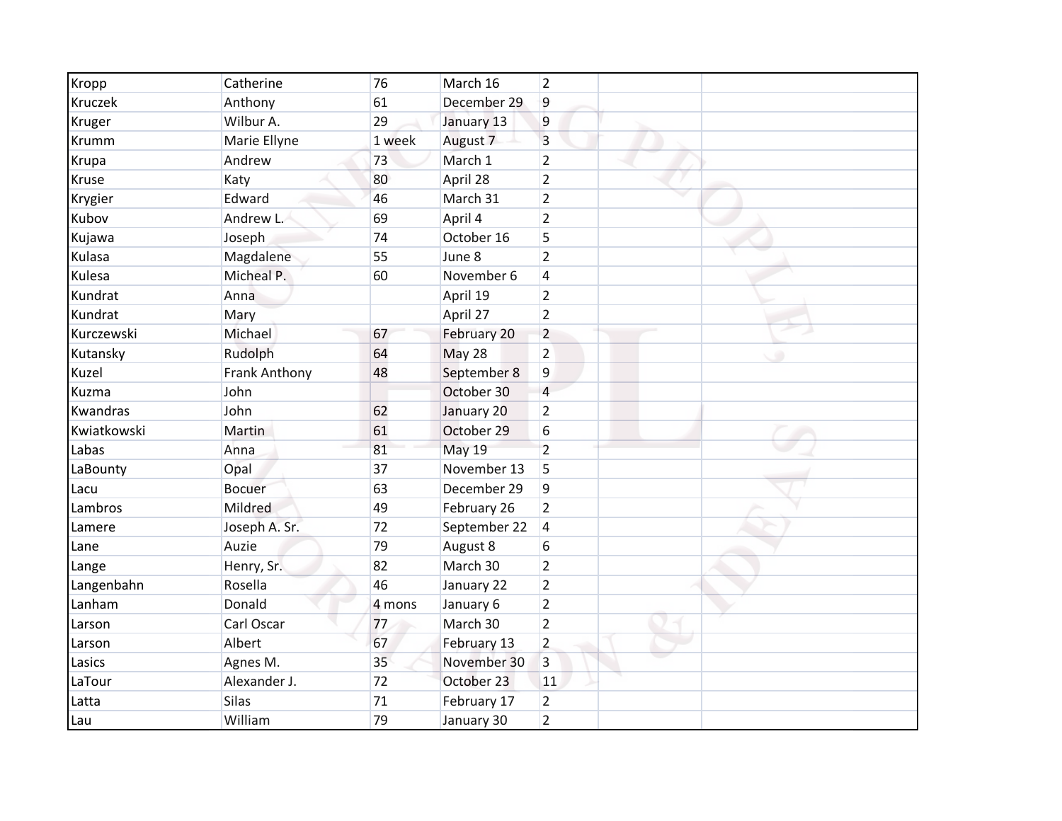| | | | | | | |
|---|---|---|---|---|---|---|
| Kropp | Catherine | 76 | March 16 | 2 | | |
| Kruczek | Anthony | 61 | December 29 | 9 | | |
| Kruger | Wilbur A. | 29 | January 13 | 9 | | |
| Krumm | Marie Ellyne | 1 week | August 7 | 3 | | |
| Krupa | Andrew | 73 | March 1 | 2 | | |
| Kruse | Katy | 80 | April 28 | 2 | | |
| Krygier | Edward | 46 | March 31 | 2 | | |
| Kubov | Andrew L. | 69 | April 4 | 2 | | |
| Kujawa | Joseph | 74 | October 16 | 5 | | |
| Kulasa | Magdalene | 55 | June 8 | 2 | | |
| Kulesa | Micheal P. | 60 | November 6 | 4 | | |
| Kundrat | Anna | | April 19 | 2 | | |
| Kundrat | Mary | | April 27 | 2 | | |
| Kurczewski | Michael | 67 | February 20 | 2 | | |
| Kutansky | Rudolph | 64 | May 28 | 2 | | |
| Kuzel | Frank Anthony | 48 | September 8 | 9 | | |
| Kuzma | John | | October 30 | 4 | | |
| Kwandras | John | 62 | January 20 | 2 | | |
| Kwiatkowski | Martin | 61 | October 29 | 6 | | |
| Labas | Anna | 81 | May 19 | 2 | | |
| LaBounty | Opal | 37 | November 13 | 5 | | |
| Lacu | Bocuer | 63 | December 29 | 9 | | |
| Lambros | Mildred | 49 | February 26 | 2 | | |
| Lamere | Joseph A. Sr. | 72 | September 22 | 4 | | |
| Lane | Auzie | 79 | August 8 | 6 | | |
| Lange | Henry, Sr. | 82 | March 30 | 2 | | |
| Langenbahn | Rosella | 46 | January 22 | 2 | | |
| Lanham | Donald | 4 mons | January 6 | 2 | | |
| Larson | Carl Oscar | 77 | March 30 | 2 | | |
| Larson | Albert | 67 | February 13 | 2 | | |
| Lasics | Agnes M. | 35 | November 30 | 3 | | |
| LaTour | Alexander J. | 72 | October 23 | 11 | | |
| Latta | Silas | 71 | February 17 | 2 | | |
| Lau | William | 79 | January 30 | 2 | | |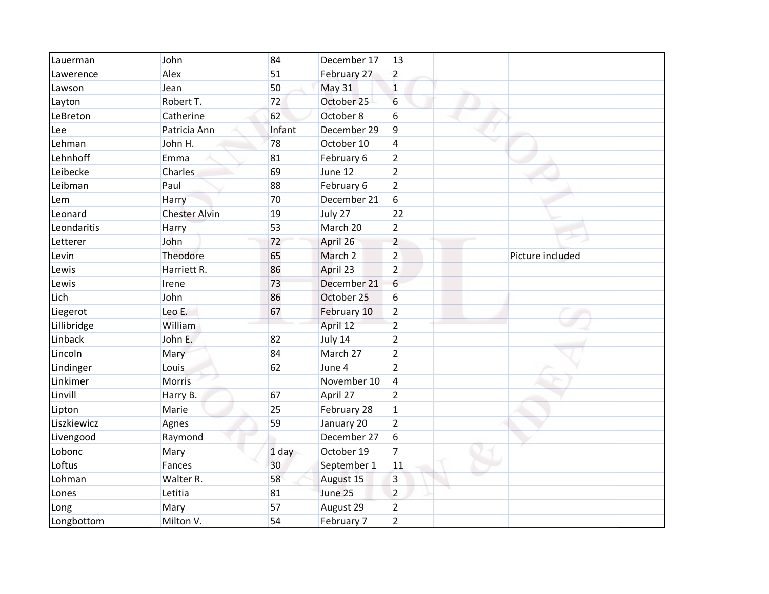| | | | | | | |
|---|---|---|---|---|---|---|
| Lauerman | John | 84 | December 17 | 13 | | |
| Lawerence | Alex | 51 | February 27 | 2 | | |
| Lawson | Jean | 50 | May 31 | 1 | | |
| Layton | Robert T. | 72 | October 25 | 6 | | |
| LeBreton | Catherine | 62 | October 8 | 6 | | |
| Lee | Patricia Ann | Infant | December 29 | 9 | | |
| Lehman | John H. | 78 | October 10 | 4 | | |
| Lehnhoff | Emma | 81 | February 6 | 2 | | |
| Leibecke | Charles | 69 | June 12 | 2 | | |
| Leibman | Paul | 88 | February 6 | 2 | | |
| Lem | Harry | 70 | December 21 | 6 | | |
| Leonard | Chester Alvin | 19 | July 27 | 22 | | |
| Leondaritis | Harry | 53 | March 20 | 2 | | |
| Letterer | John | 72 | April 26 | 2 | | |
| Levin | Theodore | 65 | March 2 | 2 | | Picture included |
| Lewis | Harriett R. | 86 | April 23 | 2 | | |
| Lewis | Irene | 73 | December 21 | 6 | | |
| Lich | John | 86 | October 25 | 6 | | |
| Liegerot | Leo E. | 67 | February 10 | 2 | | |
| Lillibridge | William | | April 12 | 2 | | |
| Linback | John E. | 82 | July 14 | 2 | | |
| Lincoln | Mary | 84 | March 27 | 2 | | |
| Lindinger | Louis | 62 | June 4 | 2 | | |
| Linkimer | Morris | | November 10 | 4 | | |
| Linvill | Harry B. | 67 | April 27 | 2 | | |
| Lipton | Marie | 25 | February 28 | 1 | | |
| Liszkiewicz | Agnes | 59 | January 20 | 2 | | |
| Livengood | Raymond | | December 27 | 6 | | |
| Lobonc | Mary | 1 day | October 19 | 7 | | |
| Loftus | Fances | 30 | September 1 | 11 | | |
| Lohman | Walter R. | 58 | August 15 | 3 | | |
| Lones | Letitia | 81 | June 25 | 2 | | |
| Long | Mary | 57 | August 29 | 2 | | |
| Longbottom | Milton V. | 54 | February 7 | 2 | | |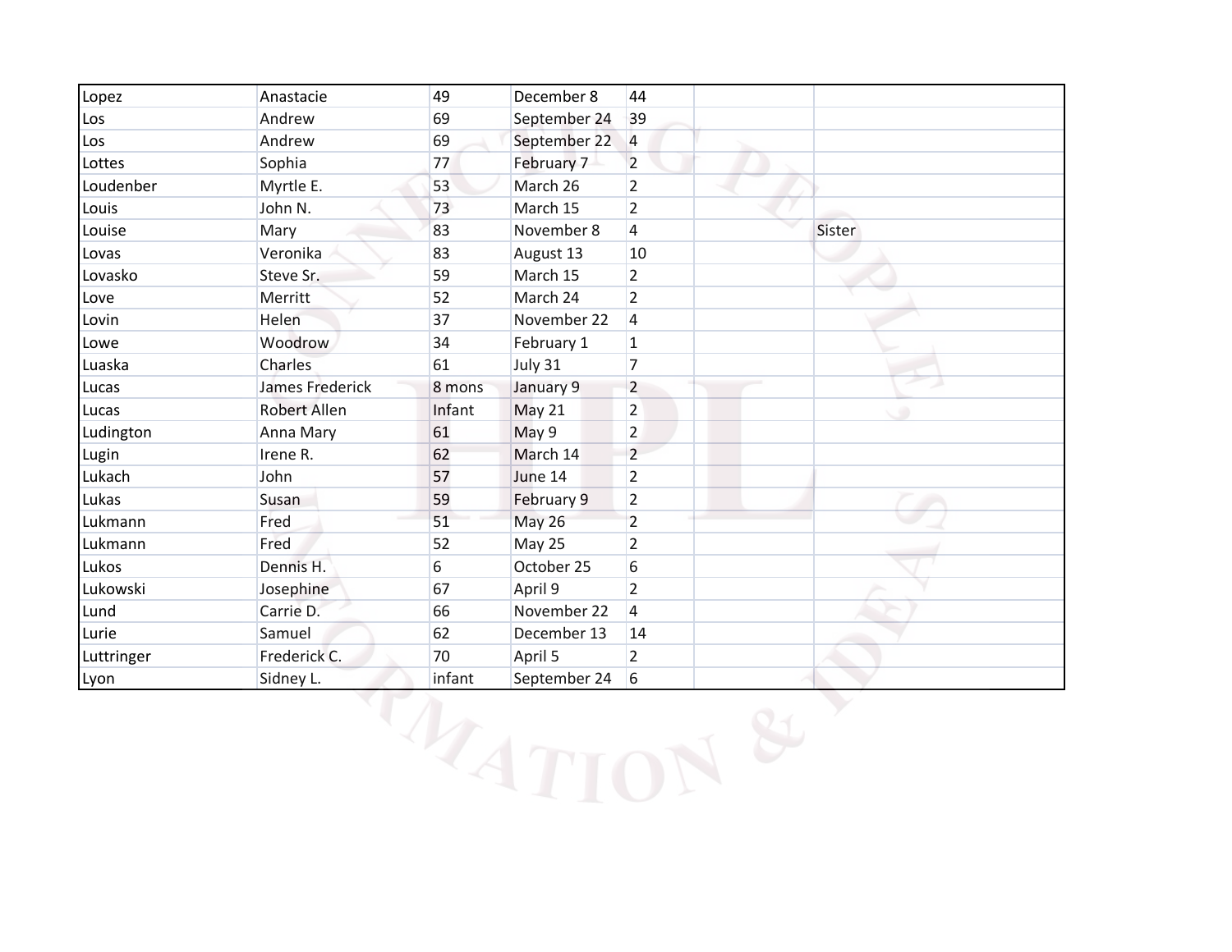| | | | | | | |
|---|---|---|---|---|---|---|
| Lopez | Anastacie | 49 | December 8 | 44 | | |
| Los | Andrew | 69 | September 24 | 39 | | |
| Los | Andrew | 69 | September 22 | 4 | | |
| Lottes | Sophia | 77 | February 7 | 2 | | |
| Loudenber | Myrtle E. | 53 | March 26 | 2 | | |
| Louis | John N. | 73 | March 15 | 2 | | |
| Louise | Mary | 83 | November 8 | 4 | | Sister |
| Lovas | Veronika | 83 | August 13 | 10 | | |
| Lovasko | Steve Sr. | 59 | March 15 | 2 | | |
| Love | Merritt | 52 | March 24 | 2 | | |
| Lovin | Helen | 37 | November 22 | 4 | | |
| Lowe | Woodrow | 34 | February 1 | 1 | | |
| Luaska | Charles | 61 | July 31 | 7 | | |
| Lucas | James Frederick | 8 mons | January 9 | 2 | | |
| Lucas | Robert Allen | Infant | May 21 | 2 | | |
| Ludington | Anna Mary | 61 | May 9 | 2 | | |
| Lugin | Irene R. | 62 | March 14 | 2 | | |
| Lukach | John | 57 | June 14 | 2 | | |
| Lukas | Susan | 59 | February 9 | 2 | | |
| Lukmann | Fred | 51 | May 26 | 2 | | |
| Lukmann | Fred | 52 | May 25 | 2 | | |
| Lukos | Dennis H. | 6 | October 25 | 6 | | |
| Lukowski | Josephine | 67 | April 9 | 2 | | |
| Lund | Carrie D. | 66 | November 22 | 4 | | |
| Lurie | Samuel | 62 | December 13 | 14 | | |
| Luttringer | Frederick C. | 70 | April 5 | 2 | | |
| Lyon | Sidney L. | infant | September 24 | 6 | | |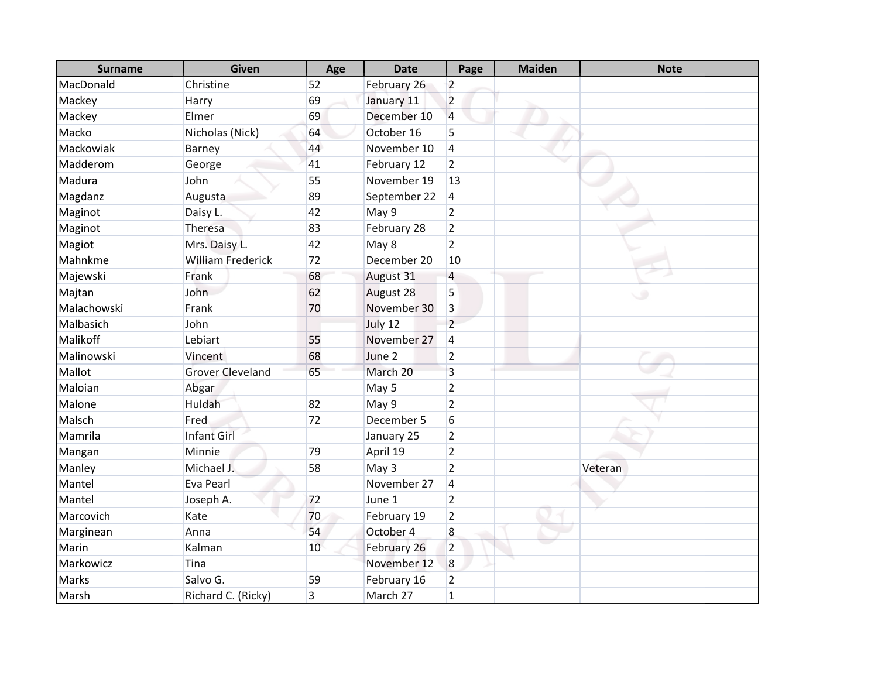| Surname | Given | Age | Date | Page | Maiden | Note |
| --- | --- | --- | --- | --- | --- | --- |
| MacDonald | Christine | 52 | February 26 | 2 | | |
| Mackey | Harry | 69 | January 11 | 2 | | |
| Mackey | Elmer | 69 | December 10 | 4 | | |
| Macko | Nicholas (Nick) | 64 | October 16 | 5 | | |
| Mackowiak | Barney | 44 | November 10 | 4 | | |
| Madderom | George | 41 | February 12 | 2 | | |
| Madura | John | 55 | November 19 | 13 | | |
| Magdanz | Augusta | 89 | September 22 | 4 | | |
| Maginot | Daisy L. | 42 | May 9 | 2 | | |
| Maginot | Theresa | 83 | February 28 | 2 | | |
| Magiot | Mrs. Daisy L. | 42 | May 8 | 2 | | |
| Mahnkme | William Frederick | 72 | December 20 | 10 | | |
| Majewski | Frank | 68 | August 31 | 4 | | |
| Majtan | John | 62 | August 28 | 5 | | |
| Malachowski | Frank | 70 | November 30 | 3 | | |
| Malbasich | John | | July 12 | 2 | | |
| Malikoff | Lebiart | 55 | November 27 | 4 | | |
| Malinowski | Vincent | 68 | June 2 | 2 | | |
| Mallot | Grover Cleveland | 65 | March 20 | 3 | | |
| Maloian | Abgar | | May 5 | 2 | | |
| Malone | Huldah | 82 | May 9 | 2 | | |
| Malsch | Fred | 72 | December 5 | 6 | | |
| Mamrila | Infant Girl | | January 25 | 2 | | |
| Mangan | Minnie | 79 | April 19 | 2 | | |
| Manley | Michael J. | 58 | May 3 | 2 | | Veteran |
| Mantel | Eva Pearl | | November 27 | 4 | | |
| Mantel | Joseph A. | 72 | June 1 | 2 | | |
| Marcovich | Kate | 70 | February 19 | 2 | | |
| Marginean | Anna | 54 | October 4 | 8 | | |
| Marin | Kalman | 10 | February 26 | 2 | | |
| Markowicz | Tina | | November 12 | 8 | | |
| Marks | Salvo G. | 59 | February 16 | 2 | | |
| Marsh | Richard C. (Ricky) | 3 | March 27 | 1 | | |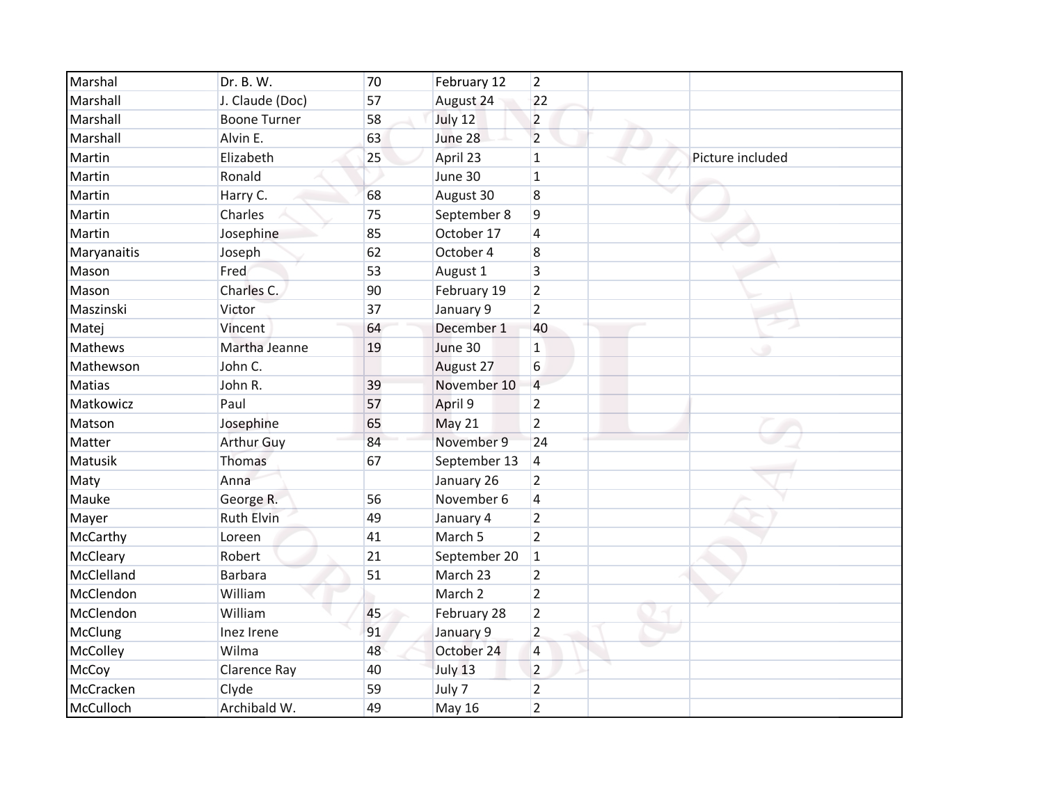| | | | | | | |
|---|---|---|---|---|---|---|
| Marshal | Dr. B. W. | 70 | February 12 | 2 | | |
| Marshall | J. Claude (Doc) | 57 | August 24 | 22 | | |
| Marshall | Boone Turner | 58 | July 12 | 2 | | |
| Marshall | Alvin E. | 63 | June 28 | 2 | | |
| Martin | Elizabeth | 25 | April 23 | 1 | | Picture included |
| Martin | Ronald | | June 30 | 1 | | |
| Martin | Harry C. | 68 | August 30 | 8 | | |
| Martin | Charles | 75 | September 8 | 9 | | |
| Martin | Josephine | 85 | October 17 | 4 | | |
| Maryanaitis | Joseph | 62 | October 4 | 8 | | |
| Mason | Fred | 53 | August 1 | 3 | | |
| Mason | Charles C. | 90 | February 19 | 2 | | |
| Maszinski | Victor | 37 | January 9 | 2 | | |
| Matej | Vincent | 64 | December 1 | 40 | | |
| Mathews | Martha Jeanne | 19 | June 30 | 1 | | |
| Mathewson | John C. | | August 27 | 6 | | |
| Matias | John R. | 39 | November 10 | 4 | | |
| Matkowicz | Paul | 57 | April 9 | 2 | | |
| Matson | Josephine | 65 | May 21 | 2 | | |
| Matter | Arthur Guy | 84 | November 9 | 24 | | |
| Matusik | Thomas | 67 | September 13 | 4 | | |
| Maty | Anna | | January 26 | 2 | | |
| Mauke | George R. | 56 | November 6 | 4 | | |
| Mayer | Ruth Elvin | 49 | January 4 | 2 | | |
| McCarthy | Loreen | 41 | March 5 | 2 | | |
| McCleary | Robert | 21 | September 20 | 1 | | |
| McClelland | Barbara | 51 | March 23 | 2 | | |
| McClendon | William | | March 2 | 2 | | |
| McClendon | William | 45 | February 28 | 2 | | |
| McClung | Inez Irene | 91 | January 9 | 2 | | |
| McColley | Wilma | 48 | October 24 | 4 | | |
| McCoy | Clarence Ray | 40 | July 13 | 2 | | |
| McCracken | Clyde | 59 | July 7 | 2 | | |
| McCulloch | Archibald W. | 49 | May 16 | 2 | | |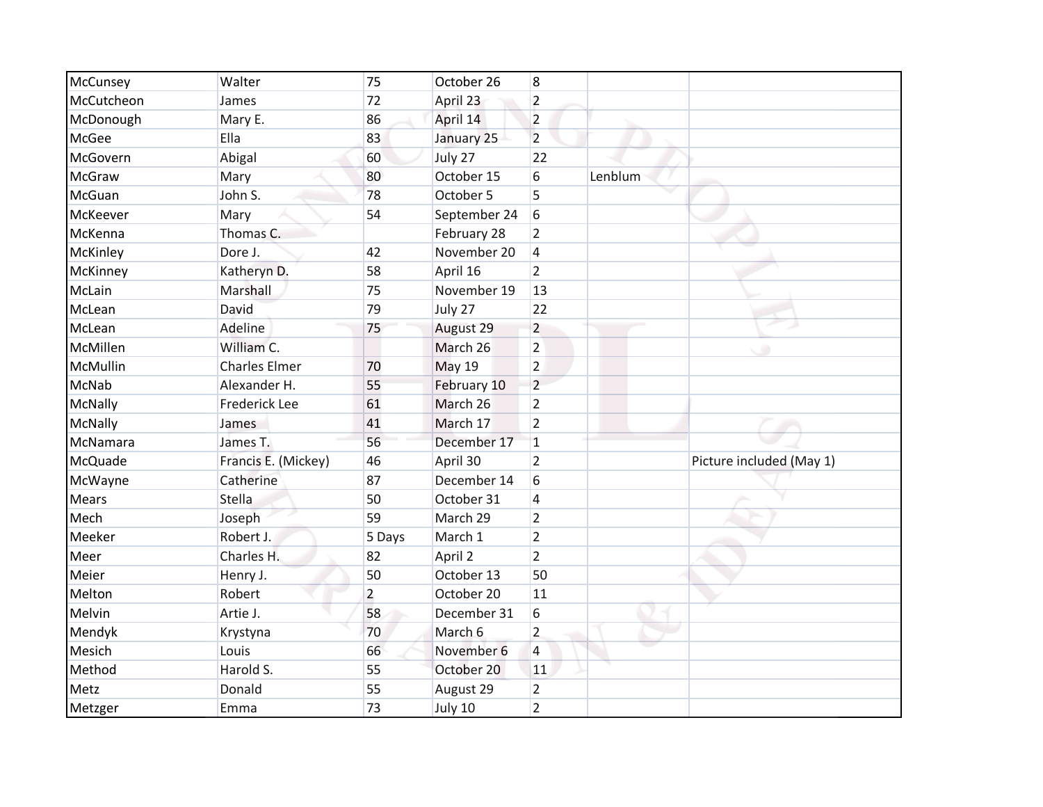| | | | | | | |
|---|---|---|---|---|---|---|
| McCunsey | Walter | 75 | October 26 | 8 | | |
| McCutcheon | James | 72 | April 23 | 2 | | |
| McDonough | Mary E. | 86 | April 14 | 2 | | |
| McGee | Ella | 83 | January 25 | 2 | | |
| McGovern | Abigal | 60 | July 27 | 22 | | |
| McGraw | Mary | 80 | October 15 | 6 | Lenblum | |
| McGuan | John S. | 78 | October 5 | 5 | | |
| McKeever | Mary | 54 | September 24 | 6 | | |
| McKenna | Thomas C. | | February 28 | 2 | | |
| McKinley | Dore J. | 42 | November 20 | 4 | | |
| McKinney | Katheryn D. | 58 | April 16 | 2 | | |
| McLain | Marshall | 75 | November 19 | 13 | | |
| McLean | David | 79 | July 27 | 22 | | |
| McLean | Adeline | 75 | August 29 | 2 | | |
| McMillen | William C. | | March 26 | 2 | | |
| McMullin | Charles Elmer | 70 | May 19 | 2 | | |
| McNab | Alexander H. | 55 | February 10 | 2 | | |
| McNally | Frederick Lee | 61 | March 26 | 2 | | |
| McNally | James | 41 | March 17 | 2 | | |
| McNamara | James T. | 56 | December 17 | 1 | | |
| McQuade | Francis E. (Mickey) | 46 | April 30 | 2 | | Picture included (May 1) |
| McWayne | Catherine | 87 | December 14 | 6 | | |
| Mears | Stella | 50 | October 31 | 4 | | |
| Mech | Joseph | 59 | March 29 | 2 | | |
| Meeker | Robert J. | 5 Days | March 1 | 2 | | |
| Meer | Charles H. | 82 | April 2 | 2 | | |
| Meier | Henry J. | 50 | October 13 | 50 | | |
| Melton | Robert | 2 | October 20 | 11 | | |
| Melvin | Artie J. | 58 | December 31 | 6 | | |
| Mendyk | Krystyna | 70 | March 6 | 2 | | |
| Mesich | Louis | 66 | November 6 | 4 | | |
| Method | Harold S. | 55 | October 20 | 11 | | |
| Metz | Donald | 55 | August 29 | 2 | | |
| Metzger | Emma | 73 | July 10 | 2 | | |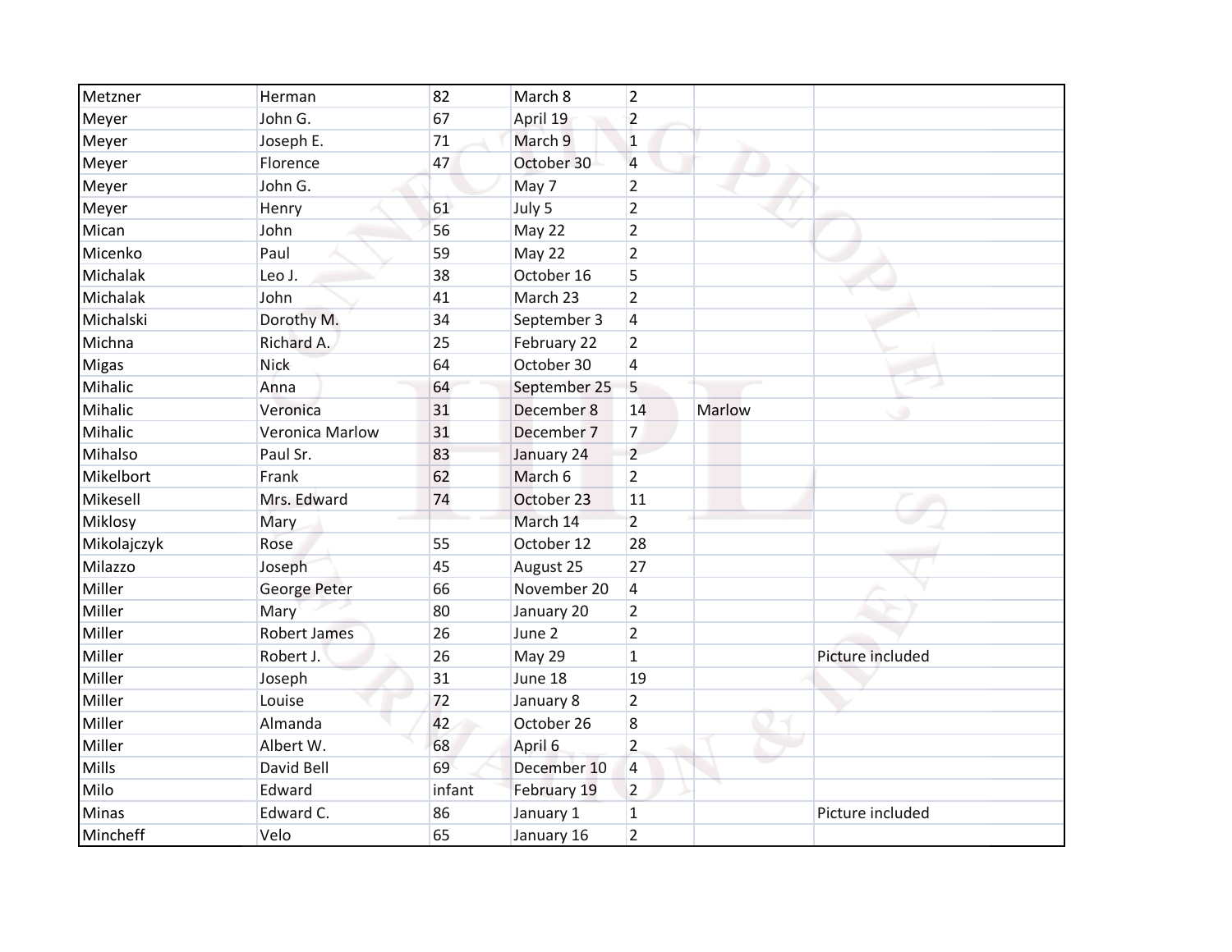| | | | | | | |
|---|---|---|---|---|---|---|
| Metzner | Herman | 82 | March 8 | 2 | | |
| Meyer | John G. | 67 | April 19 | 2 | | |
| Meyer | Joseph E. | 71 | March 9 | 1 | | |
| Meyer | Florence | 47 | October 30 | 4 | | |
| Meyer | John G. | | May 7 | 2 | | |
| Meyer | Henry | 61 | July 5 | 2 | | |
| Mican | John | 56 | May 22 | 2 | | |
| Micenko | Paul | 59 | May 22 | 2 | | |
| Michalak | Leo J. | 38 | October 16 | 5 | | |
| Michalak | John | 41 | March 23 | 2 | | |
| Michalski | Dorothy M. | 34 | September 3 | 4 | | |
| Michna | Richard A. | 25 | February 22 | 2 | | |
| Migas | Nick | 64 | October 30 | 4 | | |
| Mihalic | Anna | 64 | September 25 | 5 | | |
| Mihalic | Veronica | 31 | December 8 | 14 | Marlow | |
| Mihalic | Veronica Marlow | 31 | December 7 | 7 | | |
| Mihalso | Paul Sr. | 83 | January 24 | 2 | | |
| Mikelbort | Frank | 62 | March 6 | 2 | | |
| Mikesell | Mrs. Edward | 74 | October 23 | 11 | | |
| Miklosy | Mary | | March 14 | 2 | | |
| Mikolajczyk | Rose | 55 | October 12 | 28 | | |
| Milazzo | Joseph | 45 | August 25 | 27 | | |
| Miller | George Peter | 66 | November 20 | 4 | | |
| Miller | Mary | 80 | January 20 | 2 | | |
| Miller | Robert James | 26 | June 2 | 2 | | |
| Miller | Robert J. | 26 | May 29 | 1 | | Picture included |
| Miller | Joseph | 31 | June 18 | 19 | | |
| Miller | Louise | 72 | January 8 | 2 | | |
| Miller | Almanda | 42 | October 26 | 8 | | |
| Miller | Albert W. | 68 | April 6 | 2 | | |
| Mills | David Bell | 69 | December 10 | 4 | | |
| Milo | Edward | infant | February 19 | 2 | | |
| Minas | Edward C. | 86 | January 1 | 1 | | Picture included |
| Mincheff | Velo | 65 | January 16 | 2 | | |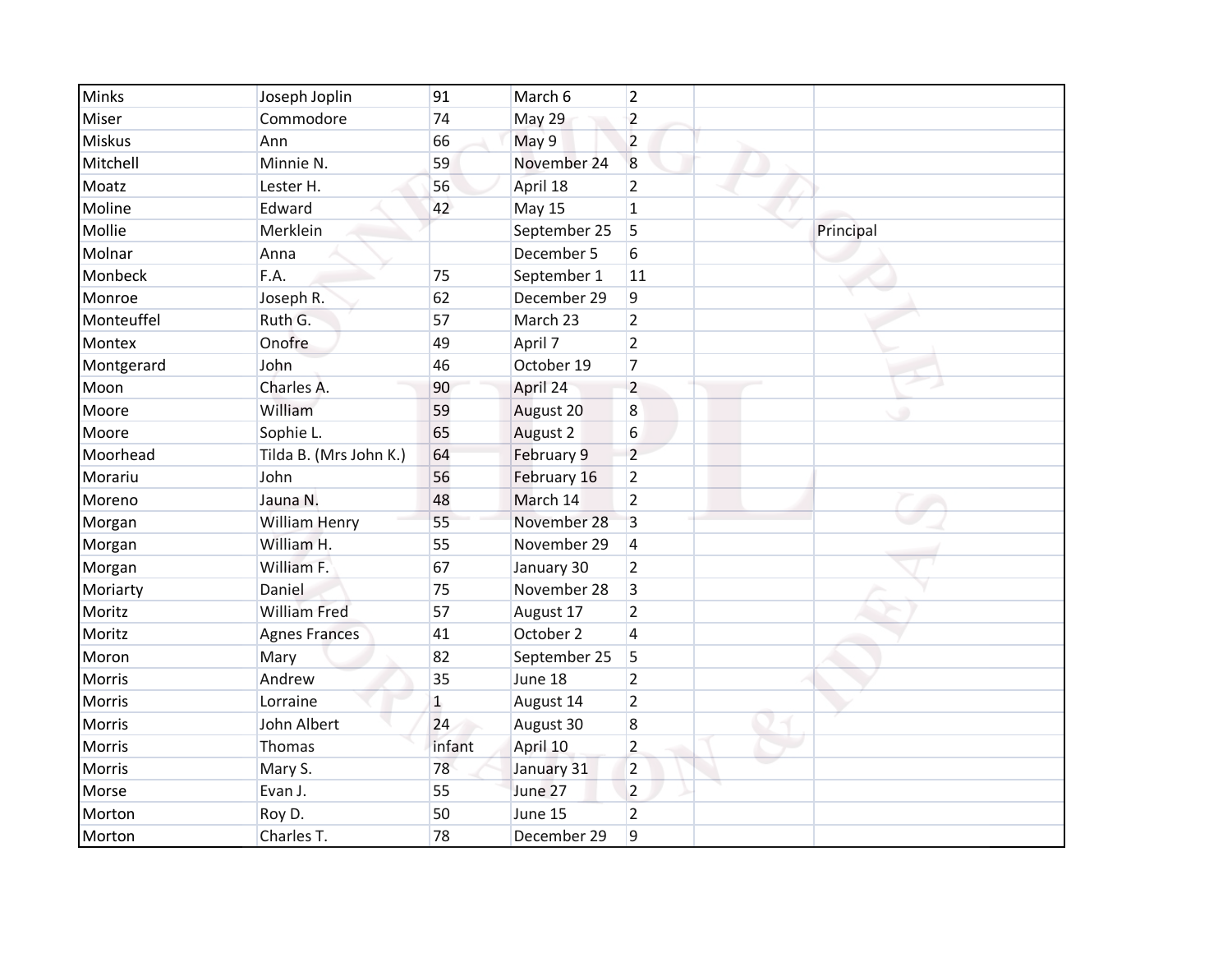| | | | | | | |
|---|---|---|---|---|---|---|
| Minks | Joseph Joplin | 91 | March 6 | 2 | | |
| Miser | Commodore | 74 | May 29 | 2 | | |
| Miskus | Ann | 66 | May 9 | 2 | | |
| Mitchell | Minnie N. | 59 | November 24 | 8 | | |
| Moatz | Lester H. | 56 | April 18 | 2 | | |
| Moline | Edward | 42 | May 15 | 1 | | |
| Mollie | Merklein | | September 25 | 5 | | Principal |
| Molnar | Anna | | December 5 | 6 | | |
| Monbeck | F.A. | 75 | September 1 | 11 | | |
| Monroe | Joseph R. | 62 | December 29 | 9 | | |
| Monteuffel | Ruth G. | 57 | March 23 | 2 | | |
| Montex | Onofre | 49 | April 7 | 2 | | |
| Montgerard | John | 46 | October 19 | 7 | | |
| Moon | Charles A. | 90 | April 24 | 2 | | |
| Moore | William | 59 | August 20 | 8 | | |
| Moore | Sophie L. | 65 | August 2 | 6 | | |
| Moorhead | Tilda B. (Mrs John K.) | 64 | February 9 | 2 | | |
| Morariu | John | 56 | February 16 | 2 | | |
| Moreno | Jauna N. | 48 | March 14 | 2 | | |
| Morgan | William Henry | 55 | November 28 | 3 | | |
| Morgan | William H. | 55 | November 29 | 4 | | |
| Morgan | William F. | 67 | January 30 | 2 | | |
| Moriarty | Daniel | 75 | November 28 | 3 | | |
| Moritz | William Fred | 57 | August 17 | 2 | | |
| Moritz | Agnes Frances | 41 | October 2 | 4 | | |
| Moron | Mary | 82 | September 25 | 5 | | |
| Morris | Andrew | 35 | June 18 | 2 | | |
| Morris | Lorraine | 1 | August 14 | 2 | | |
| Morris | John Albert | 24 | August 30 | 8 | | |
| Morris | Thomas | infant | April 10 | 2 | | |
| Morris | Mary S. | 78 | January 31 | 2 | | |
| Morse | Evan J. | 55 | June 27 | 2 | | |
| Morton | Roy D. | 50 | June 15 | 2 | | |
| Morton | Charles T. | 78 | December 29 | 9 | | |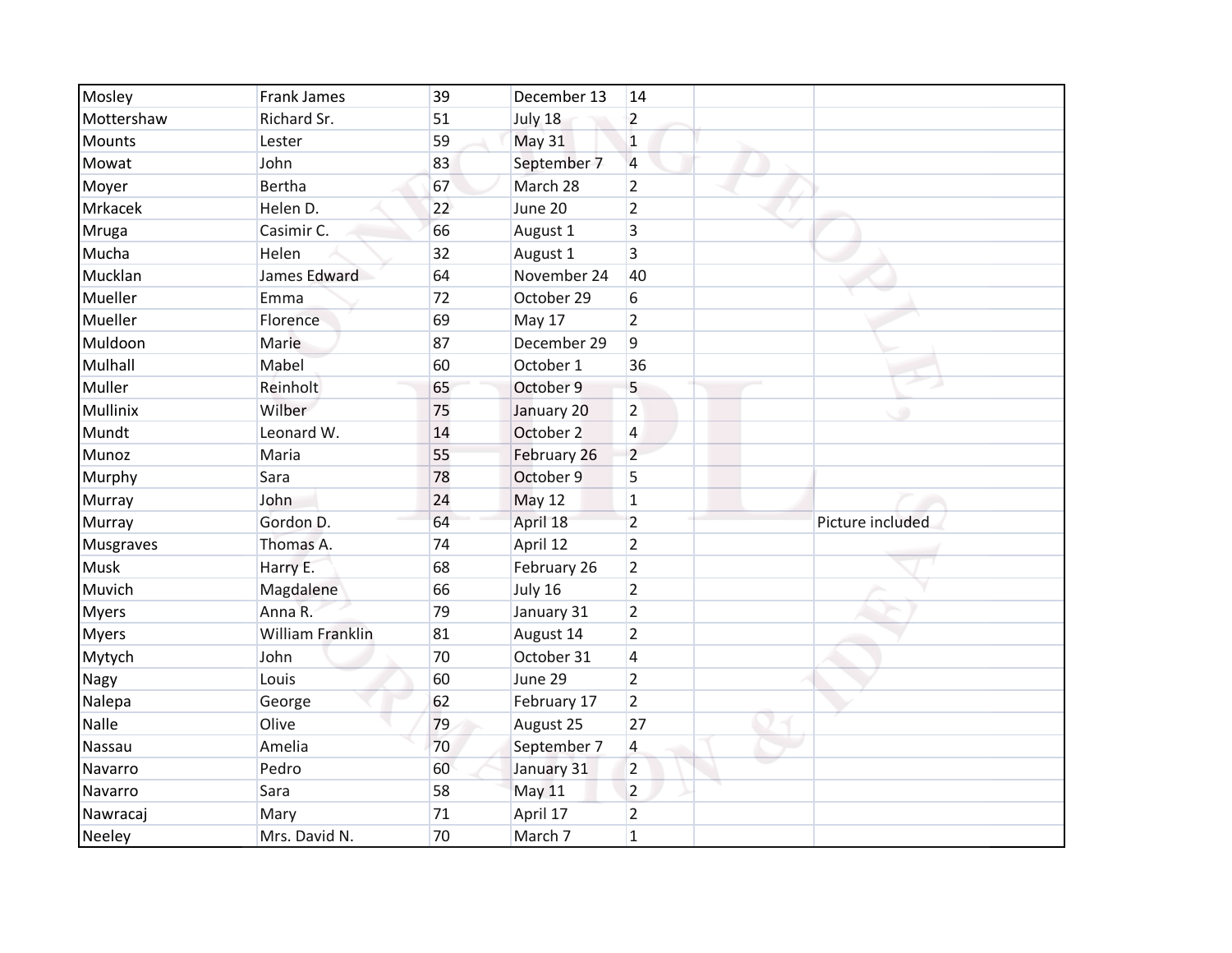| | | | | | | |
|---|---|---|---|---|---|---|
| Mosley | Frank James | 39 | December 13 | 14 | | |
| Mottershaw | Richard Sr. | 51 | July 18 | 2 | | |
| Mounts | Lester | 59 | May 31 | 1 | | |
| Mowat | John | 83 | September 7 | 4 | | |
| Moyer | Bertha | 67 | March 28 | 2 | | |
| Mrkacek | Helen D. | 22 | June 20 | 2 | | |
| Mruga | Casimir C. | 66 | August 1 | 3 | | |
| Mucha | Helen | 32 | August 1 | 3 | | |
| Mucklan | James Edward | 64 | November 24 | 40 | | |
| Mueller | Emma | 72 | October 29 | 6 | | |
| Mueller | Florence | 69 | May 17 | 2 | | |
| Muldoon | Marie | 87 | December 29 | 9 | | |
| Mulhall | Mabel | 60 | October 1 | 36 | | |
| Muller | Reinholt | 65 | October 9 | 5 | | |
| Mullinix | Wilber | 75 | January 20 | 2 | | |
| Mundt | Leonard W. | 14 | October 2 | 4 | | |
| Munoz | Maria | 55 | February 26 | 2 | | |
| Murphy | Sara | 78 | October 9 | 5 | | |
| Murray | John | 24 | May 12 | 1 | | |
| Murray | Gordon D. | 64 | April 18 | 2 | | Picture included |
| Musgraves | Thomas A. | 74 | April 12 | 2 | | |
| Musk | Harry E. | 68 | February 26 | 2 | | |
| Muvich | Magdalene | 66 | July 16 | 2 | | |
| Myers | Anna R. | 79 | January 31 | 2 | | |
| Myers | William Franklin | 81 | August 14 | 2 | | |
| Mytych | John | 70 | October 31 | 4 | | |
| Nagy | Louis | 60 | June 29 | 2 | | |
| Nalepa | George | 62 | February 17 | 2 | | |
| Nalle | Olive | 79 | August 25 | 27 | | |
| Nassau | Amelia | 70 | September 7 | 4 | | |
| Navarro | Pedro | 60 | January 31 | 2 | | |
| Navarro | Sara | 58 | May 11 | 2 | | |
| Nawracaj | Mary | 71 | April 17 | 2 | | |
| Neeley | Mrs. David N. | 70 | March 7 | 1 | | |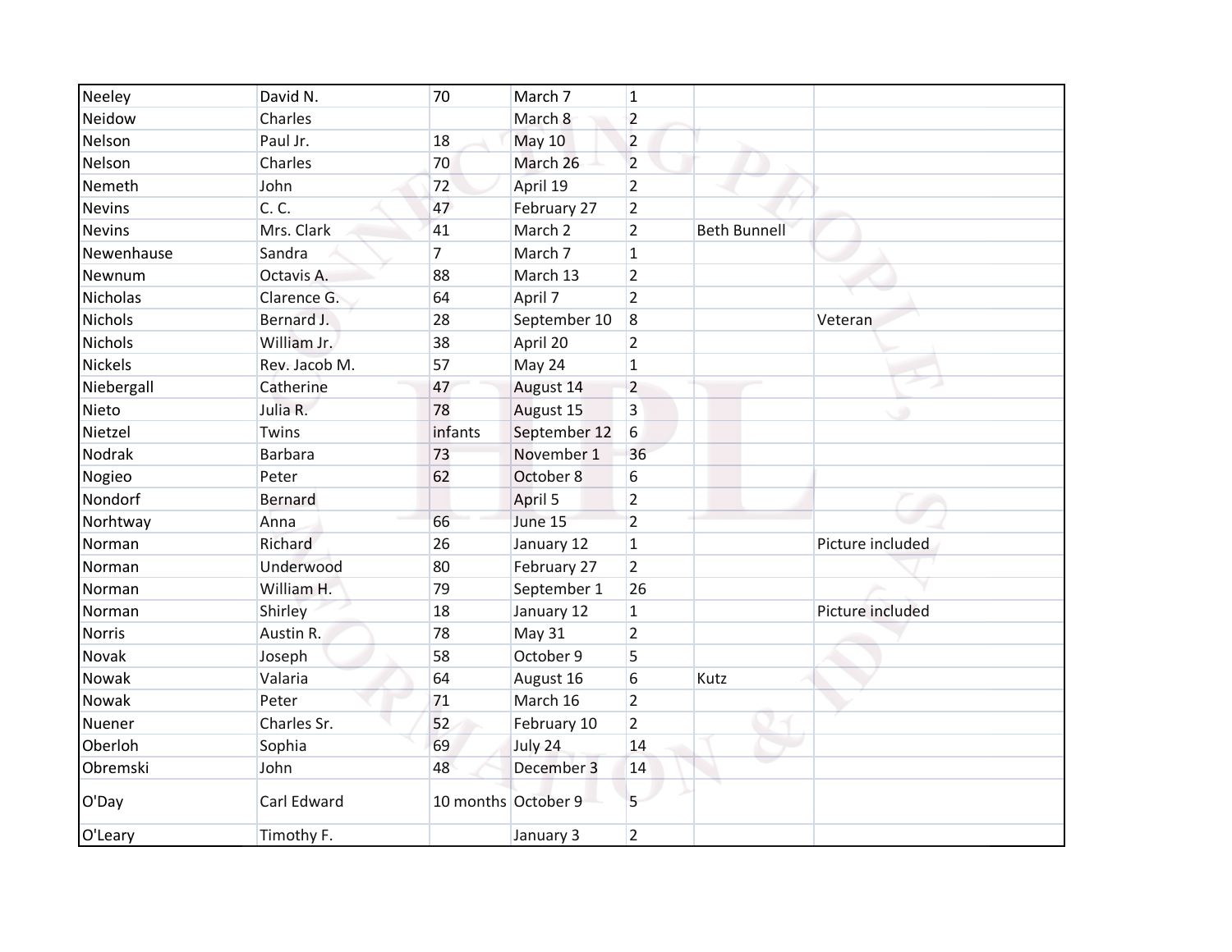| | | | | | | |
|---|---|---|---|---|---|---|
| Neeley | David N. | 70 | March 7 | 1 | | |
| Neidow | Charles | | March 8 | 2 | | |
| Nelson | Paul Jr. | 18 | May 10 | 2 | | |
| Nelson | Charles | 70 | March 26 | 2 | | |
| Nemeth | John | 72 | April 19 | 2 | | |
| Nevins | C. C. | 47 | February 27 | 2 | | |
| Nevins | Mrs. Clark | 41 | March 2 | 2 | Beth Bunnell | |
| Newenhause | Sandra | 7 | March 7 | 1 | | |
| Newnum | Octavis A. | 88 | March 13 | 2 | | |
| Nicholas | Clarence G. | 64 | April 7 | 2 | | |
| Nichols | Bernard J. | 28 | September 10 | 8 | | Veteran |
| Nichols | William Jr. | 38 | April 20 | 2 | | |
| Nickels | Rev. Jacob M. | 57 | May 24 | 1 | | |
| Niebergall | Catherine | 47 | August 14 | 2 | | |
| Nieto | Julia R. | 78 | August 15 | 3 | | |
| Nietzel | Twins | infants | September 12 | 6 | | |
| Nodrak | Barbara | 73 | November 1 | 36 | | |
| Nogieo | Peter | 62 | October 8 | 6 | | |
| Nondorf | Bernard | | April 5 | 2 | | |
| Norhtway | Anna | 66 | June 15 | 2 | | |
| Norman | Richard | 26 | January 12 | 1 | | Picture included |
| Norman | Underwood | 80 | February 27 | 2 | | |
| Norman | William H. | 79 | September 1 | 26 | | |
| Norman | Shirley | 18 | January 12 | 1 | | Picture included |
| Norris | Austin R. | 78 | May 31 | 2 | | |
| Novak | Joseph | 58 | October 9 | 5 | | |
| Nowak | Valaria | 64 | August 16 | 6 | Kutz | |
| Nowak | Peter | 71 | March 16 | 2 | | |
| Nuener | Charles Sr. | 52 | February 10 | 2 | | |
| Oberloh | Sophia | 69 | July 24 | 14 | | |
| Obremski | John | 48 | December 3 | 14 | | |
| O'Day | Carl Edward | 10 months | October 9 | 5 | | |
| O'Leary | Timothy F. | | January 3 | 2 | | |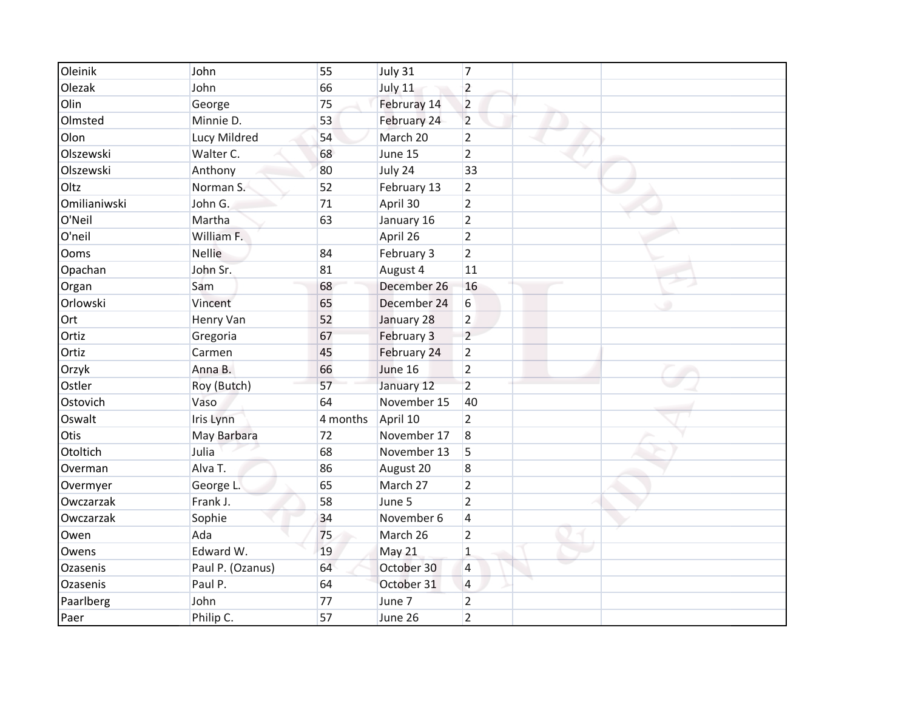| | | | | | | |
|---|---|---|---|---|---|---|
| Oleinik | John | 55 | July 31 | 7 | | |
| Olezak | John | 66 | July 11 | 2 | | |
| Olin | George | 75 | Februray 14 | 2 | | |
| Olmsted | Minnie D. | 53 | February 24 | 2 | | |
| Olon | Lucy Mildred | 54 | March 20 | 2 | | |
| Olszewski | Walter C. | 68 | June 15 | 2 | | |
| Olszewski | Anthony | 80 | July 24 | 33 | | |
| Oltz | Norman S. | 52 | February 13 | 2 | | |
| Omilianiwski | John G. | 71 | April 30 | 2 | | |
| O'Neil | Martha | 63 | January 16 | 2 | | |
| O'neil | William F. | | April 26 | 2 | | |
| Ooms | Nellie | 84 | February 3 | 2 | | |
| Opachan | John Sr. | 81 | August 4 | 11 | | |
| Organ | Sam | 68 | December 26 | 16 | | |
| Orlowski | Vincent | 65 | December 24 | 6 | | |
| Ort | Henry Van | 52 | January 28 | 2 | | |
| Ortiz | Gregoria | 67 | February 3 | 2 | | |
| Ortiz | Carmen | 45 | February 24 | 2 | | |
| Orzyk | Anna B. | 66 | June 16 | 2 | | |
| Ostler | Roy (Butch) | 57 | January 12 | 2 | | |
| Ostovich | Vaso | 64 | November 15 | 40 | | |
| Oswalt | Iris Lynn | 4 months | April 10 | 2 | | |
| Otis | May Barbara | 72 | November 17 | 8 | | |
| Otoltich | Julia | 68 | November 13 | 5 | | |
| Overman | Alva T. | 86 | August 20 | 8 | | |
| Overmyer | George L. | 65 | March 27 | 2 | | |
| Owczarzak | Frank J. | 58 | June 5 | 2 | | |
| Owczarzak | Sophie | 34 | November 6 | 4 | | |
| Owen | Ada | 75 | March 26 | 2 | | |
| Owens | Edward W. | 19 | May 21 | 1 | | |
| Ozasenis | Paul P. (Ozanus) | 64 | October 30 | 4 | | |
| Ozasenis | Paul P. | 64 | October 31 | 4 | | |
| Paarlberg | John | 77 | June 7 | 2 | | |
| Paer | Philip C. | 57 | June 26 | 2 | | |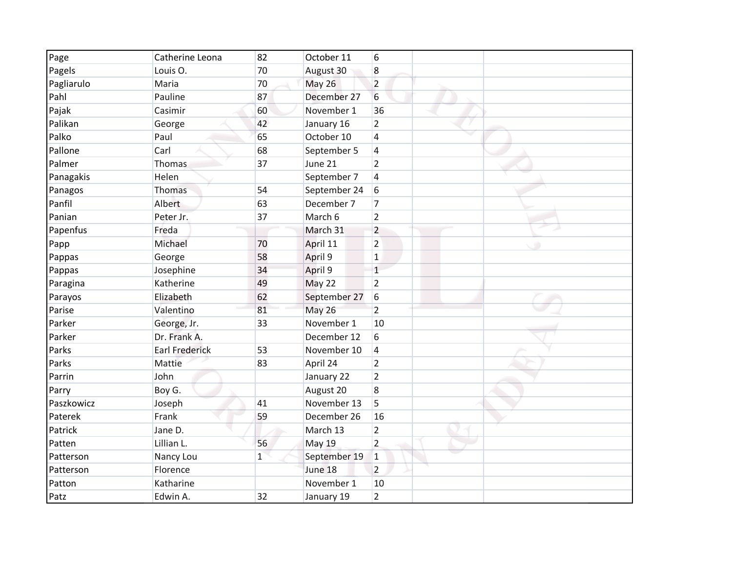| Page | Catherine Leona | 82 | October 11 | 6 | | |
|---|---|---|---|---|---|---|
| Pagels | Louis O. | 70 | August 30 | 8 | | |
| Pagliarulo | Maria | 70 | May 26 | 2 | | |
| Pahl | Pauline | 87 | December 27 | 6 | | |
| Pajak | Casimir | 60 | November 1 | 36 | | |
| Palikan | George | 42 | January 16 | 2 | | |
| Palko | Paul | 65 | October 10 | 4 | | |
| Pallone | Carl | 68 | September 5 | 4 | | |
| Palmer | Thomas | 37 | June 21 | 2 | | |
| Panagakis | Helen | | September 7 | 4 | | |
| Panagos | Thomas | 54 | September 24 | 6 | | |
| Panfil | Albert | 63 | December 7 | 7 | | |
| Panian | Peter Jr. | 37 | March 6 | 2 | | |
| Papenfus | Freda | | March 31 | 2 | | |
| Papp | Michael | 70 | April 11 | 2 | | |
| Pappas | George | 58 | April 9 | 1 | | |
| Pappas | Josephine | 34 | April 9 | 1 | | |
| Paragina | Katherine | 49 | May 22 | 2 | | |
| Parayos | Elizabeth | 62 | September 27 | 6 | | |
| Parise | Valentino | 81 | May 26 | 2 | | |
| Parker | George, Jr. | 33 | November 1 | 10 | | |
| Parker | Dr. Frank A. | | December 12 | 6 | | |
| Parks | Earl Frederick | 53 | November 10 | 4 | | |
| Parks | Mattie | 83 | April 24 | 2 | | |
| Parrin | John | | January 22 | 2 | | |
| Parry | Boy G. | | August 20 | 8 | | |
| Paszkowicz | Joseph | 41 | November 13 | 5 | | |
| Paterek | Frank | 59 | December 26 | 16 | | |
| Patrick | Jane D. | | March 13 | 2 | | |
| Patten | Lillian L. | 56 | May 19 | 2 | | |
| Patterson | Nancy Lou | 1 | September 19 | 1 | | |
| Patterson | Florence | | June 18 | 2 | | |
| Patton | Katharine | | November 1 | 10 | | |
| Patz | Edwin A. | 32 | January 19 | 2 | | |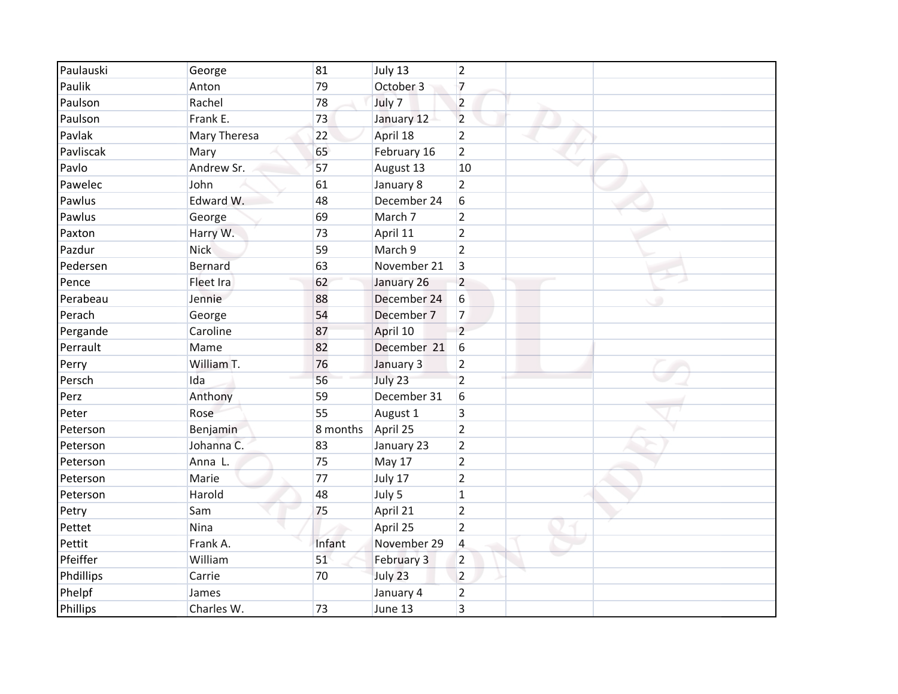| | | | | | | |
|---|---|---|---|---|---|---|
| Paulauski | George | 81 | July 13 | 2 | | |
| Paulik | Anton | 79 | October 3 | 7 | | |
| Paulson | Rachel | 78 | July 7 | 2 | | |
| Paulson | Frank E. | 73 | January 12 | 2 | | |
| Pavlak | Mary Theresa | 22 | April 18 | 2 | | |
| Pavliscak | Mary | 65 | February 16 | 2 | | |
| Pavlo | Andrew Sr. | 57 | August 13 | 10 | | |
| Pawelec | John | 61 | January 8 | 2 | | |
| Pawlus | Edward W. | 48 | December 24 | 6 | | |
| Pawlus | George | 69 | March 7 | 2 | | |
| Paxton | Harry W. | 73 | April 11 | 2 | | |
| Pazdur | Nick | 59 | March 9 | 2 | | |
| Pedersen | Bernard | 63 | November 21 | 3 | | |
| Pence | Fleet Ira | 62 | January 26 | 2 | | |
| Perabeau | Jennie | 88 | December 24 | 6 | | |
| Perach | George | 54 | December 7 | 7 | | |
| Pergande | Caroline | 87 | April 10 | 2 | | |
| Perrault | Mame | 82 | December 21 | 6 | | |
| Perry | William T. | 76 | January 3 | 2 | | |
| Persch | Ida | 56 | July 23 | 2 | | |
| Perz | Anthony | 59 | December 31 | 6 | | |
| Peter | Rose | 55 | August 1 | 3 | | |
| Peterson | Benjamin | 8 months | April 25 | 2 | | |
| Peterson | Johanna C. | 83 | January 23 | 2 | | |
| Peterson | Anna L. | 75 | May 17 | 2 | | |
| Peterson | Marie | 77 | July 17 | 2 | | |
| Peterson | Harold | 48 | July 5 | 1 | | |
| Petry | Sam | 75 | April 21 | 2 | | |
| Pettet | Nina | | April 25 | 2 | | |
| Pettit | Frank A. | Infant | November 29 | 4 | | |
| Pfeiffer | William | 51 | February 3 | 2 | | |
| Phdillips | Carrie | 70 | July 23 | 2 | | |
| Phelpf | James | | January 4 | 2 | | |
| Phillips | Charles W. | 73 | June 13 | 3 | | |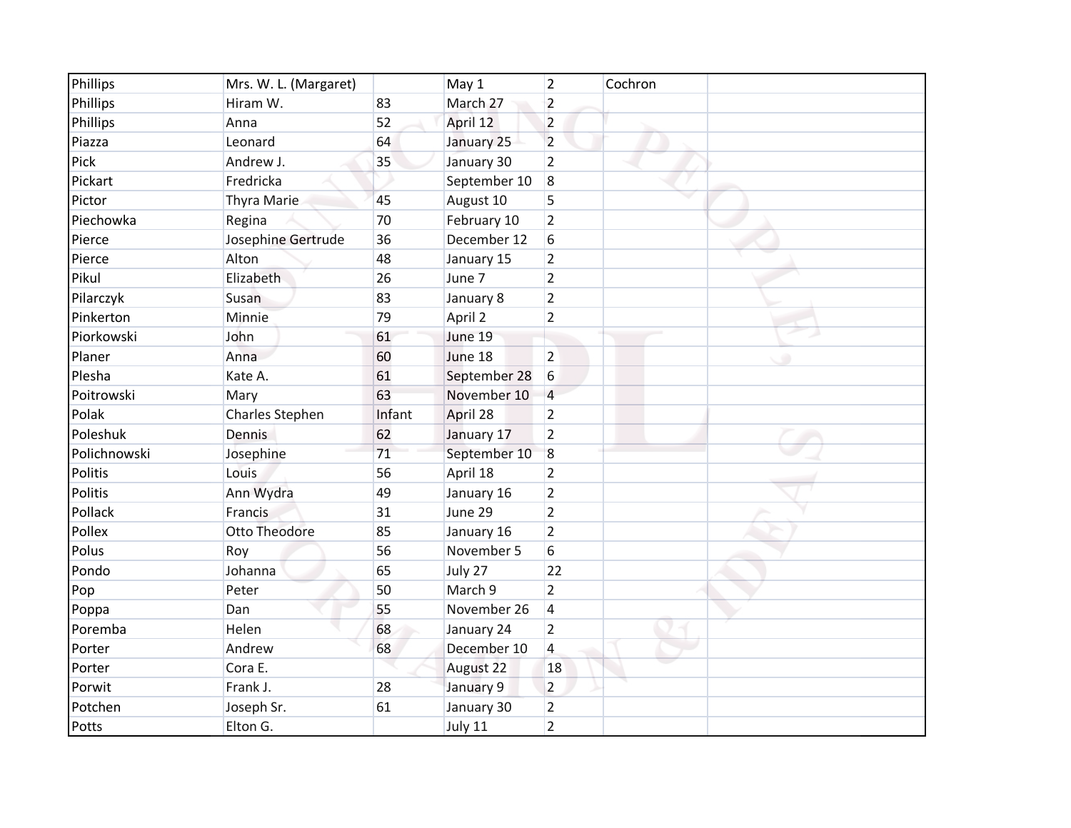| Phillips | Mrs. W. L. (Margaret) | | May 1 | 2 | Cochron | |
|---|---|---|---|---|---|---|
| Phillips | Hiram W. | 83 | March 27 | 2 | | |
| Phillips | Anna | 52 | April 12 | 2 | | |
| Piazza | Leonard | 64 | January 25 | 2 | | |
| Pick | Andrew J. | 35 | January 30 | 2 | | |
| Pickart | Fredricka | | September 10 | 8 | | |
| Pictor | Thyra Marie | 45 | August 10 | 5 | | |
| Piechowka | Regina | 70 | February 10 | 2 | | |
| Pierce | Josephine Gertrude | 36 | December 12 | 6 | | |
| Pierce | Alton | 48 | January 15 | 2 | | |
| Pikul | Elizabeth | 26 | June 7 | 2 | | |
| Pilarczyk | Susan | 83 | January 8 | 2 | | |
| Pinkerton | Minnie | 79 | April 2 | 2 | | |
| Piorkowski | John | 61 | June 19 | | | |
| Planer | Anna | 60 | June 18 | 2 | | |
| Plesha | Kate A. | 61 | September 28 | 6 | | |
| Poitrowski | Mary | 63 | November 10 | 4 | | |
| Polak | Charles Stephen | Infant | April 28 | 2 | | |
| Poleshuk | Dennis | 62 | January 17 | 2 | | |
| Polichnowski | Josephine | 71 | September 10 | 8 | | |
| Politis | Louis | 56 | April 18 | 2 | | |
| Politis | Ann Wydra | 49 | January 16 | 2 | | |
| Pollack | Francis | 31 | June 29 | 2 | | |
| Pollex | Otto Theodore | 85 | January 16 | 2 | | |
| Polus | Roy | 56 | November 5 | 6 | | |
| Pondo | Johanna | 65 | July 27 | 22 | | |
| Pop | Peter | 50 | March 9 | 2 | | |
| Poppa | Dan | 55 | November 26 | 4 | | |
| Poremba | Helen | 68 | January 24 | 2 | | |
| Porter | Andrew | 68 | December 10 | 4 | | |
| Porter | Cora E. | | August 22 | 18 | | |
| Porwit | Frank J. | 28 | January 9 | 2 | | |
| Potchen | Joseph Sr. | 61 | January 30 | 2 | | |
| Potts | Elton G. | | July 11 | 2 | | |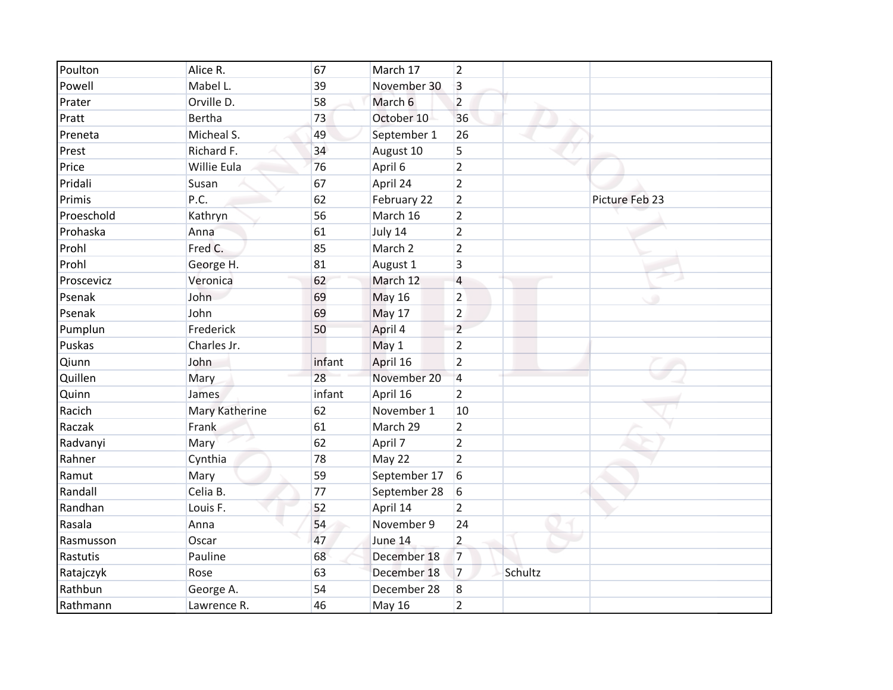| | | | | | | |
|---|---|---|---|---|---|---|
| Poulton | Alice R. | 67 | March 17 | 2 | | |
| Powell | Mabel L. | 39 | November 30 | 3 | | |
| Prater | Orville D. | 58 | March 6 | 2 | | |
| Pratt | Bertha | 73 | October 10 | 36 | | |
| Preneta | Micheal S. | 49 | September 1 | 26 | | |
| Prest | Richard F. | 34 | August 10 | 5 | | |
| Price | Willie Eula | 76 | April 6 | 2 | | |
| Pridali | Susan | 67 | April 24 | 2 | | |
| Primis | P.C. | 62 | February 22 | 2 | | Picture Feb 23 |
| Proeschold | Kathryn | 56 | March 16 | 2 | | |
| Prohaska | Anna | 61 | July 14 | 2 | | |
| Prohl | Fred C. | 85 | March 2 | 2 | | |
| Prohl | George H. | 81 | August 1 | 3 | | |
| Proscevicz | Veronica | 62 | March 12 | 4 | | |
| Psenak | John | 69 | May 16 | 2 | | |
| Psenak | John | 69 | May 17 | 2 | | |
| Pumplun | Frederick | 50 | April 4 | 2 | | |
| Puskas | Charles Jr. | | May 1 | 2 | | |
| Qiunn | John | infant | April 16 | 2 | | |
| Quillen | Mary | 28 | November 20 | 4 | | |
| Quinn | James | infant | April 16 | 2 | | |
| Racich | Mary Katherine | 62 | November 1 | 10 | | |
| Raczak | Frank | 61 | March 29 | 2 | | |
| Radvanyi | Mary | 62 | April 7 | 2 | | |
| Rahner | Cynthia | 78 | May 22 | 2 | | |
| Ramut | Mary | 59 | September 17 | 6 | | |
| Randall | Celia B. | 77 | September 28 | 6 | | |
| Randhan | Louis F. | 52 | April 14 | 2 | | |
| Rasala | Anna | 54 | November 9 | 24 | | |
| Rasmusson | Oscar | 47 | June 14 | 2 | | |
| Rastutis | Pauline | 68 | December 18 | 7 | | |
| Ratajczyk | Rose | 63 | December 18 | 7 | Schultz | |
| Rathbun | George A. | 54 | December 28 | 8 | | |
| Rathmann | Lawrence R. | 46 | May 16 | 2 | | |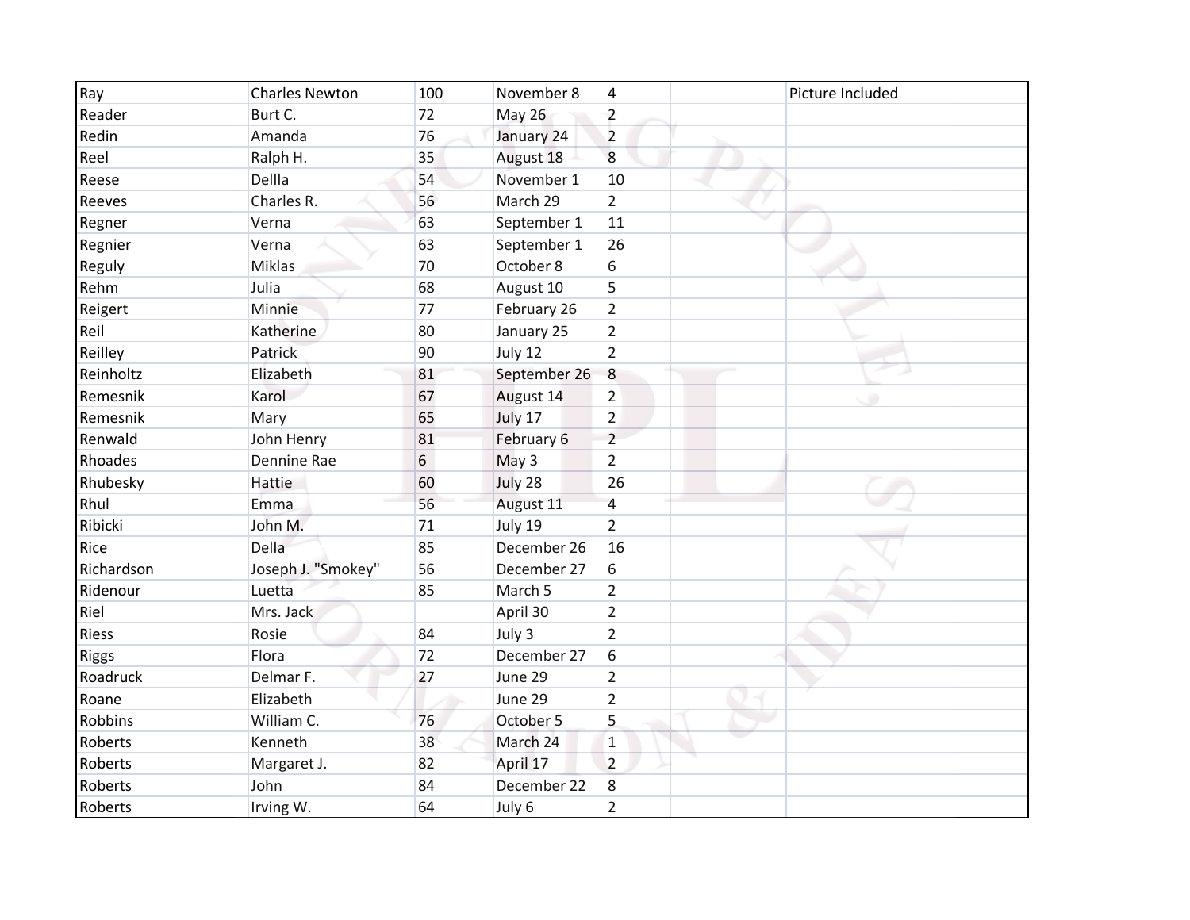| | | | | | | |
|---|---|---|---|---|---|---|
| Ray | Charles Newton | 100 | November 8 | 4 | | Picture Included |
| Reader | Burt C. | 72 | May 26 | 2 | | |
| Redin | Amanda | 76 | January 24 | 2 | | |
| Reel | Ralph H. | 35 | August 18 | 8 | | |
| Reese | Dellla | 54 | November 1 | 10 | | |
| Reeves | Charles R. | 56 | March 29 | 2 | | |
| Regner | Verna | 63 | September 1 | 11 | | |
| Regnier | Verna | 63 | September 1 | 26 | | |
| Reguly | Miklas | 70 | October 8 | 6 | | |
| Rehm | Julia | 68 | August 10 | 5 | | |
| Reigert | Minnie | 77 | February 26 | 2 | | |
| Reil | Katherine | 80 | January 25 | 2 | | |
| Reilley | Patrick | 90 | July 12 | 2 | | |
| Reinholtz | Elizabeth | 81 | September 26 | 8 | | |
| Remesnik | Karol | 67 | August 14 | 2 | | |
| Remesnik | Mary | 65 | July 17 | 2 | | |
| Renwald | John Henry | 81 | February 6 | 2 | | |
| Rhoades | Dennine Rae | 6 | May 3 | 2 | | |
| Rhubesky | Hattie | 60 | July 28 | 26 | | |
| Rhul | Emma | 56 | August 11 | 4 | | |
| Ribicki | John M. | 71 | July 19 | 2 | | |
| Rice | Della | 85 | December 26 | 16 | | |
| Richardson | Joseph J. "Smokey" | 56 | December 27 | 6 | | |
| Ridenour | Luetta | 85 | March 5 | 2 | | |
| Riel | Mrs. Jack | | April 30 | 2 | | |
| Riess | Rosie | 84 | July 3 | 2 | | |
| Riggs | Flora | 72 | December 27 | 6 | | |
| Roadruck | Delmar F. | 27 | June 29 | 2 | | |
| Roane | Elizabeth | | June 29 | 2 | | |
| Robbins | William C. | 76 | October 5 | 5 | | |
| Roberts | Kenneth | 38 | March 24 | 1 | | |
| Roberts | Margaret J. | 82 | April 17 | 2 | | |
| Roberts | John | 84 | December 22 | 8 | | |
| Roberts | Irving W. | 64 | July 6 | 2 | | |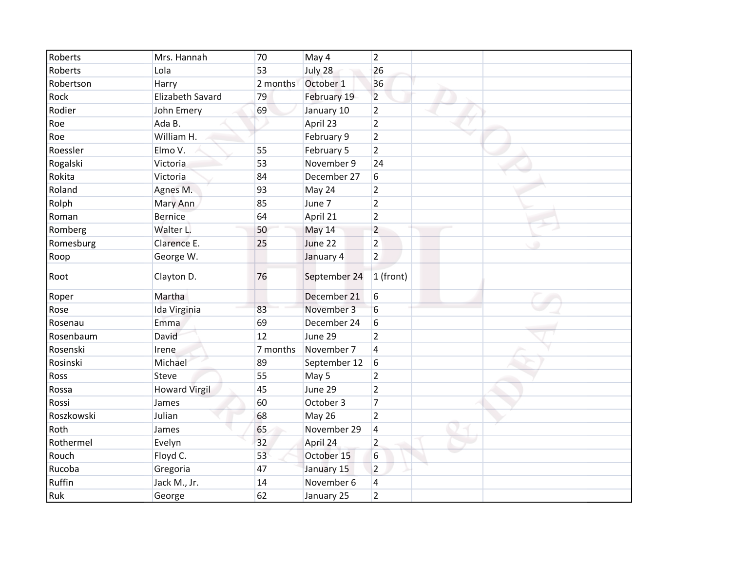| | | | | | | |
|---|---|---|---|---|---|---|
| Roberts | Mrs. Hannah | 70 | May 4 | 2 | | |
| Roberts | Lola | 53 | July 28 | 26 | | |
| Robertson | Harry | 2 months | October 1 | 36 | | |
| Rock | Elizabeth Savard | 79 | February 19 | 2 | | |
| Rodier | John Emery | 69 | January 10 | 2 | | |
| Roe | Ada B. | | April 23 | 2 | | |
| Roe | William H. | | February 9 | 2 | | |
| Roessler | Elmo V. | 55 | February 5 | 2 | | |
| Rogalski | Victoria | 53 | November 9 | 24 | | |
| Rokita | Victoria | 84 | December 27 | 6 | | |
| Roland | Agnes M. | 93 | May 24 | 2 | | |
| Rolph | Mary Ann | 85 | June 7 | 2 | | |
| Roman | Bernice | 64 | April 21 | 2 | | |
| Romberg | Walter L. | 50 | May 14 | 2 | | |
| Romesburg | Clarence E. | 25 | June 22 | 2 | | |
| Roop | George W. | | January 4 | 2 | | |
| Root | Clayton D. | 76 | September 24 | 1 (front) | | |
| Roper | Martha | | December 21 | 6 | | |
| Rose | Ida Virginia | 83 | November 3 | 6 | | |
| Rosenau | Emma | 69 | December 24 | 6 | | |
| Rosenbaum | David | 12 | June 29 | 2 | | |
| Rosenski | Irene | 7 months | November 7 | 4 | | |
| Rosinski | Michael | 89 | September 12 | 6 | | |
| Ross | Steve | 55 | May 5 | 2 | | |
| Rossa | Howard Virgil | 45 | June 29 | 2 | | |
| Rossi | James | 60 | October 3 | 7 | | |
| Roszkowski | Julian | 68 | May 26 | 2 | | |
| Roth | James | 65 | November 29 | 4 | | |
| Rothermel | Evelyn | 32 | April 24 | 2 | | |
| Rouch | Floyd C. | 53 | October 15 | 6 | | |
| Rucoba | Gregoria | 47 | January 15 | 2 | | |
| Ruffin | Jack M., Jr. | 14 | November 6 | 4 | | |
| Ruk | George | 62 | January 25 | 2 | | |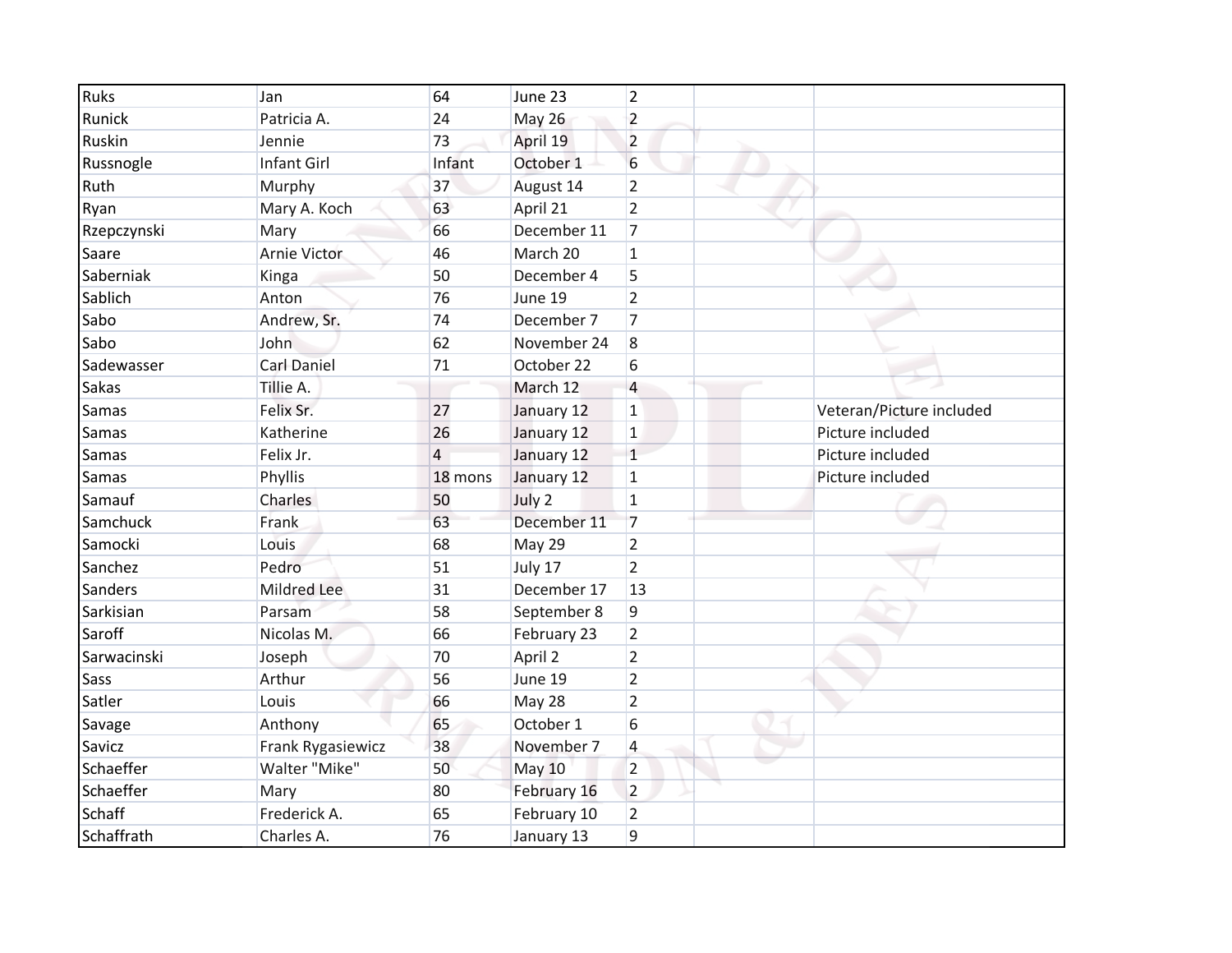| Ruks | Jan | 64 | June 23 | 2 | | |
|---|---|---|---|---|---|---|
| Runick | Patricia A. | 24 | May 26 | 2 | | |
| Ruskin | Jennie | 73 | April 19 | 2 | | |
| Russnogle | Infant Girl | Infant | October 1 | 6 | | |
| Ruth | Murphy | 37 | August 14 | 2 | | |
| Ryan | Mary A. Koch | 63 | April 21 | 2 | | |
| Rzepczynski | Mary | 66 | December 11 | 7 | | |
| Saare | Arnie Victor | 46 | March 20 | 1 | | |
| Saberniak | Kinga | 50 | December 4 | 5 | | |
| Sablich | Anton | 76 | June 19 | 2 | | |
| Sabo | Andrew, Sr. | 74 | December 7 | 7 | | |
| Sabo | John | 62 | November 24 | 8 | | |
| Sadewasser | Carl Daniel | 71 | October 22 | 6 | | |
| Sakas | Tillie A. | | March 12 | 4 | | |
| Samas | Felix Sr. | 27 | January 12 | 1 | | Veteran/Picture included |
| Samas | Katherine | 26 | January 12 | 1 | | Picture included |
| Samas | Felix Jr. | 4 | January 12 | 1 | | Picture included |
| Samas | Phyllis | 18 mons | January 12 | 1 | | Picture included |
| Samauf | Charles | 50 | July 2 | 1 | | |
| Samchuck | Frank | 63 | December 11 | 7 | | |
| Samocki | Louis | 68 | May 29 | 2 | | |
| Sanchez | Pedro | 51 | July 17 | 2 | | |
| Sanders | Mildred Lee | 31 | December 17 | 13 | | |
| Sarkisian | Parsam | 58 | September 8 | 9 | | |
| Saroff | Nicolas M. | 66 | February 23 | 2 | | |
| Sarwacinski | Joseph | 70 | April 2 | 2 | | |
| Sass | Arthur | 56 | June 19 | 2 | | |
| Satler | Louis | 66 | May 28 | 2 | | |
| Savage | Anthony | 65 | October 1 | 6 | | |
| Savicz | Frank Rygasiewicz | 38 | November 7 | 4 | | |
| Schaeffer | Walter "Mike" | 50 | May 10 | 2 | | |
| Schaeffer | Mary | 80 | February 16 | 2 | | |
| Schaff | Frederick A. | 65 | February 10 | 2 | | |
| Schaffrath | Charles A. | 76 | January 13 | 9 | | |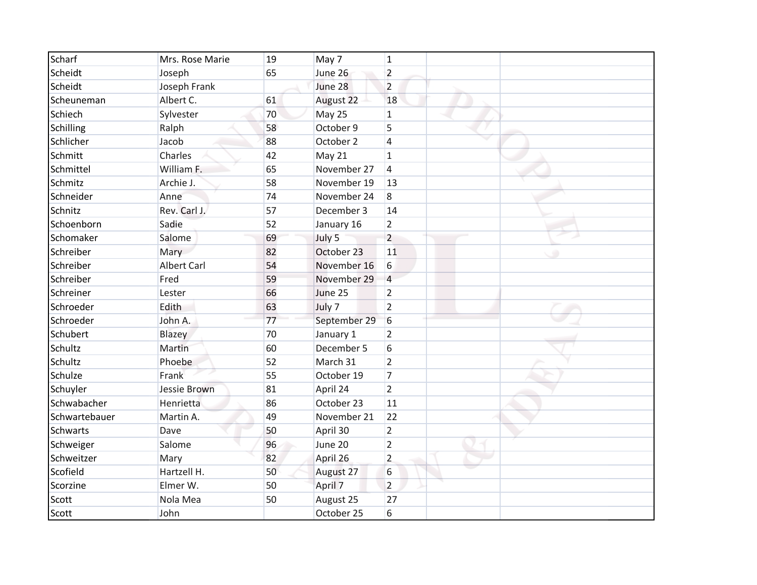| | | | | | | |
|---|---|---|---|---|---|---|
| Scharf | Mrs. Rose Marie | 19 | May 7 | 1 | | |
| Scheidt | Joseph | 65 | June 26 | 2 | | |
| Scheidt | Joseph Frank | | June 28 | 2 | | |
| Scheuneman | Albert C. | 61 | August 22 | 18 | | |
| Schiech | Sylvester | 70 | May 25 | 1 | | |
| Schilling | Ralph | 58 | October 9 | 5 | | |
| Schlicher | Jacob | 88 | October 2 | 4 | | |
| Schmitt | Charles | 42 | May 21 | 1 | | |
| Schmittel | William F. | 65 | November 27 | 4 | | |
| Schmitz | Archie J. | 58 | November 19 | 13 | | |
| Schneider | Anne | 74 | November 24 | 8 | | |
| Schnitz | Rev. Carl J. | 57 | December 3 | 14 | | |
| Schoenborn | Sadie | 52 | January 16 | 2 | | |
| Schomaker | Salome | 69 | July 5 | 2 | | |
| Schreiber | Mary | 82 | October 23 | 11 | | |
| Schreiber | Albert Carl | 54 | November 16 | 6 | | |
| Schreiber | Fred | 59 | November 29 | 4 | | |
| Schreiner | Lester | 66 | June 25 | 2 | | |
| Schroeder | Edith | 63 | July 7 | 2 | | |
| Schroeder | John A. | 77 | September 29 | 6 | | |
| Schubert | Blazey | 70 | January 1 | 2 | | |
| Schultz | Martin | 60 | December 5 | 6 | | |
| Schultz | Phoebe | 52 | March 31 | 2 | | |
| Schulze | Frank | 55 | October 19 | 7 | | |
| Schuyler | Jessie Brown | 81 | April 24 | 2 | | |
| Schwabacher | Henrietta | 86 | October 23 | 11 | | |
| Schwartebauer | Martin A. | 49 | November 21 | 22 | | |
| Schwarts | Dave | 50 | April 30 | 2 | | |
| Schweiger | Salome | 96 | June 20 | 2 | | |
| Schweitzer | Mary | 82 | April 26 | 2 | | |
| Scofield | Hartzell H. | 50 | August 27 | 6 | | |
| Scorzine | Elmer W. | 50 | April 7 | 2 | | |
| Scott | Nola Mea | 50 | August 25 | 27 | | |
| Scott | John | | October 25 | 6 | | |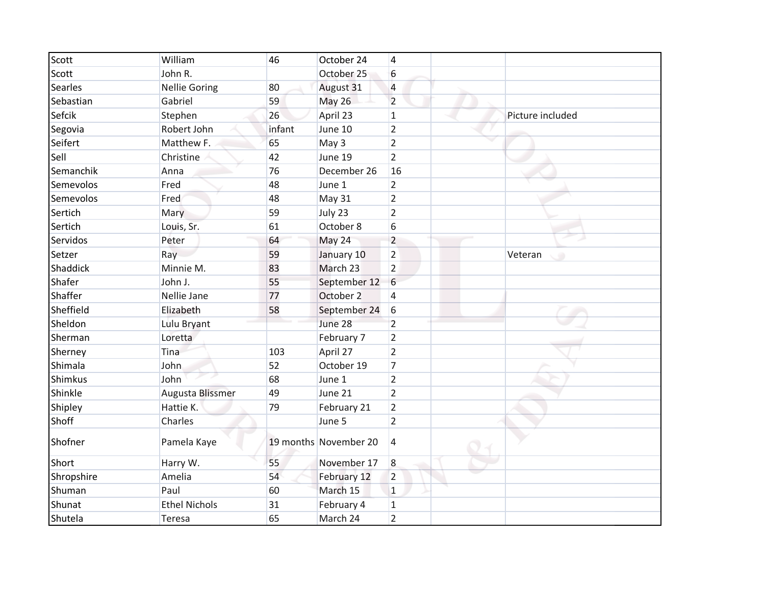| Scott | William | 46 | October 24 | 4 | | |
|---|---|---|---|---|---|---|
| Scott | John R. | | October 25 | 6 | | |
| Searles | Nellie Goring | 80 | August 31 | 4 | | |
| Sebastian | Gabriel | 59 | May 26 | 2 | | |
| Sefcik | Stephen | 26 | April 23 | 1 | | Picture included |
| Segovia | Robert John | infant | June 10 | 2 | | |
| Seifert | Matthew F. | 65 | May 3 | 2 | | |
| Sell | Christine | 42 | June 19 | 2 | | |
| Semanchik | Anna | 76 | December 26 | 16 | | |
| Semevolos | Fred | 48 | June 1 | 2 | | |
| Semevolos | Fred | 48 | May 31 | 2 | | |
| Sertich | Mary | 59 | July 23 | 2 | | |
| Sertich | Louis, Sr. | 61 | October 8 | 6 | | |
| Servidos | Peter | 64 | May 24 | 2 | | |
| Setzer | Ray | 59 | January 10 | 2 | | Veteran |
| Shaddick | Minnie M. | 83 | March 23 | 2 | | |
| Shafer | John J. | 55 | September 12 | 6 | | |
| Shaffer | Nellie Jane | 77 | October 2 | 4 | | |
| Sheffield | Elizabeth | 58 | September 24 | 6 | | |
| Sheldon | Lulu Bryant | | June 28 | 2 | | |
| Sherman | Loretta | | February 7 | 2 | | |
| Sherney | Tina | 103 | April 27 | 2 | | |
| Shimala | John | 52 | October 19 | 7 | | |
| Shimkus | John | 68 | June 1 | 2 | | |
| Shinkle | Augusta Blissmer | 49 | June 21 | 2 | | |
| Shipley | Hattie K. | 79 | February 21 | 2 | | |
| Shoff | Charles | | June 5 | 2 | | |
| Shofner | Pamela Kaye | 19 months | November 20 | 4 | | |
| Short | Harry W. | 55 | November 17 | 8 | | |
| Shropshire | Amelia | 54 | February 12 | 2 | | |
| Shuman | Paul | 60 | March 15 | 1 | | |
| Shunat | Ethel Nichols | 31 | February 4 | 1 | | |
| Shutela | Teresa | 65 | March 24 | 2 | | |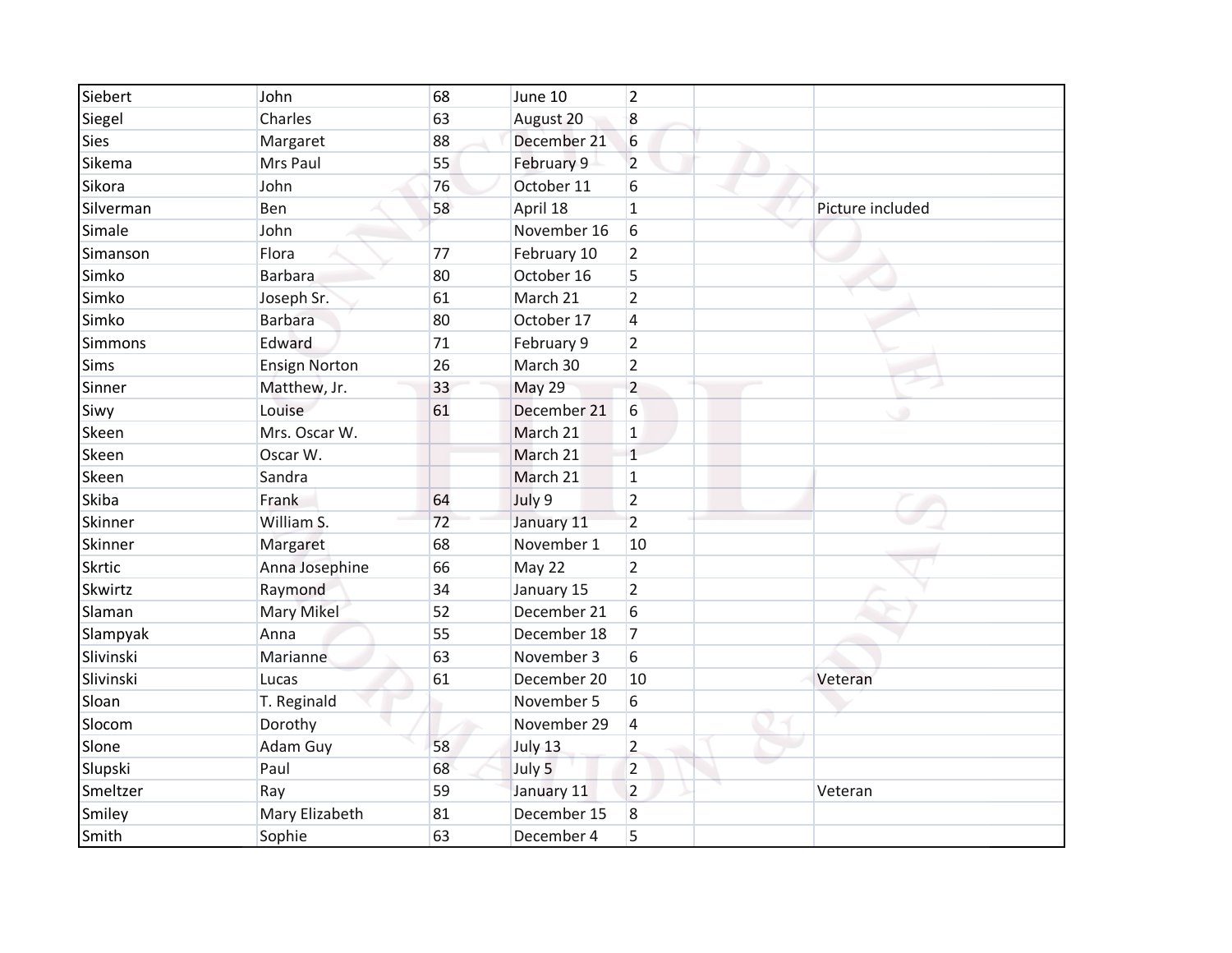| | | | | | | |
|---|---|---|---|---|---|---|
| Siebert | John | 68 | June 10 | 2 | | |
| Siegel | Charles | 63 | August 20 | 8 | | |
| Sies | Margaret | 88 | December 21 | 6 | | |
| Sikema | Mrs Paul | 55 | February 9 | 2 | | |
| Sikora | John | 76 | October 11 | 6 | | |
| Silverman | Ben | 58 | April 18 | 1 | | Picture included |
| Simale | John | | November 16 | 6 | | |
| Simanson | Flora | 77 | February 10 | 2 | | |
| Simko | Barbara | 80 | October 16 | 5 | | |
| Simko | Joseph Sr. | 61 | March 21 | 2 | | |
| Simko | Barbara | 80 | October 17 | 4 | | |
| Simmons | Edward | 71 | February 9 | 2 | | |
| Sims | Ensign Norton | 26 | March 30 | 2 | | |
| Sinner | Matthew, Jr. | 33 | May 29 | 2 | | |
| Siwy | Louise | 61 | December 21 | 6 | | |
| Skeen | Mrs. Oscar W. | | March 21 | 1 | | |
| Skeen | Oscar W. | | March 21 | 1 | | |
| Skeen | Sandra | | March 21 | 1 | | |
| Skiba | Frank | 64 | July 9 | 2 | | |
| Skinner | William S. | 72 | January 11 | 2 | | |
| Skinner | Margaret | 68 | November 1 | 10 | | |
| Skrtic | Anna Josephine | 66 | May 22 | 2 | | |
| Skwirtz | Raymond | 34 | January 15 | 2 | | |
| Slaman | Mary Mikel | 52 | December 21 | 6 | | |
| Slampyak | Anna | 55 | December 18 | 7 | | |
| Slivinski | Marianne | 63 | November 3 | 6 | | |
| Slivinski | Lucas | 61 | December 20 | 10 | | Veteran |
| Sloan | T. Reginald | | November 5 | 6 | | |
| Slocom | Dorothy | | November 29 | 4 | | |
| Slone | Adam Guy | 58 | July 13 | 2 | | |
| Slupski | Paul | 68 | July 5 | 2 | | |
| Smeltzer | Ray | 59 | January 11 | 2 | | Veteran |
| Smiley | Mary Elizabeth | 81 | December 15 | 8 | | |
| Smith | Sophie | 63 | December 4 | 5 | | |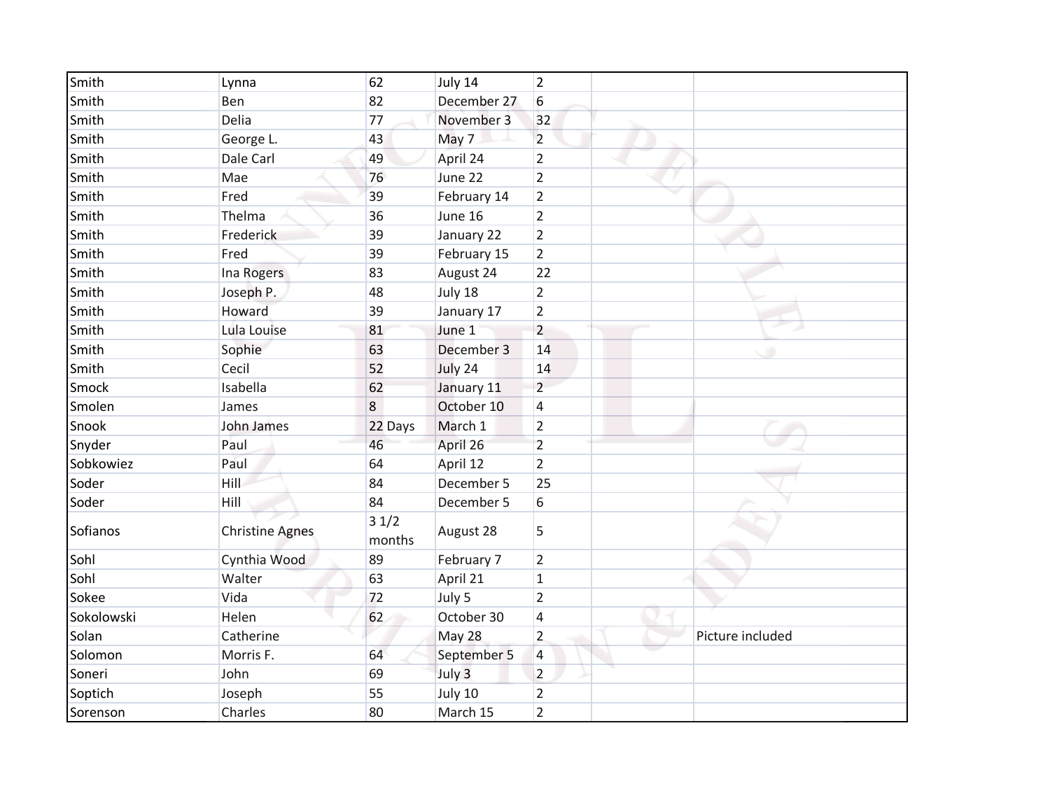| | | | | | | |
|---|---|---|---|---|---|---|
| Smith | Lynna | 62 | July 14 | 2 | | |
| Smith | Ben | 82 | December 27 | 6 | | |
| Smith | Delia | 77 | November 3 | 32 | | |
| Smith | George L. | 43 | May 7 | 2 | | |
| Smith | Dale Carl | 49 | April 24 | 2 | | |
| Smith | Mae | 76 | June 22 | 2 | | |
| Smith | Fred | 39 | February 14 | 2 | | |
| Smith | Thelma | 36 | June 16 | 2 | | |
| Smith | Frederick | 39 | January 22 | 2 | | |
| Smith | Fred | 39 | February 15 | 2 | | |
| Smith | Ina Rogers | 83 | August 24 | 22 | | |
| Smith | Joseph P. | 48 | July 18 | 2 | | |
| Smith | Howard | 39 | January 17 | 2 | | |
| Smith | Lula Louise | 81 | June 1 | 2 | | |
| Smith | Sophie | 63 | December 3 | 14 | | |
| Smith | Cecil | 52 | July 24 | 14 | | |
| Smock | Isabella | 62 | January 11 | 2 | | |
| Smolen | James | 8 | October 10 | 4 | | |
| Snook | John James | 22 Days | March 1 | 2 | | |
| Snyder | Paul | 46 | April 26 | 2 | | |
| Sobkowiez | Paul | 64 | April 12 | 2 | | |
| Soder | Hill | 84 | December 5 | 25 | | |
| Soder | Hill | 84 | December 5 | 6 | | |
| Sofianos | Christine Agnes | 3 1/2 months | August 28 | 5 | | |
| Sohl | Cynthia Wood | 89 | February 7 | 2 | | |
| Sohl | Walter | 63 | April 21 | 1 | | |
| Sokee | Vida | 72 | July 5 | 2 | | |
| Sokolowski | Helen | 62 | October 30 | 4 | | |
| Solan | Catherine | | May 28 | 2 | | Picture included |
| Solomon | Morris F. | 64 | September 5 | 4 | | |
| Soneri | John | 69 | July 3 | 2 | | |
| Soptich | Joseph | 55 | July 10 | 2 | | |
| Sorenson | Charles | 80 | March 15 | 2 | | |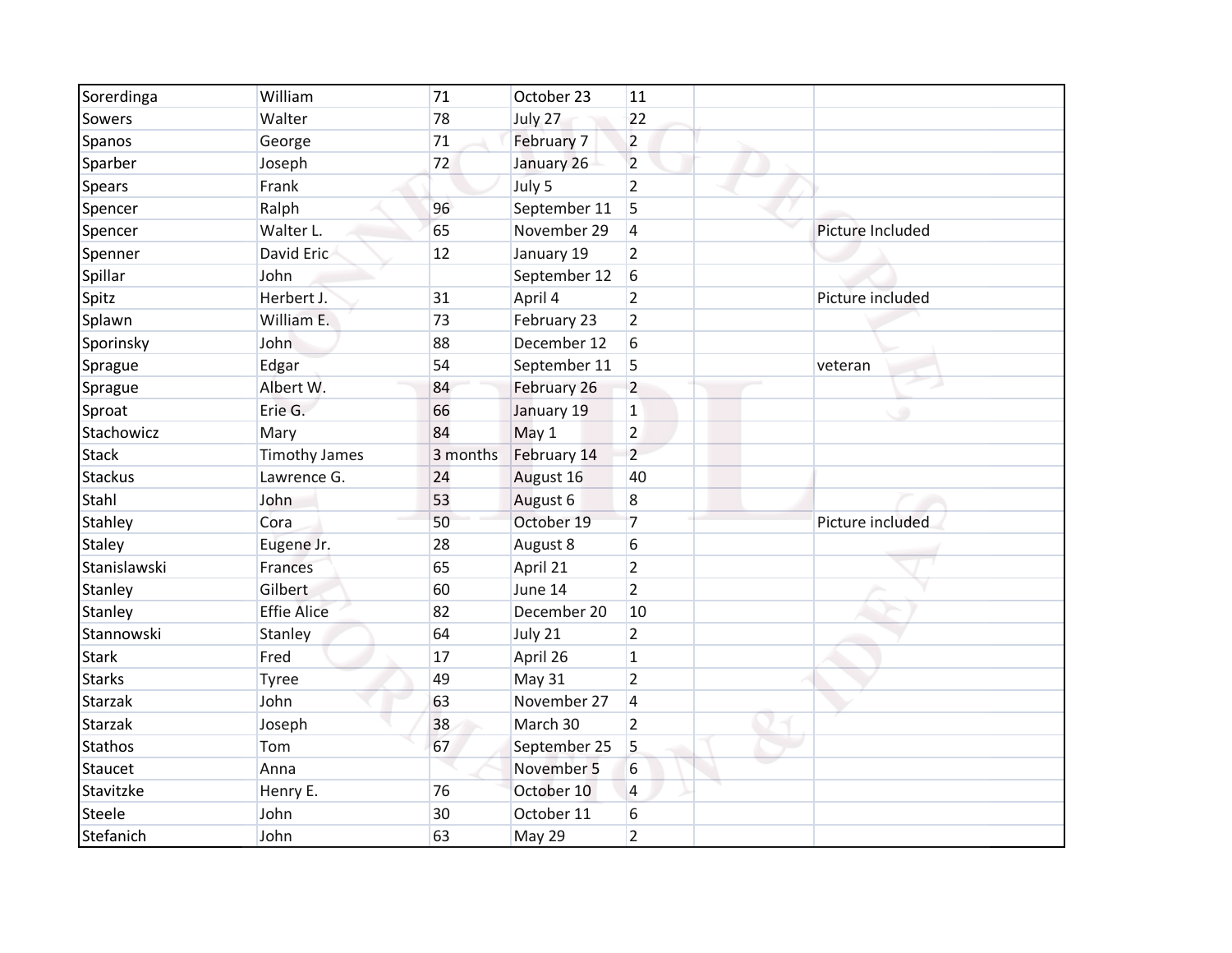| Sorerdinga | William | 71 | October 23 | 11 | | |
|---|---|---|---|---|---|---|
| Sowers | Walter | 78 | July 27 | 22 | | |
| Spanos | George | 71 | February 7 | 2 | | |
| Sparber | Joseph | 72 | January 26 | 2 | | |
| Spears | Frank | | July 5 | 2 | | |
| Spencer | Ralph | 96 | September 11 | 5 | | |
| Spencer | Walter L. | 65 | November 29 | 4 | | Picture Included |
| Spenner | David Eric | 12 | January 19 | 2 | | |
| Spillar | John | | September 12 | 6 | | |
| Spitz | Herbert J. | 31 | April 4 | 2 | | Picture included |
| Splawn | William E. | 73 | February 23 | 2 | | |
| Sporinsky | John | 88 | December 12 | 6 | | |
| Sprague | Edgar | 54 | September 11 | 5 | | veteran |
| Sprague | Albert W. | 84 | February 26 | 2 | | |
| Sproat | Erie G. | 66 | January 19 | 1 | | |
| Stachowicz | Mary | 84 | May 1 | 2 | | |
| Stack | Timothy James | 3 months | February 14 | 2 | | |
| Stackus | Lawrence G. | 24 | August 16 | 40 | | |
| Stahl | John | 53 | August 6 | 8 | | |
| Stahley | Cora | 50 | October 19 | 7 | | Picture included |
| Staley | Eugene Jr. | 28 | August 8 | 6 | | |
| Stanislawski | Frances | 65 | April 21 | 2 | | |
| Stanley | Gilbert | 60 | June 14 | 2 | | |
| Stanley | Effie Alice | 82 | December 20 | 10 | | |
| Stannowski | Stanley | 64 | July 21 | 2 | | |
| Stark | Fred | 17 | April 26 | 1 | | |
| Starks | Tyree | 49 | May 31 | 2 | | |
| Starzak | John | 63 | November 27 | 4 | | |
| Starzak | Joseph | 38 | March 30 | 2 | | |
| Stathos | Tom | 67 | September 25 | 5 | | |
| Staucet | Anna | | November 5 | 6 | | |
| Stavitzke | Henry E. | 76 | October 10 | 4 | | |
| Steele | John | 30 | October 11 | 6 | | |
| Stefanich | John | 63 | May 29 | 2 | | |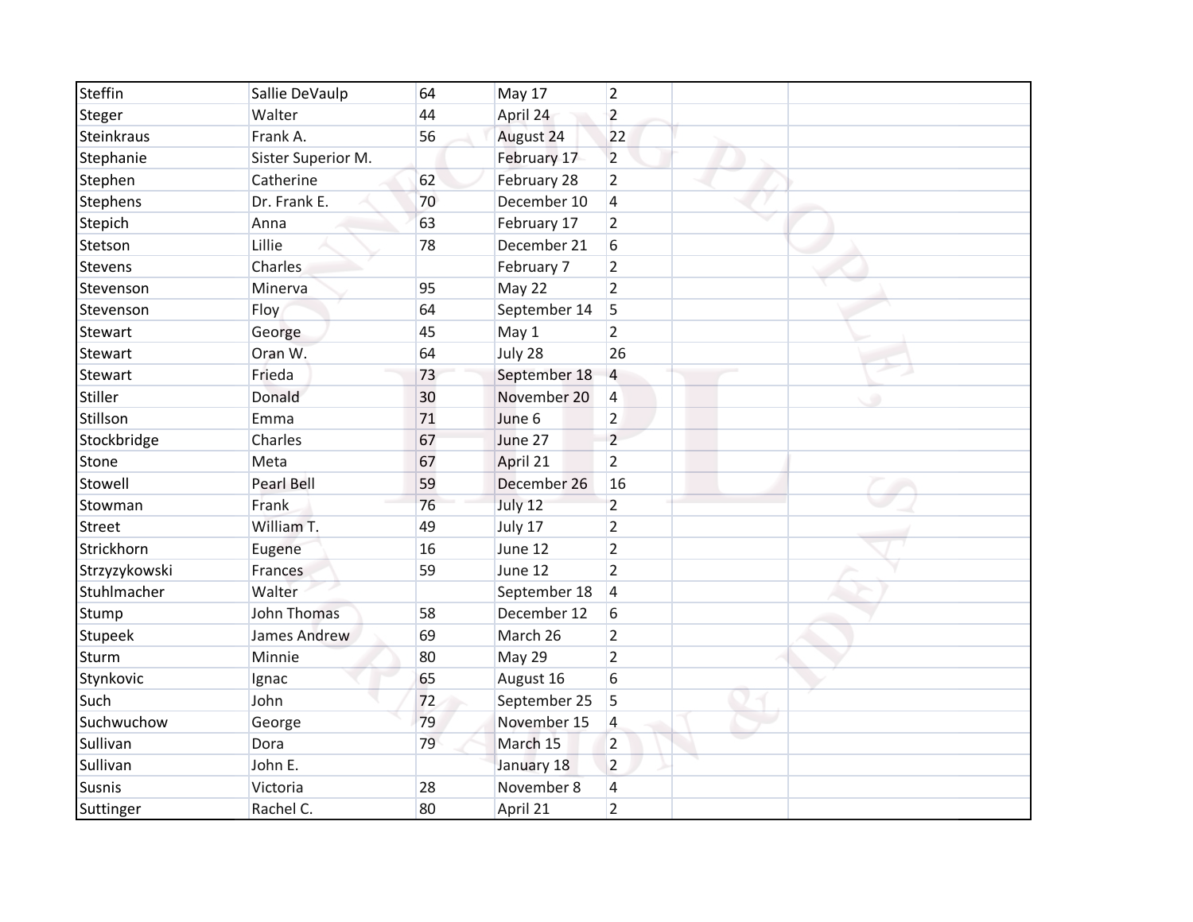| | | | | | | |
|---|---|---|---|---|---|---|
| Steffin | Sallie DeVaulp | 64 | May 17 | 2 | | |
| Steger | Walter | 44 | April 24 | 2 | | |
| Steinkraus | Frank A. | 56 | August 24 | 22 | | |
| Stephanie | Sister Superior M. | | February 17 | 2 | | |
| Stephen | Catherine | 62 | February 28 | 2 | | |
| Stephens | Dr. Frank E. | 70 | December 10 | 4 | | |
| Stepich | Anna | 63 | February 17 | 2 | | |
| Stetson | Lillie | 78 | December 21 | 6 | | |
| Stevens | Charles | | February 7 | 2 | | |
| Stevenson | Minerva | 95 | May 22 | 2 | | |
| Stevenson | Floy | 64 | September 14 | 5 | | |
| Stewart | George | 45 | May 1 | 2 | | |
| Stewart | Oran W. | 64 | July 28 | 26 | | |
| Stewart | Frieda | 73 | September 18 | 4 | | |
| Stiller | Donald | 30 | November 20 | 4 | | |
| Stillson | Emma | 71 | June 6 | 2 | | |
| Stockbridge | Charles | 67 | June 27 | 2 | | |
| Stone | Meta | 67 | April 21 | 2 | | |
| Stowell | Pearl Bell | 59 | December 26 | 16 | | |
| Stowman | Frank | 76 | July 12 | 2 | | |
| Street | William T. | 49 | July 17 | 2 | | |
| Strickhorn | Eugene | 16 | June 12 | 2 | | |
| Strzyzykowski | Frances | 59 | June 12 | 2 | | |
| Stuhlmacher | Walter | | September 18 | 4 | | |
| Stump | John Thomas | 58 | December 12 | 6 | | |
| Stupeek | James Andrew | 69 | March 26 | 2 | | |
| Sturm | Minnie | 80 | May 29 | 2 | | |
| Stynkovic | Ignac | 65 | August 16 | 6 | | |
| Such | John | 72 | September 25 | 5 | | |
| Suchwuchow | George | 79 | November 15 | 4 | | |
| Sullivan | Dora | 79 | March 15 | 2 | | |
| Sullivan | John E. | | January 18 | 2 | | |
| Susnis | Victoria | 28 | November 8 | 4 | | |
| Suttinger | Rachel C. | 80 | April 21 | 2 | | |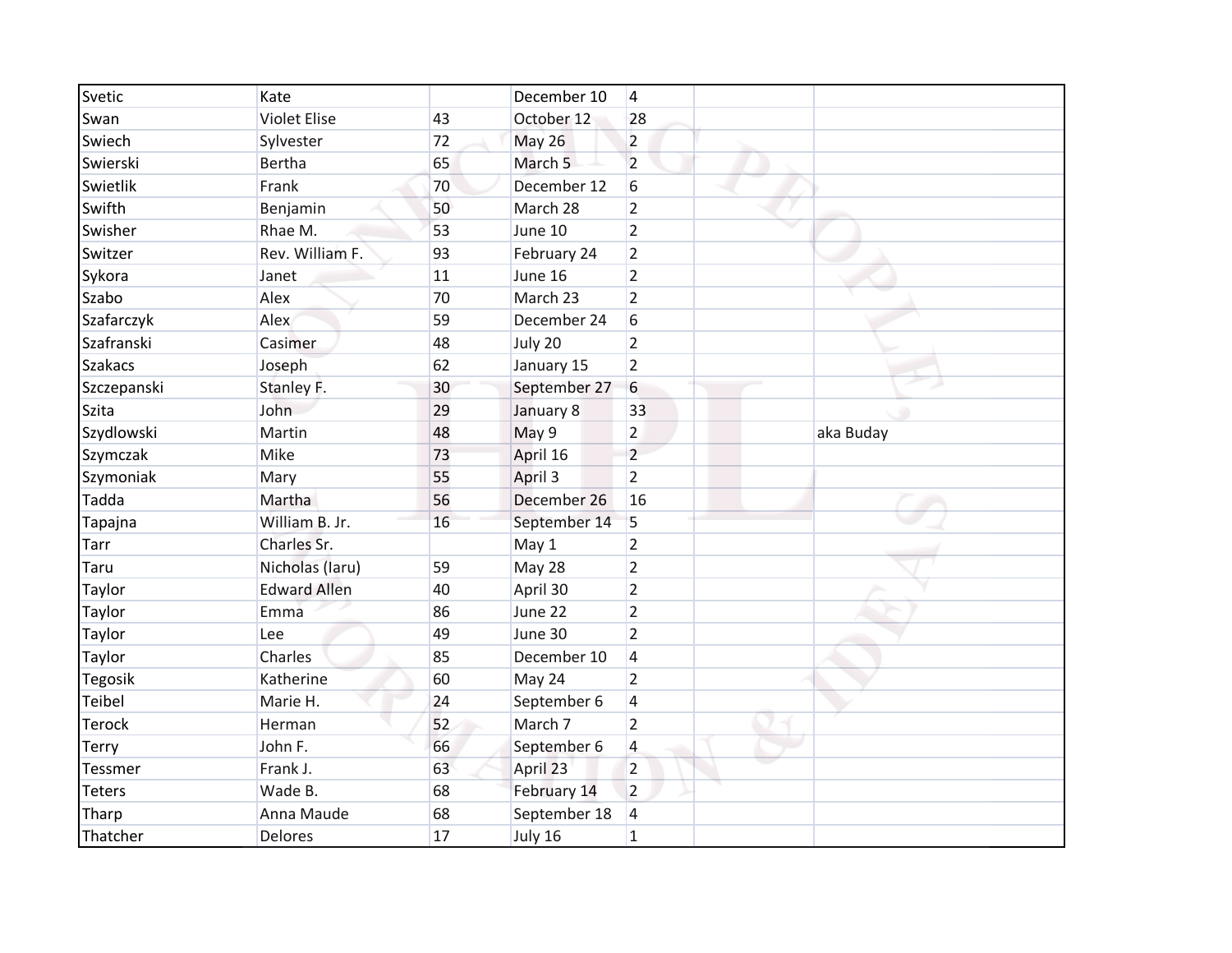| Svetic | Kate | | December 10 | 4 | | |
|---|---|---|---|---|---|---|
| Swan | Violet Elise | 43 | October 12 | 28 | | |
| Swiech | Sylvester | 72 | May 26 | 2 | | |
| Swierski | Bertha | 65 | March 5 | 2 | | |
| Swietlik | Frank | 70 | December 12 | 6 | | |
| Swifth | Benjamin | 50 | March 28 | 2 | | |
| Swisher | Rhae M. | 53 | June 10 | 2 | | |
| Switzer | Rev. William F. | 93 | February 24 | 2 | | |
| Sykora | Janet | 11 | June 16 | 2 | | |
| Szabo | Alex | 70 | March 23 | 2 | | |
| Szafarczyk | Alex | 59 | December 24 | 6 | | |
| Szafranski | Casimer | 48 | July 20 | 2 | | |
| Szakacs | Joseph | 62 | January 15 | 2 | | |
| Szczepanski | Stanley F. | 30 | September 27 | 6 | | |
| Szita | John | 29 | January 8 | 33 | | |
| Szydlowski | Martin | 48 | May 9 | 2 | | aka Buday |
| Szymczak | Mike | 73 | April 16 | 2 | | |
| Szymoniak | Mary | 55 | April 3 | 2 | | |
| Tadda | Martha | 56 | December 26 | 16 | | |
| Tapajna | William B. Jr. | 16 | September 14 | 5 | | |
| Tarr | Charles Sr. | | May 1 | 2 | | |
| Taru | Nicholas (Iaru) | 59 | May 28 | 2 | | |
| Taylor | Edward Allen | 40 | April 30 | 2 | | |
| Taylor | Emma | 86 | June 22 | 2 | | |
| Taylor | Lee | 49 | June 30 | 2 | | |
| Taylor | Charles | 85 | December 10 | 4 | | |
| Tegosik | Katherine | 60 | May 24 | 2 | | |
| Teibel | Marie H. | 24 | September 6 | 4 | | |
| Terock | Herman | 52 | March 7 | 2 | | |
| Terry | John F. | 66 | September 6 | 4 | | |
| Tessmer | Frank J. | 63 | April 23 | 2 | | |
| Teters | Wade B. | 68 | February 14 | 2 | | |
| Tharp | Anna Maude | 68 | September 18 | 4 | | |
| Thatcher | Delores | 17 | July 16 | 1 | | |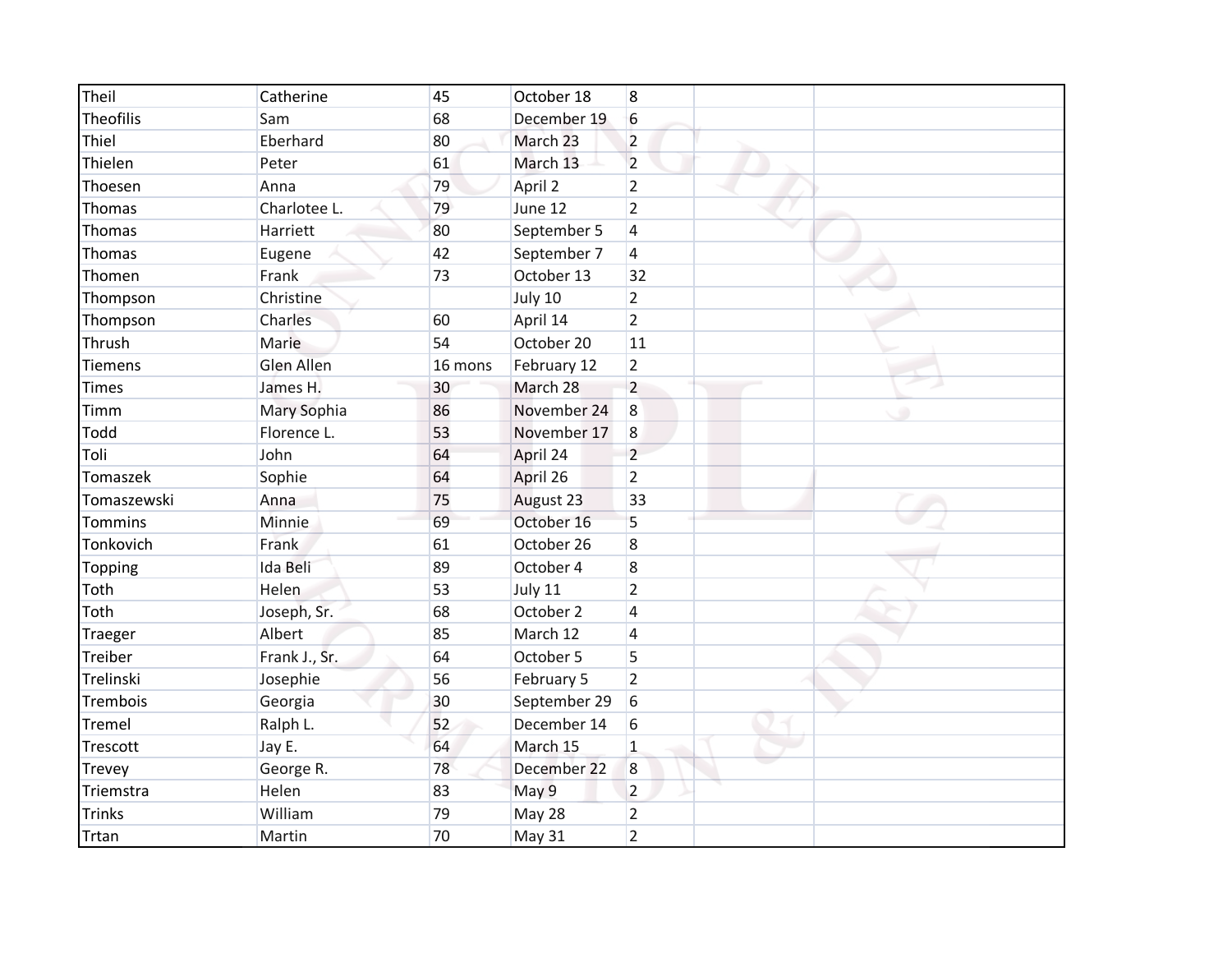| | | | | | | |
|---|---|---|---|---|---|---|
| Theil | Catherine | 45 | October 18 | 8 | | |
| Theofilis | Sam | 68 | December 19 | 6 | | |
| Thiel | Eberhard | 80 | March 23 | 2 | | |
| Thielen | Peter | 61 | March 13 | 2 | | |
| Thoesen | Anna | 79 | April 2 | 2 | | |
| Thomas | Charlotee L. | 79 | June 12 | 2 | | |
| Thomas | Harriett | 80 | September 5 | 4 | | |
| Thomas | Eugene | 42 | September 7 | 4 | | |
| Thomen | Frank | 73 | October 13 | 32 | | |
| Thompson | Christine | | July 10 | 2 | | |
| Thompson | Charles | 60 | April 14 | 2 | | |
| Thrush | Marie | 54 | October 20 | 11 | | |
| Tiemens | Glen Allen | 16 mons | February 12 | 2 | | |
| Times | James H. | 30 | March 28 | 2 | | |
| Timm | Mary Sophia | 86 | November 24 | 8 | | |
| Todd | Florence L. | 53 | November 17 | 8 | | |
| Toli | John | 64 | April 24 | 2 | | |
| Tomaszek | Sophie | 64 | April 26 | 2 | | |
| Tomaszewski | Anna | 75 | August 23 | 33 | | |
| Tommins | Minnie | 69 | October 16 | 5 | | |
| Tonkovich | Frank | 61 | October 26 | 8 | | |
| Topping | Ida Beli | 89 | October 4 | 8 | | |
| Toth | Helen | 53 | July 11 | 2 | | |
| Toth | Joseph, Sr. | 68 | October 2 | 4 | | |
| Traeger | Albert | 85 | March 12 | 4 | | |
| Treiber | Frank J., Sr. | 64 | October 5 | 5 | | |
| Trelinski | Josephie | 56 | February 5 | 2 | | |
| Trembois | Georgia | 30 | September 29 | 6 | | |
| Tremel | Ralph L. | 52 | December 14 | 6 | | |
| Trescott | Jay E. | 64 | March 15 | 1 | | |
| Trevey | George R. | 78 | December 22 | 8 | | |
| Triemstra | Helen | 83 | May 9 | 2 | | |
| Trinks | William | 79 | May 28 | 2 | | |
| Trtan | Martin | 70 | May 31 | 2 | | |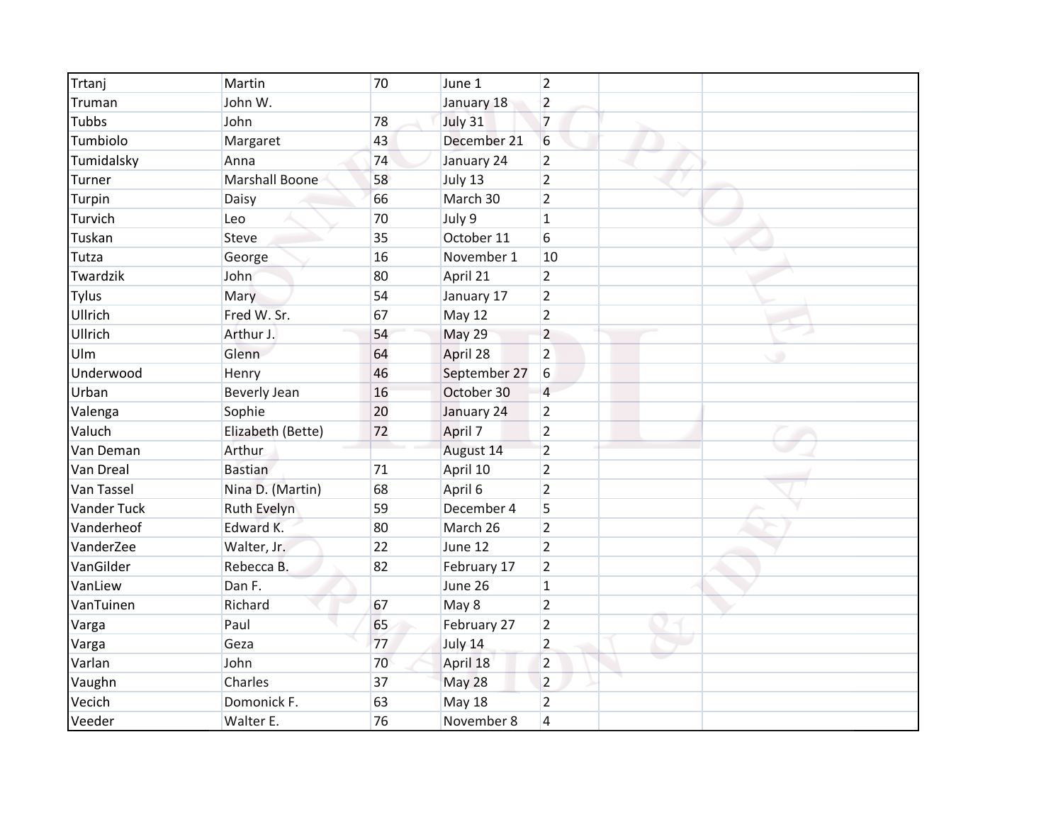| | | | | | | |
|---|---|---|---|---|---|---|
| Trtanj | Martin | 70 | June 1 | 2 | | |
| Truman | John W. | | January 18 | 2 | | |
| Tubbs | John | 78 | July 31 | 7 | | |
| Tumbiolo | Margaret | 43 | December 21 | 6 | | |
| Tumidalsky | Anna | 74 | January 24 | 2 | | |
| Turner | Marshall Boone | 58 | July 13 | 2 | | |
| Turpin | Daisy | 66 | March 30 | 2 | | |
| Turvich | Leo | 70 | July 9 | 1 | | |
| Tuskan | Steve | 35 | October 11 | 6 | | |
| Tutza | George | 16 | November 1 | 10 | | |
| Twardzik | John | 80 | April 21 | 2 | | |
| Tylus | Mary | 54 | January 17 | 2 | | |
| Ullrich | Fred W. Sr. | 67 | May 12 | 2 | | |
| Ullrich | Arthur J. | 54 | May 29 | 2 | | |
| Ulm | Glenn | 64 | April 28 | 2 | | |
| Underwood | Henry | 46 | September 27 | 6 | | |
| Urban | Beverly Jean | 16 | October 30 | 4 | | |
| Valenga | Sophie | 20 | January 24 | 2 | | |
| Valuch | Elizabeth (Bette) | 72 | April 7 | 2 | | |
| Van Deman | Arthur | | August 14 | 2 | | |
| Van Dreal | Bastian | 71 | April 10 | 2 | | |
| Van Tassel | Nina D. (Martin) | 68 | April 6 | 2 | | |
| Vander Tuck | Ruth Evelyn | 59 | December 4 | 5 | | |
| Vanderheof | Edward K. | 80 | March 26 | 2 | | |
| VanderZee | Walter, Jr. | 22 | June 12 | 2 | | |
| VanGilder | Rebecca B. | 82 | February 17 | 2 | | |
| VanLiew | Dan F. | | June 26 | 1 | | |
| VanTuinen | Richard | 67 | May 8 | 2 | | |
| Varga | Paul | 65 | February 27 | 2 | | |
| Varga | Geza | 77 | July 14 | 2 | | |
| Varlan | John | 70 | April 18 | 2 | | |
| Vaughn | Charles | 37 | May 28 | 2 | | |
| Vecich | Domonick F. | 63 | May 18 | 2 | | |
| Veeder | Walter E. | 76 | November 8 | 4 | | |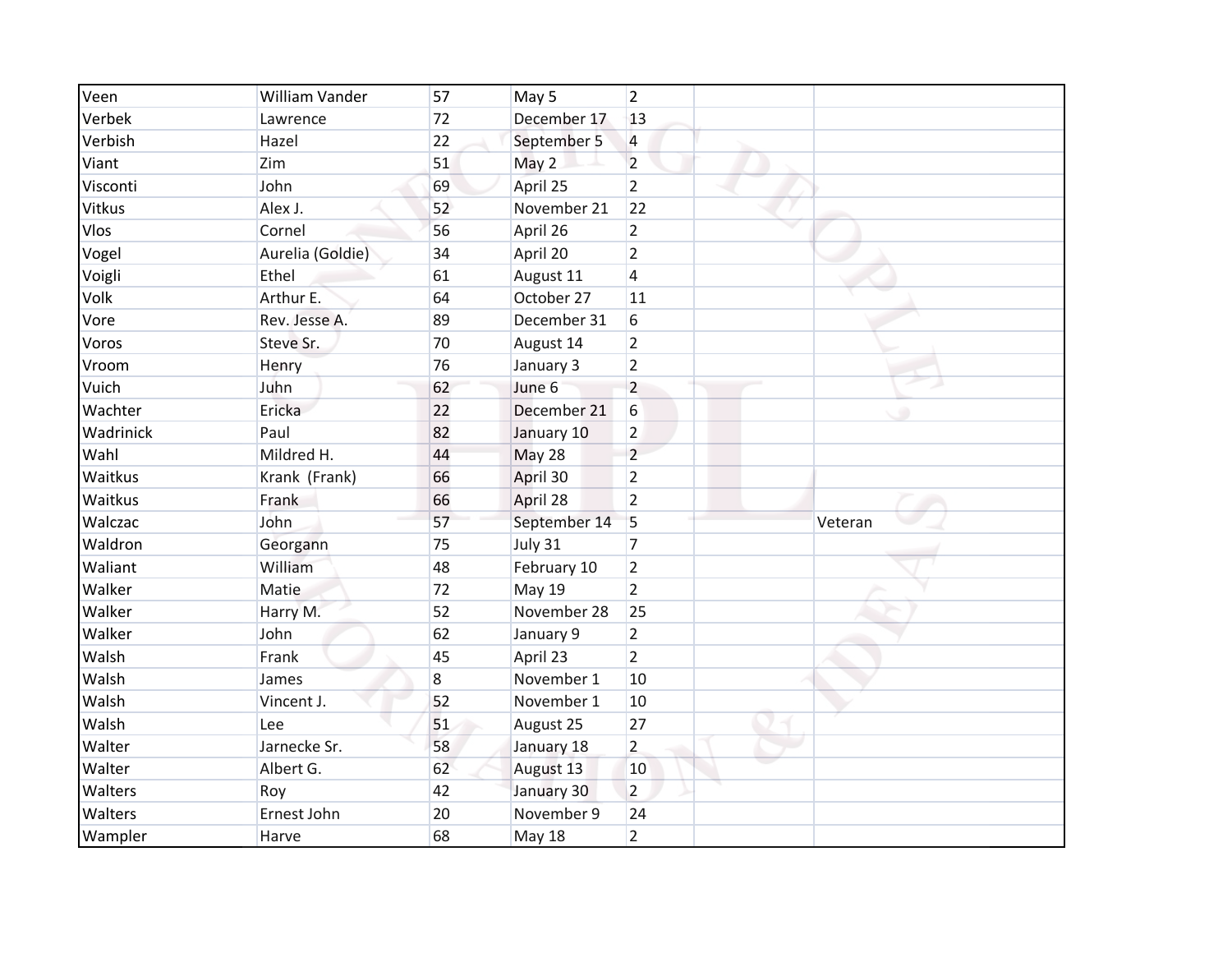| | | | | | | |
|---|---|---|---|---|---|---|
| Veen | William Vander | 57 | May 5 | 2 | | |
| Verbek | Lawrence | 72 | December 17 | 13 | | |
| Verbish | Hazel | 22 | September 5 | 4 | | |
| Viant | Zim | 51 | May 2 | 2 | | |
| Visconti | John | 69 | April 25 | 2 | | |
| Vitkus | Alex J. | 52 | November 21 | 22 | | |
| Vlos | Cornel | 56 | April 26 | 2 | | |
| Vogel | Aurelia (Goldie) | 34 | April 20 | 2 | | |
| Voigli | Ethel | 61 | August 11 | 4 | | |
| Volk | Arthur E. | 64 | October 27 | 11 | | |
| Vore | Rev. Jesse A. | 89 | December 31 | 6 | | |
| Voros | Steve Sr. | 70 | August 14 | 2 | | |
| Vroom | Henry | 76 | January 3 | 2 | | |
| Vuich | Juhn | 62 | June 6 | 2 | | |
| Wachter | Ericka | 22 | December 21 | 6 | | |
| Wadrinick | Paul | 82 | January 10 | 2 | | |
| Wahl | Mildred H. | 44 | May 28 | 2 | | |
| Waitkus | Krank (Frank) | 66 | April 30 | 2 | | |
| Waitkus | Frank | 66 | April 28 | 2 | | |
| Walczac | John | 57 | September 14 | 5 | | Veteran |
| Waldron | Georgann | 75 | July 31 | 7 | | |
| Waliant | William | 48 | February 10 | 2 | | |
| Walker | Matie | 72 | May 19 | 2 | | |
| Walker | Harry M. | 52 | November 28 | 25 | | |
| Walker | John | 62 | January 9 | 2 | | |
| Walsh | Frank | 45 | April 23 | 2 | | |
| Walsh | James | 8 | November 1 | 10 | | |
| Walsh | Vincent J. | 52 | November 1 | 10 | | |
| Walsh | Lee | 51 | August 25 | 27 | | |
| Walter | Jarnecke Sr. | 58 | January 18 | 2 | | |
| Walter | Albert G. | 62 | August 13 | 10 | | |
| Walters | Roy | 42 | January 30 | 2 | | |
| Walters | Ernest John | 20 | November 9 | 24 | | |
| Wampler | Harve | 68 | May 18 | 2 | | |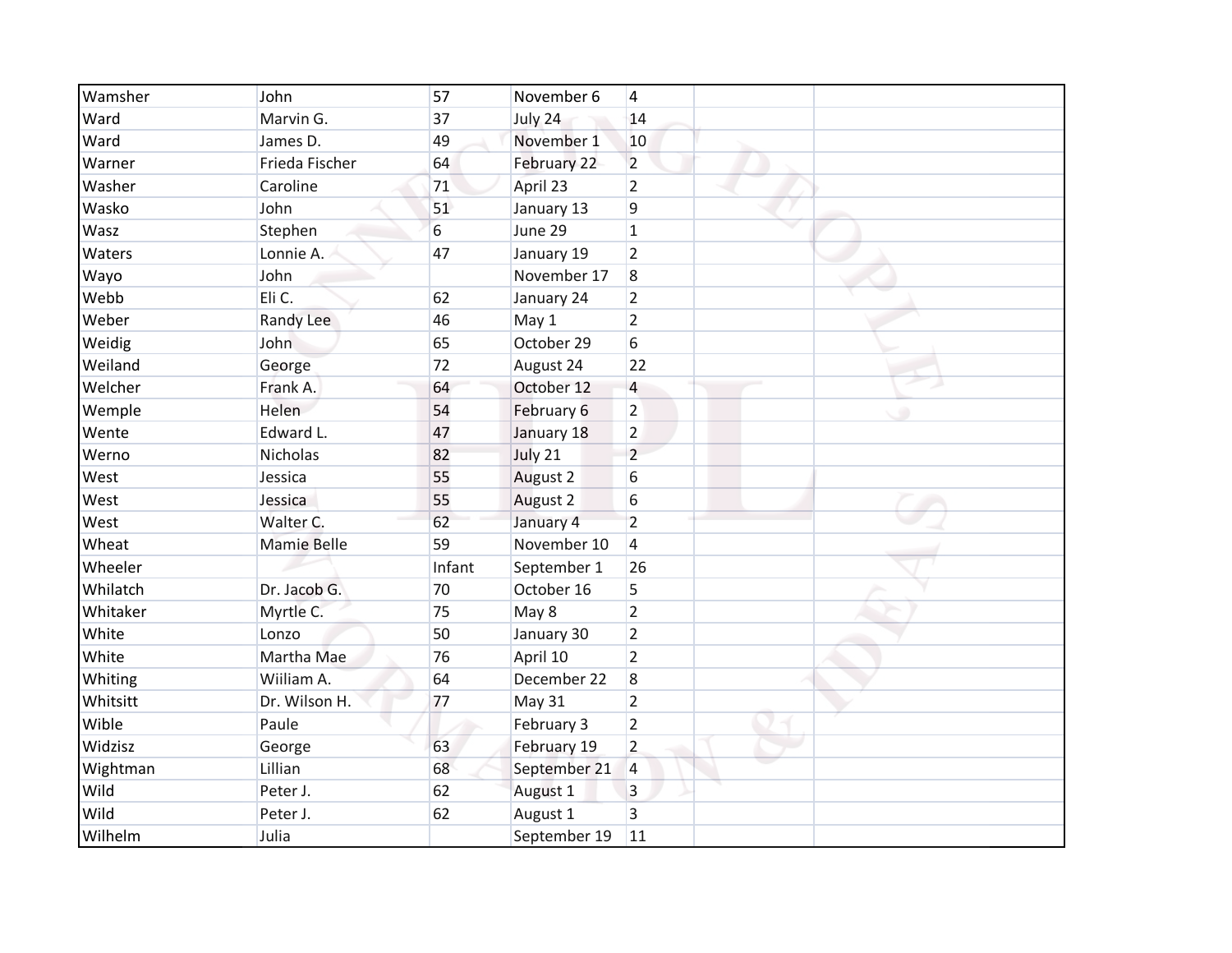| | | | | | | |
|---|---|---|---|---|---|---|
| Wamsher | John | 57 | November 6 | 4 | | |
| Ward | Marvin G. | 37 | July 24 | 14 | | |
| Ward | James D. | 49 | November 1 | 10 | | |
| Warner | Frieda Fischer | 64 | February 22 | 2 | | |
| Washer | Caroline | 71 | April 23 | 2 | | |
| Wasko | John | 51 | January 13 | 9 | | |
| Wasz | Stephen | 6 | June 29 | 1 | | |
| Waters | Lonnie A. | 47 | January 19 | 2 | | |
| Wayo | John | | November 17 | 8 | | |
| Webb | Eli C. | 62 | January 24 | 2 | | |
| Weber | Randy Lee | 46 | May 1 | 2 | | |
| Weidig | John | 65 | October 29 | 6 | | |
| Weiland | George | 72 | August 24 | 22 | | |
| Welcher | Frank A. | 64 | October 12 | 4 | | |
| Wemple | Helen | 54 | February 6 | 2 | | |
| Wente | Edward L. | 47 | January 18 | 2 | | |
| Werno | Nicholas | 82 | July 21 | 2 | | |
| West | Jessica | 55 | August 2 | 6 | | |
| West | Jessica | 55 | August 2 | 6 | | |
| West | Walter C. | 62 | January 4 | 2 | | |
| Wheat | Mamie Belle | 59 | November 10 | 4 | | |
| Wheeler | | Infant | September 1 | 26 | | |
| Whilatch | Dr. Jacob G. | 70 | October 16 | 5 | | |
| Whitaker | Myrtle C. | 75 | May 8 | 2 | | |
| White | Lonzo | 50 | January 30 | 2 | | |
| White | Martha Mae | 76 | April 10 | 2 | | |
| Whiting | Wiiliam A. | 64 | December 22 | 8 | | |
| Whitsitt | Dr. Wilson H. | 77 | May 31 | 2 | | |
| Wible | Paule | | February 3 | 2 | | |
| Widzisz | George | 63 | February 19 | 2 | | |
| Wightman | Lillian | 68 | September 21 | 4 | | |
| Wild | Peter J. | 62 | August 1 | 3 | | |
| Wild | Peter J. | 62 | August 1 | 3 | | |
| Wilhelm | Julia | | September 19 | 11 | | |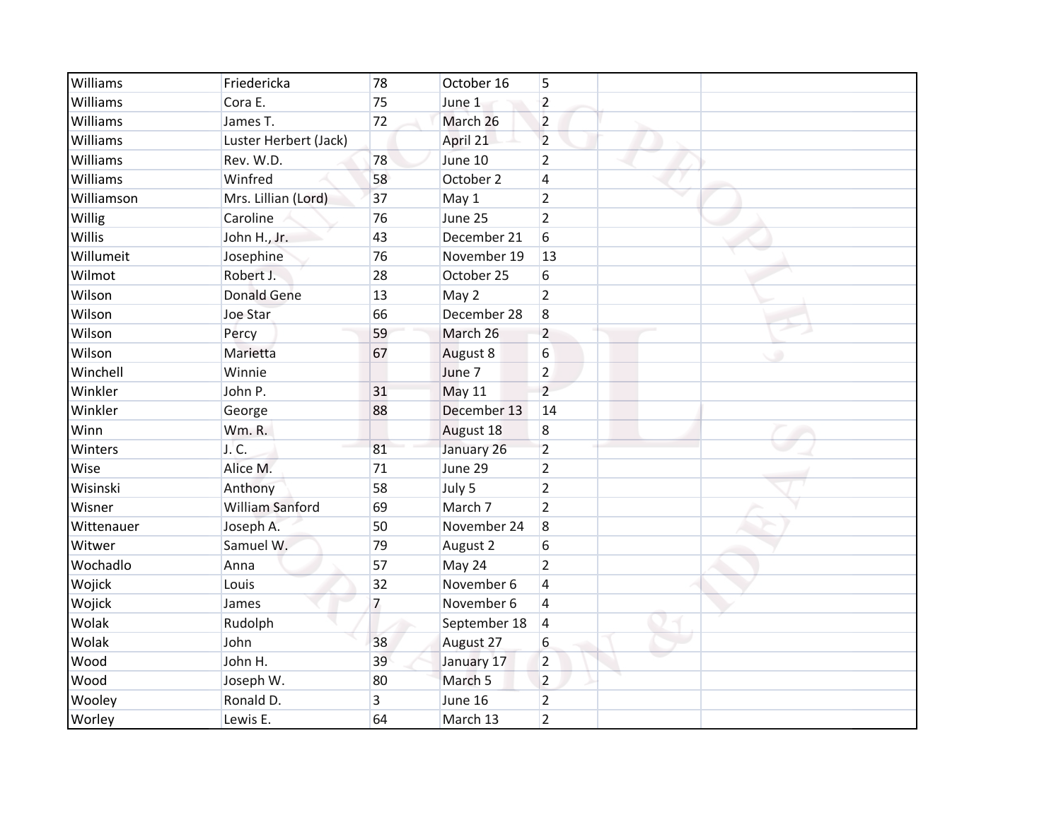| Williams | Friedericka | 78 | October 16 | 5 | | |
|---|---|---|---|---|---|---|
| Williams | Cora E. | 75 | June 1 | 2 | | |
| Williams | James T. | 72 | March 26 | 2 | | |
| Williams | Luster Herbert (Jack) | | April 21 | 2 | | |
| Williams | Rev. W.D. | 78 | June 10 | 2 | | |
| Williams | Winfred | 58 | October 2 | 4 | | |
| Williamson | Mrs. Lillian (Lord) | 37 | May 1 | 2 | | |
| Willig | Caroline | 76 | June 25 | 2 | | |
| Willis | John H., Jr. | 43 | December 21 | 6 | | |
| Willumeit | Josephine | 76 | November 19 | 13 | | |
| Wilmot | Robert J. | 28 | October 25 | 6 | | |
| Wilson | Donald Gene | 13 | May 2 | 2 | | |
| Wilson | Joe Star | 66 | December 28 | 8 | | |
| Wilson | Percy | 59 | March 26 | 2 | | |
| Wilson | Marietta | 67 | August 8 | 6 | | |
| Winchell | Winnie | | June 7 | 2 | | |
| Winkler | John P. | 31 | May 11 | 2 | | |
| Winkler | George | 88 | December 13 | 14 | | |
| Winn | Wm. R. | | August 18 | 8 | | |
| Winters | J. C. | 81 | January 26 | 2 | | |
| Wise | Alice M. | 71 | June 29 | 2 | | |
| Wisinski | Anthony | 58 | July 5 | 2 | | |
| Wisner | William Sanford | 69 | March 7 | 2 | | |
| Wittenauer | Joseph A. | 50 | November 24 | 8 | | |
| Witwer | Samuel W. | 79 | August 2 | 6 | | |
| Wochadlo | Anna | 57 | May 24 | 2 | | |
| Wojick | Louis | 32 | November 6 | 4 | | |
| Wojick | James | 7 | November 6 | 4 | | |
| Wolak | Rudolph | | September 18 | 4 | | |
| Wolak | John | 38 | August 27 | 6 | | |
| Wood | John H. | 39 | January 17 | 2 | | |
| Wood | Joseph W. | 80 | March 5 | 2 | | |
| Wooley | Ronald D. | 3 | June 16 | 2 | | |
| Worley | Lewis E. | 64 | March 13 | 2 | | |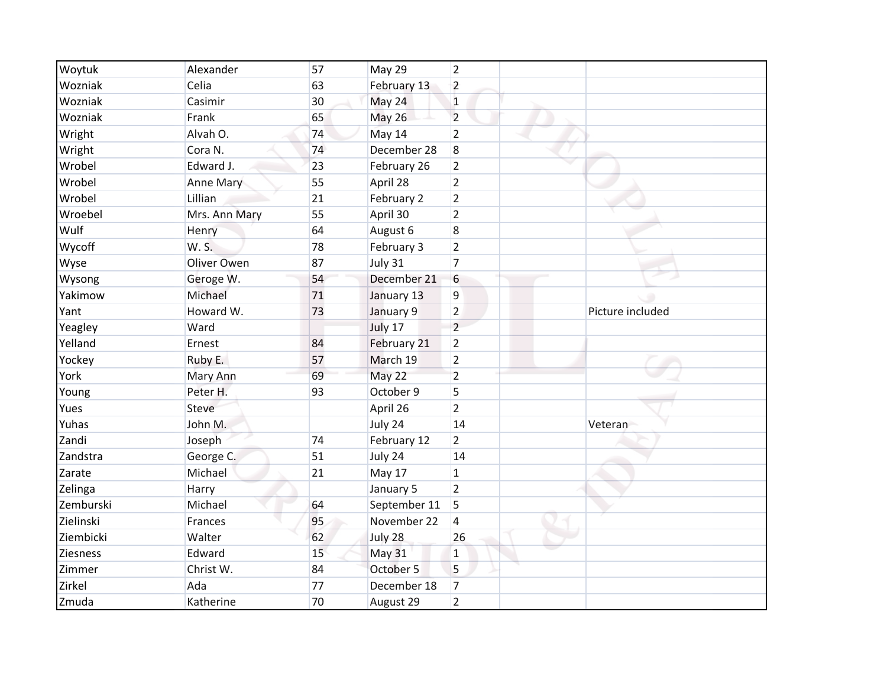| | | | | | | |
|---|---|---|---|---|---|---|
| Woytuk | Alexander | 57 | May 29 | 2 | | |
| Wozniak | Celia | 63 | February 13 | 2 | | |
| Wozniak | Casimir | 30 | May 24 | 1 | | |
| Wozniak | Frank | 65 | May 26 | 2 | | |
| Wright | Alvah O. | 74 | May 14 | 2 | | |
| Wright | Cora N. | 74 | December 28 | 8 | | |
| Wrobel | Edward J. | 23 | February 26 | 2 | | |
| Wrobel | Anne Mary | 55 | April 28 | 2 | | |
| Wrobel | Lillian | 21 | February 2 | 2 | | |
| Wroebel | Mrs. Ann Mary | 55 | April 30 | 2 | | |
| Wulf | Henry | 64 | August 6 | 8 | | |
| Wycoff | W. S. | 78 | February 3 | 2 | | |
| Wyse | Oliver Owen | 87 | July 31 | 7 | | |
| Wysong | Geroge W. | 54 | December 21 | 6 | | |
| Yakimow | Michael | 71 | January 13 | 9 | | |
| Yant | Howard W. | 73 | January 9 | 2 | | Picture included |
| Yeagley | Ward | | July 17 | 2 | | |
| Yelland | Ernest | 84 | February 21 | 2 | | |
| Yockey | Ruby E. | 57 | March 19 | 2 | | |
| York | Mary Ann | 69 | May 22 | 2 | | |
| Young | Peter H. | 93 | October 9 | 5 | | |
| Yues | Steve | | April 26 | 2 | | |
| Yuhas | John M. | | July 24 | 14 | | Veteran |
| Zandi | Joseph | 74 | February 12 | 2 | | |
| Zandstra | George C. | 51 | July 24 | 14 | | |
| Zarate | Michael | 21 | May 17 | 1 | | |
| Zelinga | Harry | | January 5 | 2 | | |
| Zemburski | Michael | 64 | September 11 | 5 | | |
| Zielinski | Frances | 95 | November 22 | 4 | | |
| Ziembicki | Walter | 62 | July 28 | 26 | | |
| Ziesness | Edward | 15 | May 31 | 1 | | |
| Zimmer | Christ W. | 84 | October 5 | 5 | | |
| Zirkel | Ada | 77 | December 18 | 7 | | |
| Zmuda | Katherine | 70 | August 29 | 2 | | |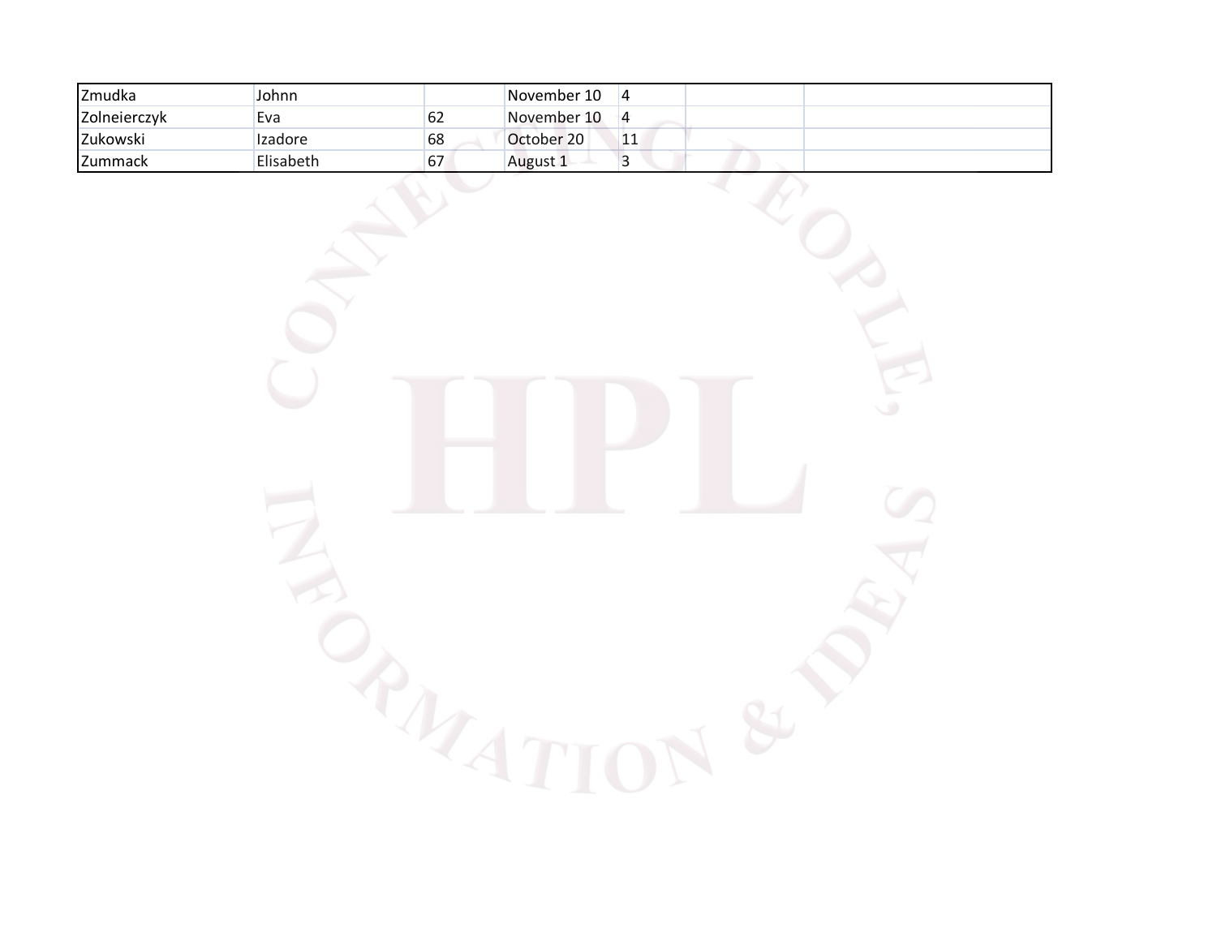| | | | | | | |
|---|---|---|---|---|---|---|
| Zmudka | Johnn | | November 10 | 4 | | |
| Zolneierczyk | Eva | 62 | November 10 | 4 | | |
| Zukowski | Izadore | 68 | October 20 | 11 | | |
| Zummack | Elisabeth | 67 | August 1 | 3 | | |